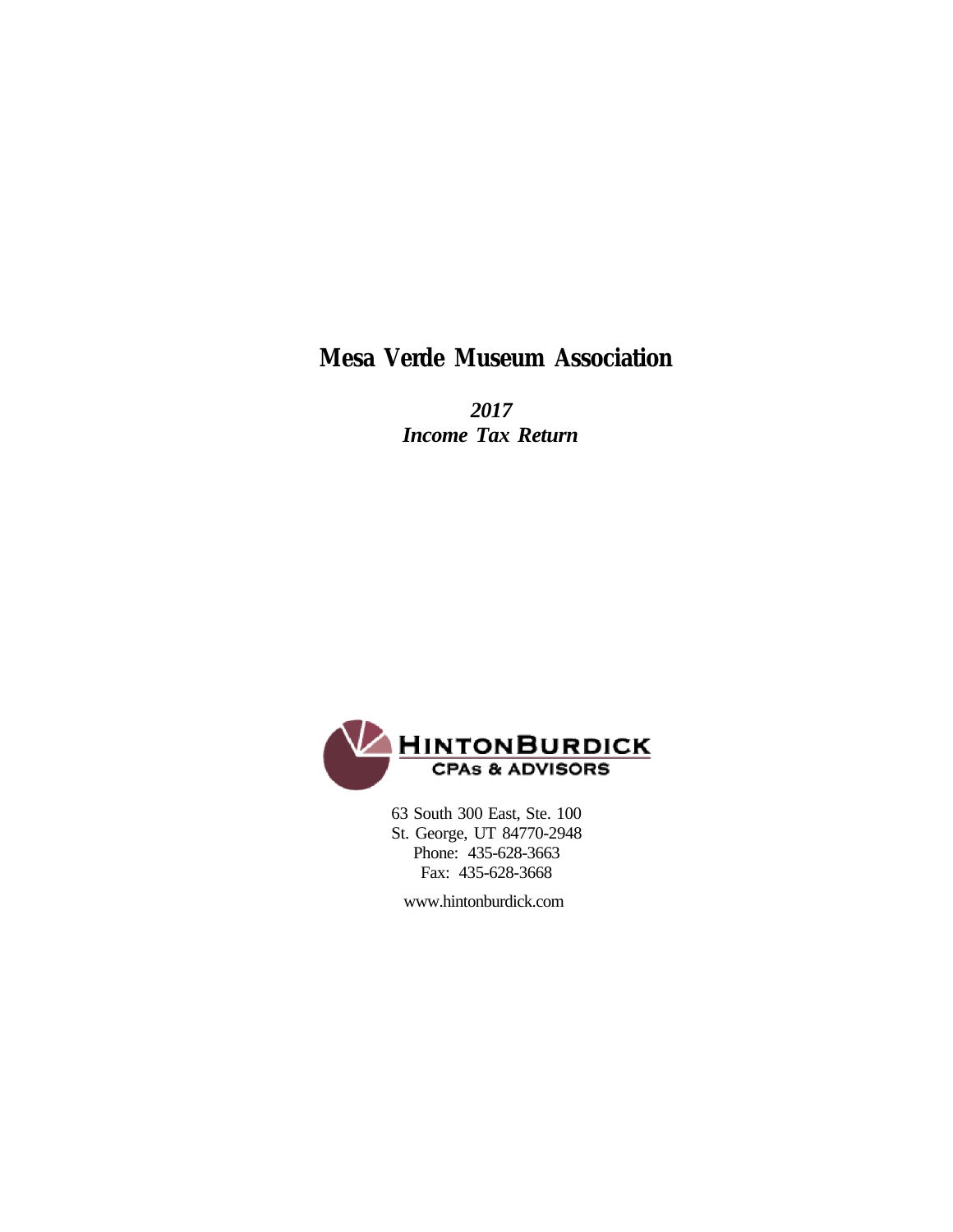# Mesa Verde Museum Association

***2017***
***Income Tax Return***

**HINTONBURDICK**
**CPAs & ADVISORS**

63 South 300 East, Ste. 100
St. George, UT 84770-2948
Phone: 435-628-3663
Fax: 435-628-3668

www.hintonburdick.com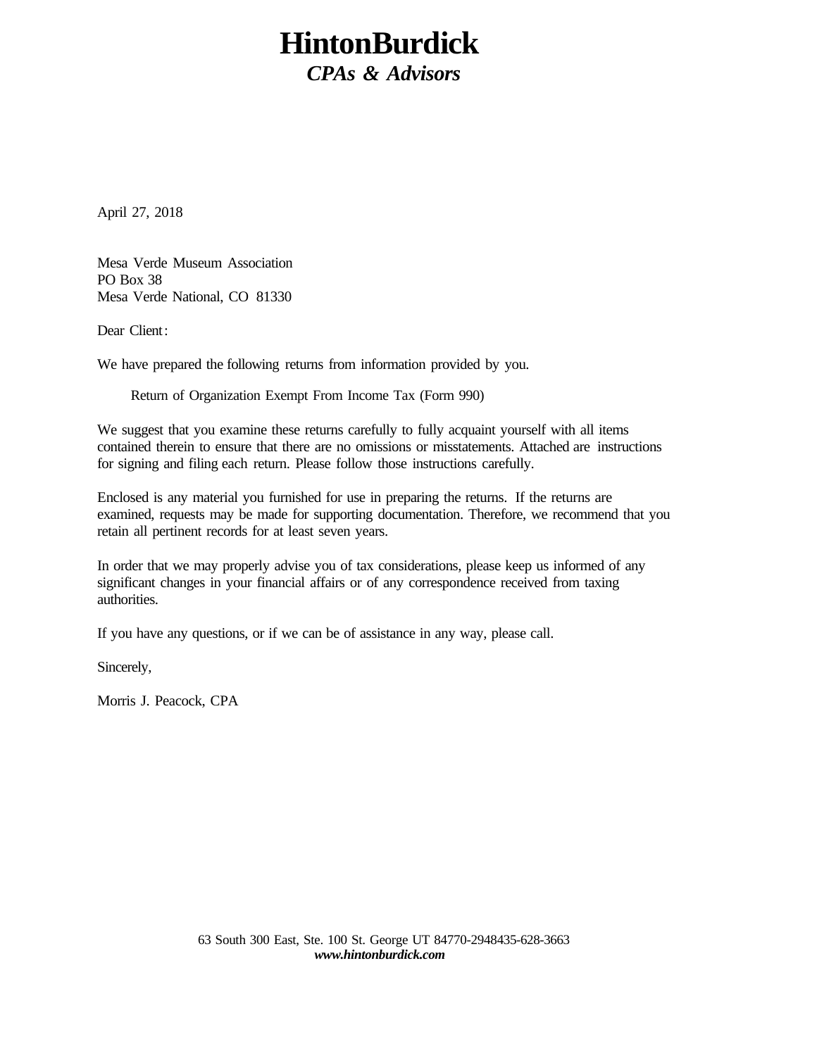# HintonBurdick

***CPAs & Advisors***

April 27, 2018

Mesa Verde Museum Association
PO Box 38
Mesa Verde National, CO 81330

Dear Client:

We have prepared the following returns from information provided by you.

Return of Organization Exempt From Income Tax (Form 990)

We suggest that you examine these returns carefully to fully acquaint yourself with all items contained therein to ensure that there are no omissions or misstatements. Attached are instructions for signing and filing each return. Please follow those instructions carefully.

Enclosed is any material you furnished for use in preparing the returns. If the returns are examined, requests may be made for supporting documentation. Therefore, we recommend that you retain all pertinent records for at least seven years.

In order that we may properly advise you of tax considerations, please keep us informed of any significant changes in your financial affairs or of any correspondence received from taxing authorities.

If you have any questions, or if we can be of assistance in any way, please call.

Sincerely,

Morris J. Peacock, CPA

63 South 300 East, Ste. 100 St. George UT 84770-2948435-628-3663
***www.hintonburdick.com***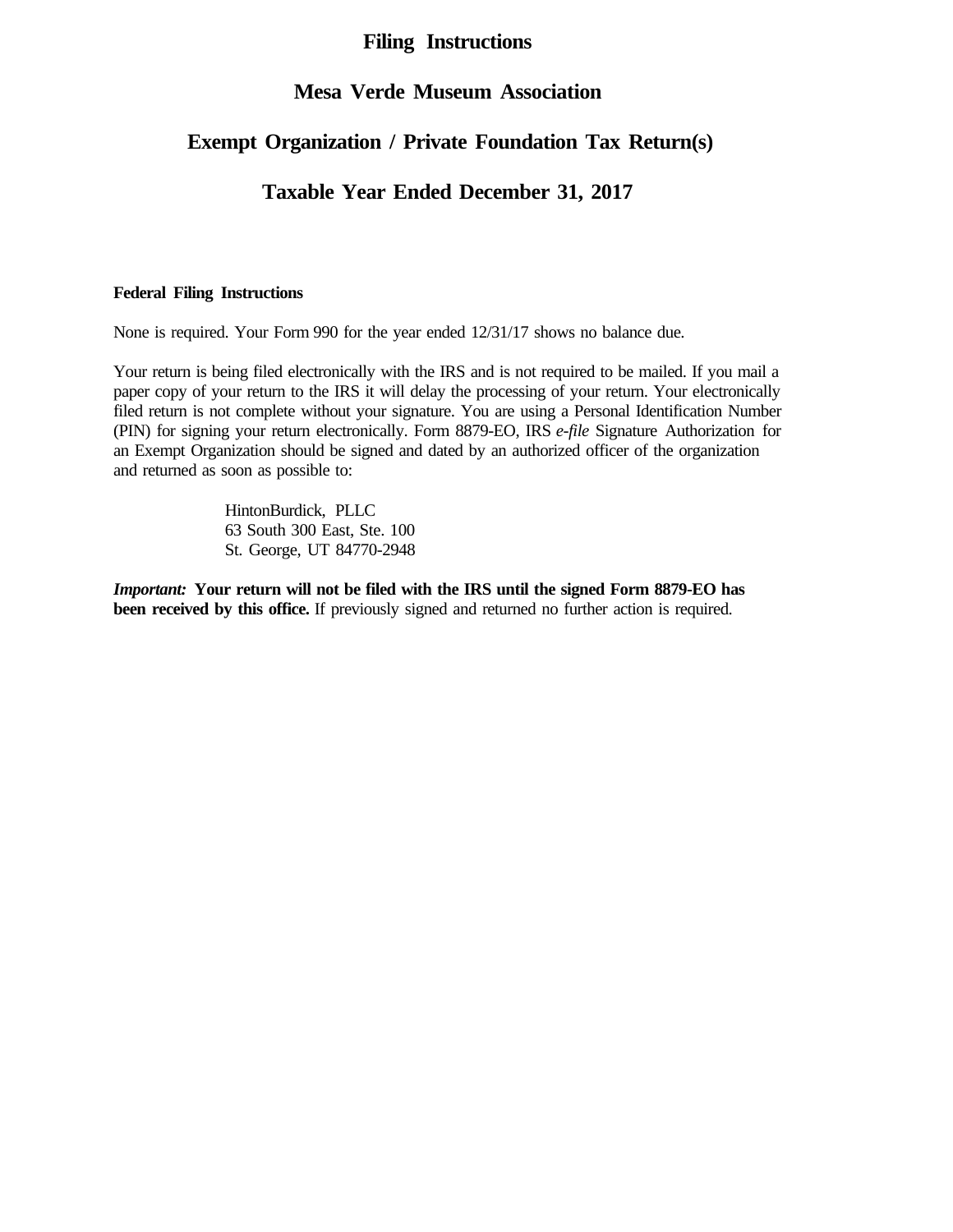# Filing Instructions

# Mesa Verde Museum Association

# Exempt Organization / Private Foundation Tax Return(s)

# Taxable Year Ended December 31, 2017

**Federal Filing Instructions**

None is required. Your Form 990 for the year ended 12/31/17 shows no balance due.

Your return is being filed electronically with the IRS and is not required to be mailed. If you mail a paper copy of your return to the IRS it will delay the processing of your return. Your electronically filed return is not complete without your signature. You are using a Personal Identification Number (PIN) for signing your return electronically. Form 8879-EO, IRS *e-file* Signature Authorization for an Exempt Organization should be signed and dated by an authorized officer of the organization and returned as soon as possible to:

HintonBurdick, PLLC
63 South 300 East, Ste. 100
St. George, UT 84770-2948

***Important:*** **Your return will not be filed with the IRS until the signed Form 8879-EO has been received by this office.** If previously signed and returned no further action is required.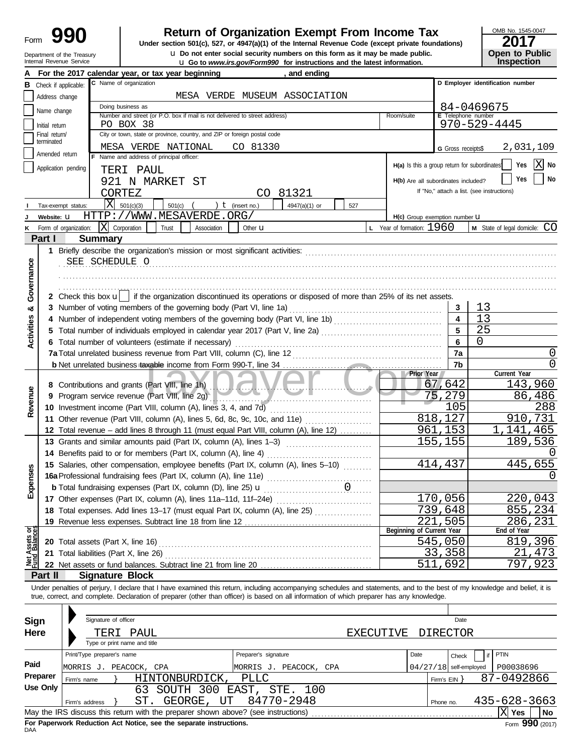Form **990**

Department of the Treasury
Internal Revenue Service

# Return of Organization Exempt From Income Tax

**Under section 501(c), 527, or 4947(a)(1) of the Internal Revenue Code (except private foundations)**

u **Do not enter social security numbers on this form as it may be made public.**

u **Go to *www.irs.gov/Form990* for instructions and the latest information.**

OMB No. 1545-0047

**2017**

**Open to Public Inspection**

**A** For the 2017 calendar year, or tax year beginning , and ending

**B** Check if applicable:
- Address change
- Name change
- Initial return
- Final return/terminated
- Amended return
- Application pending

**C** Name of organization: MESA VERDE MUSEUM ASSOCIATION

Doing business as

Number and street (or P.O. box if mail is not delivered to street address): PO BOX 38 | Room/suite

City or town, state or province, country, and ZIP or foreign postal code: MESA VERDE NATIONAL CO 81330

**D** Employer identification number: 84-0469675

**E** Telephone number: 970-529-4445

**G** Gross receipts$ 2,031,109

**F** Name and address of principal officer:
TERI PAUL
921 N MARKET ST
CORTEZ CO 81321

**H(a)** Is this a group return for subordinates? Yes [ ] No [X]

**H(b)** Are all subordinates included? Yes [ ] No [ ]
If "No," attach a list. (see instructions)

**I** Tax-exempt status: [X] 501(c)(3) [ ] 501(c) ( ) t (insert no.) [ ] 4947(a)(1) or [ ] 527

**J** Website: u HTTP://WWW.MESAVERDE.ORG/

**H(c)** Group exemption number u

**K** Form of organization: [X] Corporation [ ] Trust [ ] Association [ ] Other u

**L** Year of formation: 1960

**M** State of legal domicile: CO

## Part I Summary

**Activities & Governance**

1 Briefly describe the organization's mission or most significant activities:
SEE SCHEDULE O

2 Check this box u [ ] if the organization discontinued its operations or disposed of more than 25% of its net assets.

| | | | |
|---|---|---|---|
| 3 | Number of voting members of the governing body (Part VI, line 1a) | 3 | 13 |
| 4 | Number of independent voting members of the governing body (Part VI, line 1b) | 4 | 13 |
| 5 | Total number of individuals employed in calendar year 2017 (Part V, line 2a) | 5 | 25 |
| 6 | Total number of volunteers (estimate if necessary) | 6 | 0 |
| 7a | Total unrelated business revenue from Part VIII, column (C), line 12 | 7a | 0 |
| b | Net unrelated business taxable income from Form 990-T, line 34 | 7b | 0 |

| | | Prior Year | Current Year |
|---|---|---|---|
| **Revenue** | | | |
| 8 | Contributions and grants (Part VIII, line 1h) | 67,642 | 143,960 |
| 9 | Program service revenue (Part VIII, line 2g) | 75,279 | 86,486 |
| 10 | Investment income (Part VIII, column (A), lines 3, 4, and 7d) | 105 | 288 |
| 11 | Other revenue (Part VIII, column (A), lines 5, 6d, 8c, 9c, 10c, and 11e) | 818,127 | 910,731 |
| 12 | Total revenue – add lines 8 through 11 (must equal Part VIII, column (A), line 12) | 961,153 | 1,141,465 |
| **Expenses** | | | |
| 13 | Grants and similar amounts paid (Part IX, column (A), lines 1–3) | 155,155 | 189,536 |
| 14 | Benefits paid to or for members (Part IX, column (A), line 4) | | 0 |
| 15 | Salaries, other compensation, employee benefits (Part IX, column (A), lines 5–10) | 414,437 | 445,655 |
| 16a | Professional fundraising fees (Part IX, column (A), line 11e) | | 0 |
| b | Total fundraising expenses (Part IX, column (D), line 25) u 0 | | |
| 17 | Other expenses (Part IX, column (A), lines 11a–11d, 11f–24e) | 170,056 | 220,043 |
| 18 | Total expenses. Add lines 13–17 (must equal Part IX, column (A), line 25) | 739,648 | 855,234 |
| 19 | Revenue less expenses. Subtract line 18 from line 12 | 221,505 | 286,231 |

| **Net Assets or Fund Balances** | | Beginning of Current Year | End of Year |
|---|---|---|---|
| 20 | Total assets (Part X, line 16) | 545,050 | 819,396 |
| 21 | Total liabilities (Part X, line 26) | 33,358 | 21,473 |
| 22 | Net assets or fund balances. Subtract line 21 from line 20 | 511,692 | 797,923 |

## Part II Signature Block

Under penalties of perjury, I declare that I have examined this return, including accompanying schedules and statements, and to the best of my knowledge and belief, it is true, correct, and complete. Declaration of preparer (other than officer) is based on all information of which preparer has any knowledge.

**Sign Here**

Signature of officer | Date

TERI PAUL EXECUTIVE DIRECTOR
Type or print name and title

**Paid Preparer Use Only**

| Print/Type preparer's name | Preparer's signature | Date | Check [ ] if self-employed | PTIN |
|---|---|---|---|---|
| MORRIS J. PEACOCK, CPA | MORRIS J. PEACOCK, CPA | 04/27/18 | | P00038696 |

Firm's name } HINTONBURDICK, PLLC — Firm's EIN } 87-0492866

Firm's address } 63 SOUTH 300 EAST, STE. 100, ST. GEORGE, UT 84770-2948 — Phone no. 435-628-3663

May the IRS discuss this return with the preparer shown above? (see instructions) [X] Yes [ ] No

**For Paperwork Reduction Act Notice, see the separate instructions.**

DAA

Form **990** (2017)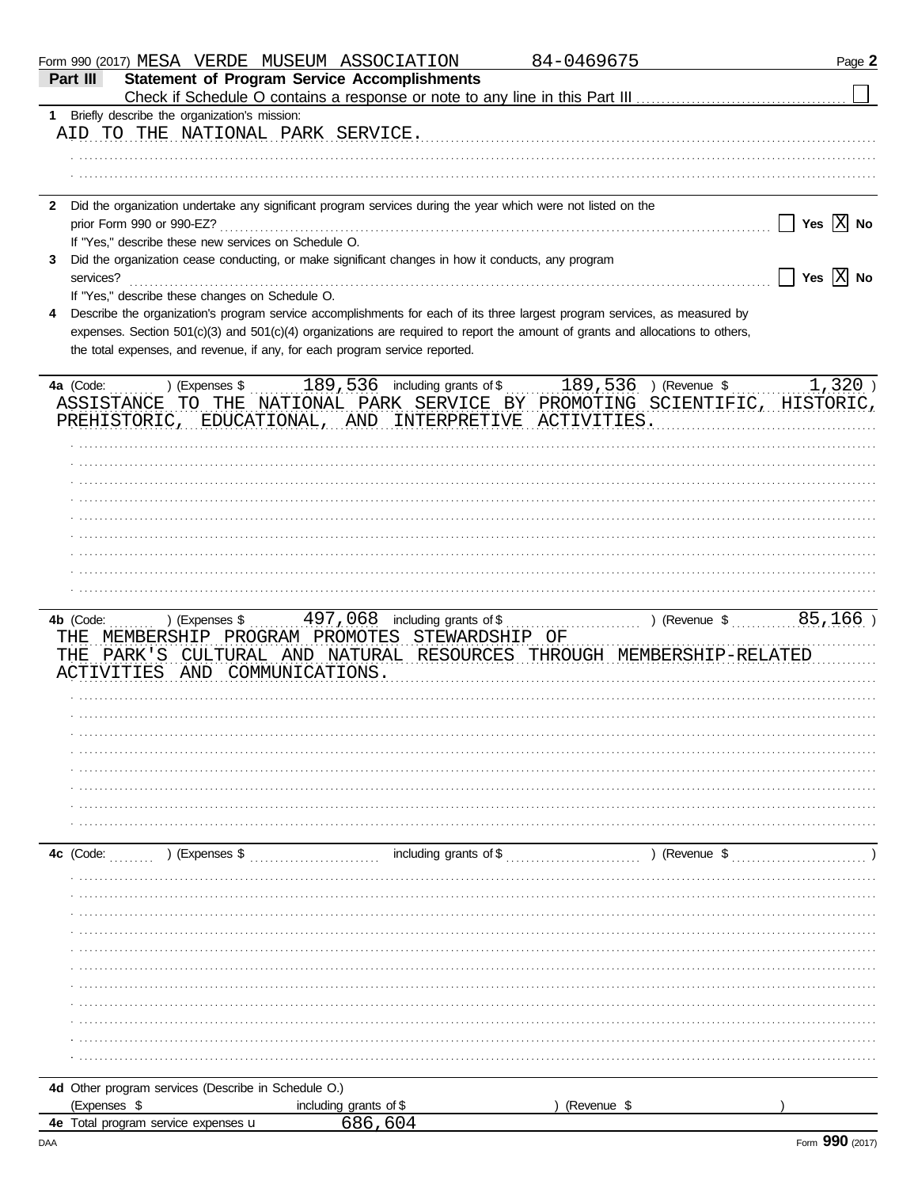Form 990 (2017) MESA VERDE MUSEUM ASSOCIATION 84-0469675 Page **2**

**Part III — Statement of Program Service Accomplishments**

Check if Schedule O contains a response or note to any line in this Part III ☐

**1** Briefly describe the organization's mission:

AID TO THE NATIONAL PARK SERVICE.

**2** Did the organization undertake any significant program services during the year which were not listed on the prior Form 990 or 990-EZ? ☐ Yes ☒ No

If "Yes," describe these new services on Schedule O.

**3** Did the organization cease conducting, or make significant changes in how it conducts, any program services? ☐ Yes ☒ No

If "Yes," describe these changes on Schedule O.

**4** Describe the organization's program service accomplishments for each of its three largest program services, as measured by expenses. Section 501(c)(3) and 501(c)(4) organizations are required to report the amount of grants and allocations to others, the total expenses, and revenue, if any, for each program service reported.

**4a** (Code: ) (Expenses $ 189,536 including grants of $ 189,536 ) (Revenue $ 1,320 )

ASSISTANCE TO THE NATIONAL PARK SERVICE BY PROMOTING SCIENTIFIC, HISTORIC, PREHISTORIC, EDUCATIONAL, AND INTERPRETIVE ACTIVITIES.

**4b** (Code: ) (Expenses $ 497,068 including grants of $ ) (Revenue $ 85,166 )

THE MEMBERSHIP PROGRAM PROMOTES STEWARDSHIP OF THE PARK'S CULTURAL AND NATURAL RESOURCES THROUGH MEMBERSHIP-RELATED ACTIVITIES AND COMMUNICATIONS.

**4c** (Code: ) (Expenses $ including grants of $ ) (Revenue $ )

**4d** Other program services (Describe in Schedule O.)

(Expenses $ including grants of $ ) (Revenue $ )

**4e** Total program service expenses ▶ 686,604

Form **990** (2017)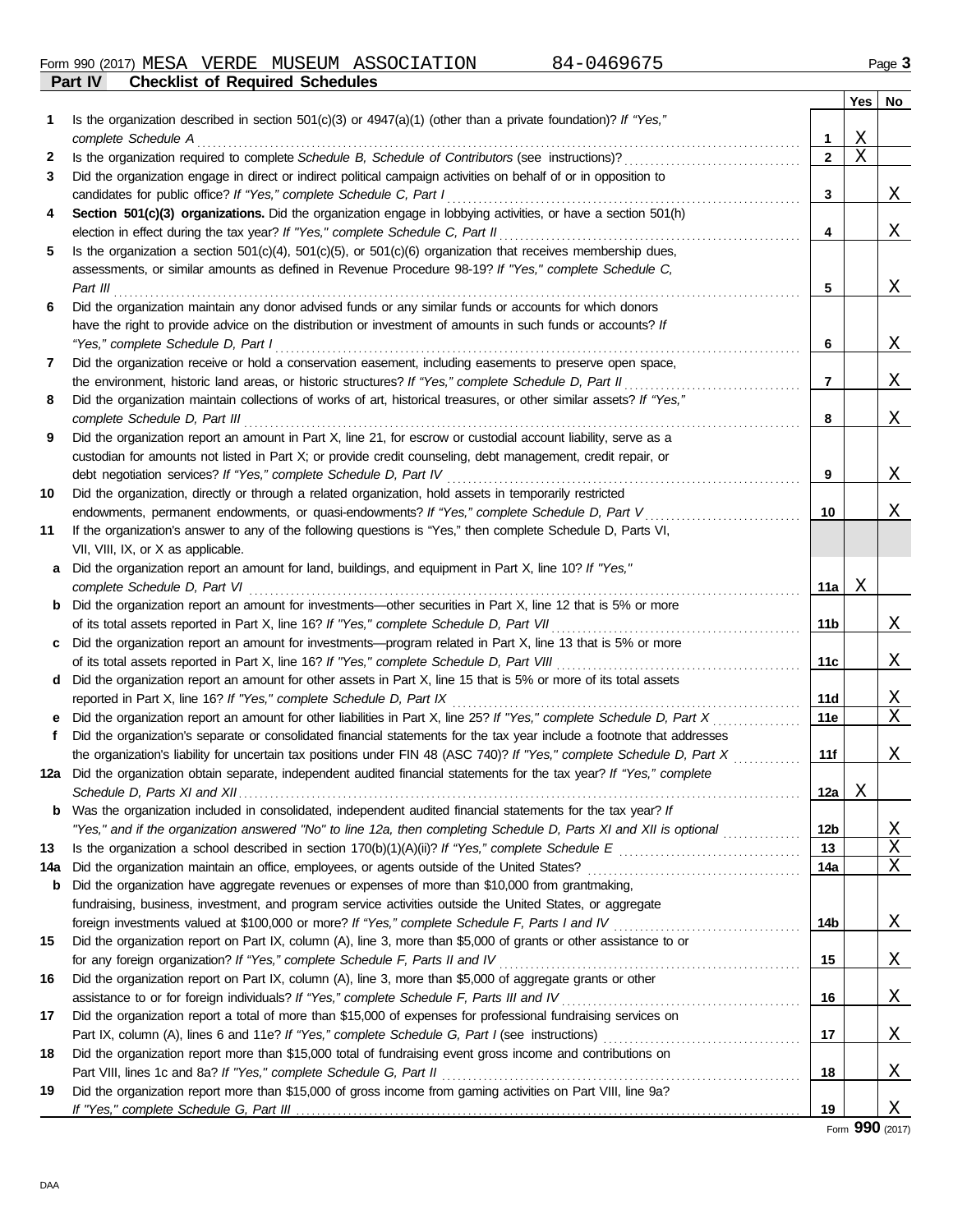Form 990 (2017) MESA VERDE MUSEUM ASSOCIATION 84-0469675 Page **3**

## Part IV Checklist of Required Schedules

| | | | Yes | No |
|---|---|---|---|---|
| **1** | Is the organization described in section 501(c)(3) or 4947(a)(1) (other than a private foundation)? *If "Yes," complete Schedule A* | **1** | X | |
| **2** | Is the organization required to complete *Schedule B, Schedule of Contributors* (see instructions)? | **2** | X | |
| **3** | Did the organization engage in direct or indirect political campaign activities on behalf of or in opposition to candidates for public office? *If "Yes," complete Schedule C, Part I* | **3** | | X |
| **4** | **Section 501(c)(3) organizations.** Did the organization engage in lobbying activities, or have a section 501(h) election in effect during the tax year? *If "Yes," complete Schedule C, Part II* | **4** | | X |
| **5** | Is the organization a section 501(c)(4), 501(c)(5), or 501(c)(6) organization that receives membership dues, assessments, or similar amounts as defined in Revenue Procedure 98-19? *If "Yes," complete Schedule C, Part III* | **5** | | X |
| **6** | Did the organization maintain any donor advised funds or any similar funds or accounts for which donors have the right to provide advice on the distribution or investment of amounts in such funds or accounts? *If "Yes," complete Schedule D, Part I* | **6** | | X |
| **7** | Did the organization receive or hold a conservation easement, including easements to preserve open space, the environment, historic land areas, or historic structures? *If "Yes," complete Schedule D, Part II* | **7** | | X |
| **8** | Did the organization maintain collections of works of art, historical treasures, or other similar assets? *If "Yes," complete Schedule D, Part III* | **8** | | X |
| **9** | Did the organization report an amount in Part X, line 21, for escrow or custodial account liability, serve as a custodian for amounts not listed in Part X; or provide credit counseling, debt management, credit repair, or debt negotiation services? *If "Yes," complete Schedule D, Part IV* | **9** | | X |
| **10** | Did the organization, directly or through a related organization, hold assets in temporarily restricted endowments, permanent endowments, or quasi-endowments? *If "Yes," complete Schedule D, Part V* | **10** | | X |
| **11** | If the organization's answer to any of the following questions is "Yes," then complete Schedule D, Parts VI, VII, VIII, IX, or X as applicable. | | | |
| **a** | Did the organization report an amount for land, buildings, and equipment in Part X, line 10? *If "Yes," complete Schedule D, Part VI* | **11a** | X | |
| **b** | Did the organization report an amount for investments—other securities in Part X, line 12 that is 5% or more of its total assets reported in Part X, line 16? *If "Yes," complete Schedule D, Part VII* | **11b** | | X |
| **c** | Did the organization report an amount for investments—program related in Part X, line 13 that is 5% or more of its total assets reported in Part X, line 16? *If "Yes," complete Schedule D, Part VIII* | **11c** | | X |
| **d** | Did the organization report an amount for other assets in Part X, line 15 that is 5% or more of its total assets reported in Part X, line 16? *If "Yes," complete Schedule D, Part IX* | **11d** | | X |
| **e** | Did the organization report an amount for other liabilities in Part X, line 25? *If "Yes," complete Schedule D, Part X* | **11e** | | X |
| **f** | Did the organization's separate or consolidated financial statements for the tax year include a footnote that addresses the organization's liability for uncertain tax positions under FIN 48 (ASC 740)? *If "Yes," complete Schedule D, Part X* | **11f** | | X |
| **12a** | Did the organization obtain separate, independent audited financial statements for the tax year? *If "Yes," complete Schedule D, Parts XI and XII* | **12a** | X | |
| **b** | Was the organization included in consolidated, independent audited financial statements for the tax year? *If "Yes," and if the organization answered "No" to line 12a, then completing Schedule D, Parts XI and XII is optional* | **12b** | | X |
| **13** | Is the organization a school described in section 170(b)(1)(A)(ii)? *If "Yes," complete Schedule E* | **13** | | X |
| **14a** | Did the organization maintain an office, employees, or agents outside of the United States? | **14a** | | X |
| **b** | Did the organization have aggregate revenues or expenses of more than $10,000 from grantmaking, fundraising, business, investment, and program service activities outside the United States, or aggregate foreign investments valued at $100,000 or more? *If "Yes," complete Schedule F, Parts I and IV* | **14b** | | X |
| **15** | Did the organization report on Part IX, column (A), line 3, more than $5,000 of grants or other assistance to or for any foreign organization? *If "Yes," complete Schedule F, Parts II and IV* | **15** | | X |
| **16** | Did the organization report on Part IX, column (A), line 3, more than $5,000 of aggregate grants or other assistance to or for foreign individuals? *If "Yes," complete Schedule F, Parts III and IV* | **16** | | X |
| **17** | Did the organization report a total of more than $15,000 of expenses for professional fundraising services on Part IX, column (A), lines 6 and 11e? *If "Yes," complete Schedule G, Part I* (see instructions) | **17** | | X |
| **18** | Did the organization report more than $15,000 total of fundraising event gross income and contributions on Part VIII, lines 1c and 8a? *If "Yes," complete Schedule G, Part II* | **18** | | X |
| **19** | Did the organization report more than $15,000 of gross income from gaming activities on Part VIII, line 9a? *If "Yes," complete Schedule G, Part III* | **19** | | X |

Form **990** (2017)

DAA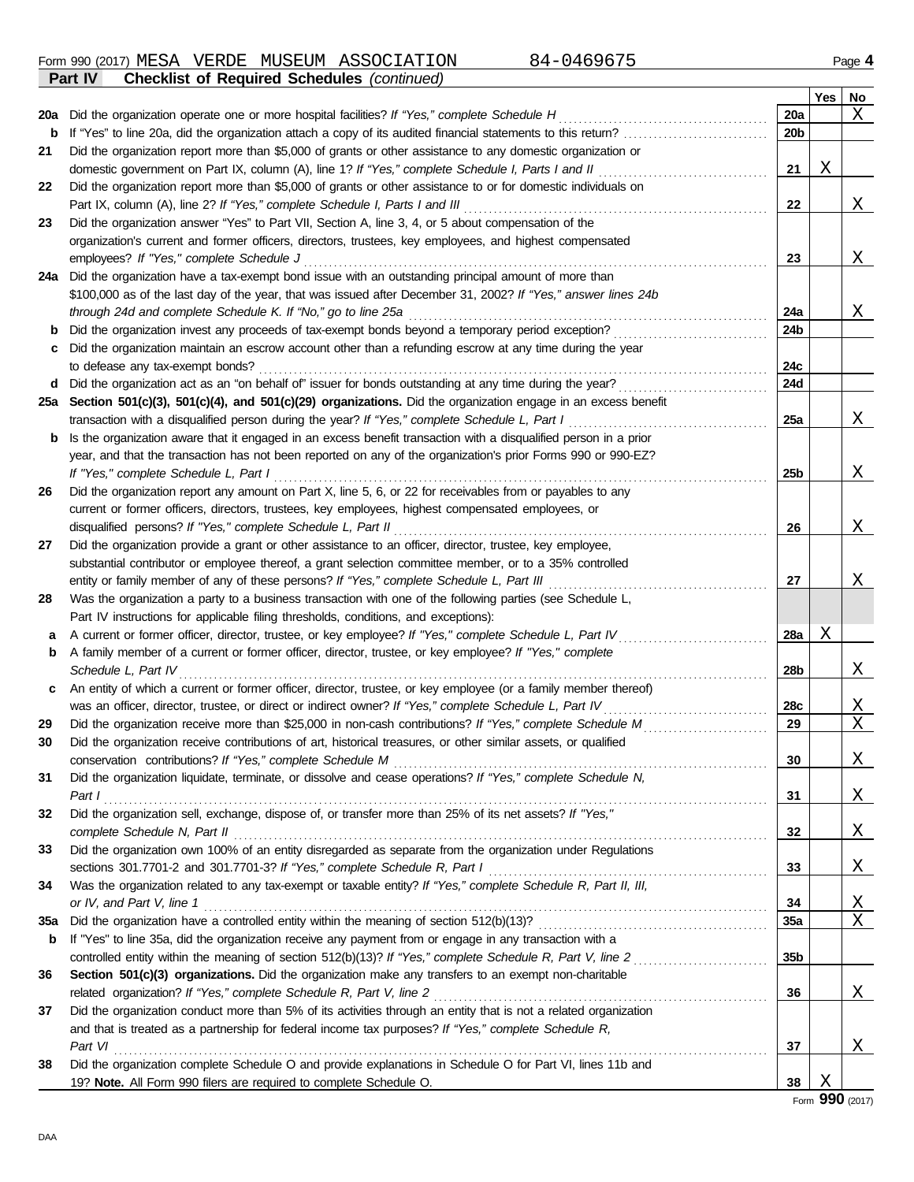Form 990 (2017) MESA VERDE MUSEUM ASSOCIATION 84-0469675 Page **4**

**Part IV Checklist of Required Schedules** *(continued)*

| | | | Yes | No |
|---|---|---|---|---|
| **20a** | Did the organization operate one or more hospital facilities? *If "Yes," complete Schedule H* | **20a** | | X |
| **b** | If "Yes" to line 20a, did the organization attach a copy of its audited financial statements to this return? | **20b** | | |
| **21** | Did the organization report more than $5,000 of grants or other assistance to any domestic organization or domestic government on Part IX, column (A), line 1? *If "Yes," complete Schedule I, Parts I and II* | **21** | X | |
| **22** | Did the organization report more than $5,000 of grants or other assistance to or for domestic individuals on Part IX, column (A), line 2? *If "Yes," complete Schedule I, Parts I and III* | **22** | | X |
| **23** | Did the organization answer "Yes" to Part VII, Section A, line 3, 4, or 5 about compensation of the organization's current and former officers, directors, trustees, key employees, and highest compensated employees? *If "Yes," complete Schedule J* | **23** | | X |
| **24a** | Did the organization have a tax-exempt bond issue with an outstanding principal amount of more than $100,000 as of the last day of the year, that was issued after December 31, 2002? *If "Yes," answer lines 24b through 24d and complete Schedule K. If "No," go to line 25a* | **24a** | | X |
| **b** | Did the organization invest any proceeds of tax-exempt bonds beyond a temporary period exception? | **24b** | | |
| **c** | Did the organization maintain an escrow account other than a refunding escrow at any time during the year to defease any tax-exempt bonds? | **24c** | | |
| **d** | Did the organization act as an "on behalf of" issuer for bonds outstanding at any time during the year? | **24d** | | |
| **25a** | **Section 501(c)(3), 501(c)(4), and 501(c)(29) organizations.** Did the organization engage in an excess benefit transaction with a disqualified person during the year? *If "Yes," complete Schedule L, Part I* | **25a** | | X |
| **b** | Is the organization aware that it engaged in an excess benefit transaction with a disqualified person in a prior year, and that the transaction has not been reported on any of the organization's prior Forms 990 or 990-EZ? *If "Yes," complete Schedule L, Part I* | **25b** | | X |
| **26** | Did the organization report any amount on Part X, line 5, 6, or 22 for receivables from or payables to any current or former officers, directors, trustees, key employees, highest compensated employees, or disqualified persons? *If "Yes," complete Schedule L, Part II* | **26** | | X |
| **27** | Did the organization provide a grant or other assistance to an officer, director, trustee, key employee, substantial contributor or employee thereof, a grant selection committee member, or to a 35% controlled entity or family member of any of these persons? *If "Yes," complete Schedule L, Part III* | **27** | | X |
| **28** | Was the organization a party to a business transaction with one of the following parties (see Schedule L, Part IV instructions for applicable filing thresholds, conditions, and exceptions): | | | |
| **a** | A current or former officer, director, trustee, or key employee? *If "Yes," complete Schedule L, Part IV* | **28a** | X | |
| **b** | A family member of a current or former officer, director, trustee, or key employee? *If "Yes," complete Schedule L, Part IV* | **28b** | | X |
| **c** | An entity of which a current or former officer, director, trustee, or key employee (or a family member thereof) was an officer, director, trustee, or direct or indirect owner? *If "Yes," complete Schedule L, Part IV* | **28c** | | X |
| **29** | Did the organization receive more than $25,000 in non-cash contributions? *If "Yes," complete Schedule M* | **29** | | X |
| **30** | Did the organization receive contributions of art, historical treasures, or other similar assets, or qualified conservation contributions? *If "Yes," complete Schedule M* | **30** | | X |
| **31** | Did the organization liquidate, terminate, or dissolve and cease operations? *If "Yes," complete Schedule N, Part I* | **31** | | X |
| **32** | Did the organization sell, exchange, dispose of, or transfer more than 25% of its net assets? *If "Yes," complete Schedule N, Part II* | **32** | | X |
| **33** | Did the organization own 100% of an entity disregarded as separate from the organization under Regulations sections 301.7701-2 and 301.7701-3? *If "Yes," complete Schedule R, Part I* | **33** | | X |
| **34** | Was the organization related to any tax-exempt or taxable entity? *If "Yes," complete Schedule R, Part II, III, or IV, and Part V, line 1* | **34** | | X |
| **35a** | Did the organization have a controlled entity within the meaning of section 512(b)(13)? | **35a** | | X |
| **b** | If "Yes" to line 35a, did the organization receive any payment from or engage in any transaction with a controlled entity within the meaning of section 512(b)(13)? *If "Yes," complete Schedule R, Part V, line 2* | **35b** | | |
| **36** | **Section 501(c)(3) organizations.** Did the organization make any transfers to an exempt non-charitable related organization? *If "Yes," complete Schedule R, Part V, line 2* | **36** | | X |
| **37** | Did the organization conduct more than 5% of its activities through an entity that is not a related organization and that is treated as a partnership for federal income tax purposes? *If "Yes," complete Schedule R, Part VI* | **37** | | X |
| **38** | Did the organization complete Schedule O and provide explanations in Schedule O for Part VI, lines 11b and 19? **Note.** All Form 990 filers are required to complete Schedule O. | **38** | X | |

Form **990** (2017)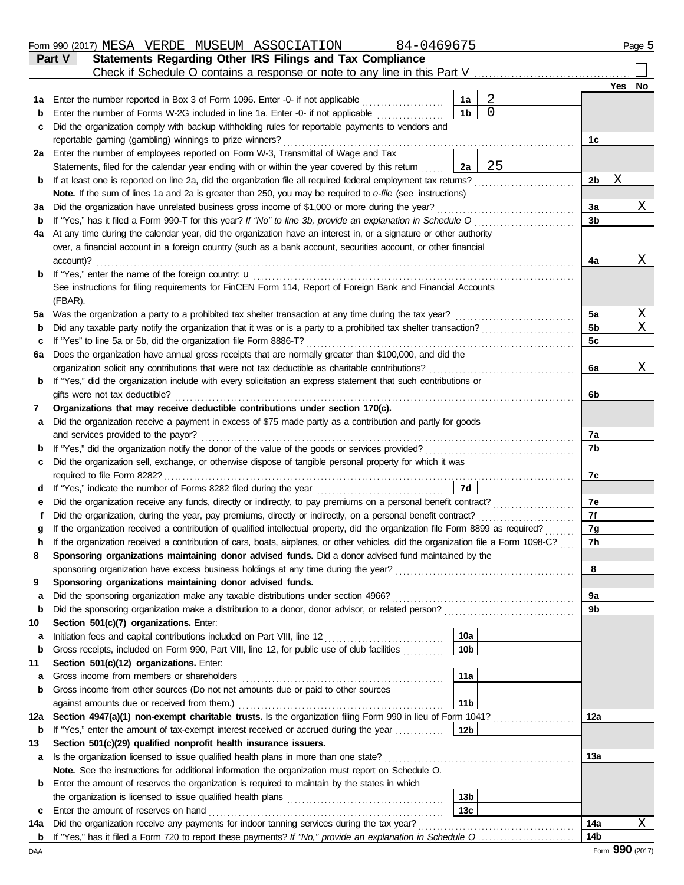Form 990 (2017) MESA VERDE MUSEUM ASSOCIATION 84-0469675 Page **5**

## Part V — Statements Regarding Other IRS Filings and Tax Compliance

Check if Schedule O contains a response or note to any line in this Part V ☐

| | | | | | Yes | No |
|---|---|---|---|---|---|---|
| **1a** | Enter the number reported in Box 3 of Form 1096. Enter -0- if not applicable | 1a | 2 | | | |
| **b** | Enter the number of Forms W-2G included in line 1a. Enter -0- if not applicable | 1b | 0 | | | |
| **c** | Did the organization comply with backup withholding rules for reportable payments to vendors and reportable gaming (gambling) winnings to prize winners? | | | 1c | | |
| **2a** | Enter the number of employees reported on Form W-3, Transmittal of Wage and Tax Statements, filed for the calendar year ending with or within the year covered by this return | 2a | 25 | | | |
| **b** | If at least one is reported on line 2a, did the organization file all required federal employment tax returns? | | | 2b | X | |
| | **Note.** If the sum of lines 1a and 2a is greater than 250, you may be required to *e-file* (see instructions) | | | | | |
| **3a** | Did the organization have unrelated business gross income of $1,000 or more during the year? | | | 3a | | X |
| **b** | If "Yes," has it filed a Form 990-T for this year? *If "No" to line 3b, provide an explanation in Schedule O* | | | 3b | | |
| **4a** | At any time during the calendar year, did the organization have an interest in, or a signature or other authority over, a financial account in a foreign country (such as a bank account, securities account, or other financial account)? | | | 4a | | X |
| **b** | If "Yes," enter the name of the foreign country: u | | | | | |
| | See instructions for filing requirements for FinCEN Form 114, Report of Foreign Bank and Financial Accounts (FBAR). | | | | | |
| **5a** | Was the organization a party to a prohibited tax shelter transaction at any time during the tax year? | | | 5a | | X |
| **b** | Did any taxable party notify the organization that it was or is a party to a prohibited tax shelter transaction? | | | 5b | | X |
| **c** | If "Yes" to line 5a or 5b, did the organization file Form 8886-T? | | | 5c | | |
| **6a** | Does the organization have annual gross receipts that are normally greater than $100,000, and did the organization solicit any contributions that were not tax deductible as charitable contributions? | | | 6a | | X |
| **b** | If "Yes," did the organization include with every solicitation an express statement that such contributions or gifts were not tax deductible? | | | 6b | | |
| **7** | **Organizations that may receive deductible contributions under section 170(c).** | | | | | |
| **a** | Did the organization receive a payment in excess of $75 made partly as a contribution and partly for goods and services provided to the payor? | | | 7a | | |
| **b** | If "Yes," did the organization notify the donor of the value of the goods or services provided? | | | 7b | | |
| **c** | Did the organization sell, exchange, or otherwise dispose of tangible personal property for which it was required to file Form 8282? | | | 7c | | |
| **d** | If "Yes," indicate the number of Forms 8282 filed during the year | 7d | | | | |
| **e** | Did the organization receive any funds, directly or indirectly, to pay premiums on a personal benefit contract? | | | 7e | | |
| **f** | Did the organization, during the year, pay premiums, directly or indirectly, on a personal benefit contract? | | | 7f | | |
| **g** | If the organization received a contribution of qualified intellectual property, did the organization file Form 8899 as required? | | | 7g | | |
| **h** | If the organization received a contribution of cars, boats, airplanes, or other vehicles, did the organization file a Form 1098-C? | | | 7h | | |
| **8** | **Sponsoring organizations maintaining donor advised funds.** Did a donor advised fund maintained by the sponsoring organization have excess business holdings at any time during the year? | | | 8 | | |
| **9** | **Sponsoring organizations maintaining donor advised funds.** | | | | | |
| **a** | Did the sponsoring organization make any taxable distributions under section 4966? | | | 9a | | |
| **b** | Did the sponsoring organization make a distribution to a donor, donor advisor, or related person? | | | 9b | | |
| **10** | **Section 501(c)(7) organizations.** Enter: | | | | | |
| **a** | Initiation fees and capital contributions included on Part VIII, line 12 | 10a | | | | |
| **b** | Gross receipts, included on Form 990, Part VIII, line 12, for public use of club facilities | 10b | | | | |
| **11** | **Section 501(c)(12) organizations.** Enter: | | | | | |
| **a** | Gross income from members or shareholders | 11a | | | | |
| **b** | Gross income from other sources (Do not net amounts due or paid to other sources against amounts due or received from them.) | 11b | | | | |
| **12a** | **Section 4947(a)(1) non-exempt charitable trusts.** Is the organization filing Form 990 in lieu of Form 1041? | | | 12a | | |
| **b** | If "Yes," enter the amount of tax-exempt interest received or accrued during the year | 12b | | | | |
| **13** | **Section 501(c)(29) qualified nonprofit health insurance issuers.** | | | | | |
| **a** | Is the organization licensed to issue qualified health plans in more than one state? | | | 13a | | |
| | **Note.** See the instructions for additional information the organization must report on Schedule O. | | | | | |
| **b** | Enter the amount of reserves the organization is required to maintain by the states in which the organization is licensed to issue qualified health plans | 13b | | | | |
| **c** | Enter the amount of reserves on hand | 13c | | | | |
| **14a** | Did the organization receive any payments for indoor tanning services during the tax year? | | | 14a | | X |
| **b** | If "Yes," has it filed a Form 720 to report these payments? *If "No," provide an explanation in Schedule O* | | | 14b | | |

DAA Form **990** (2017)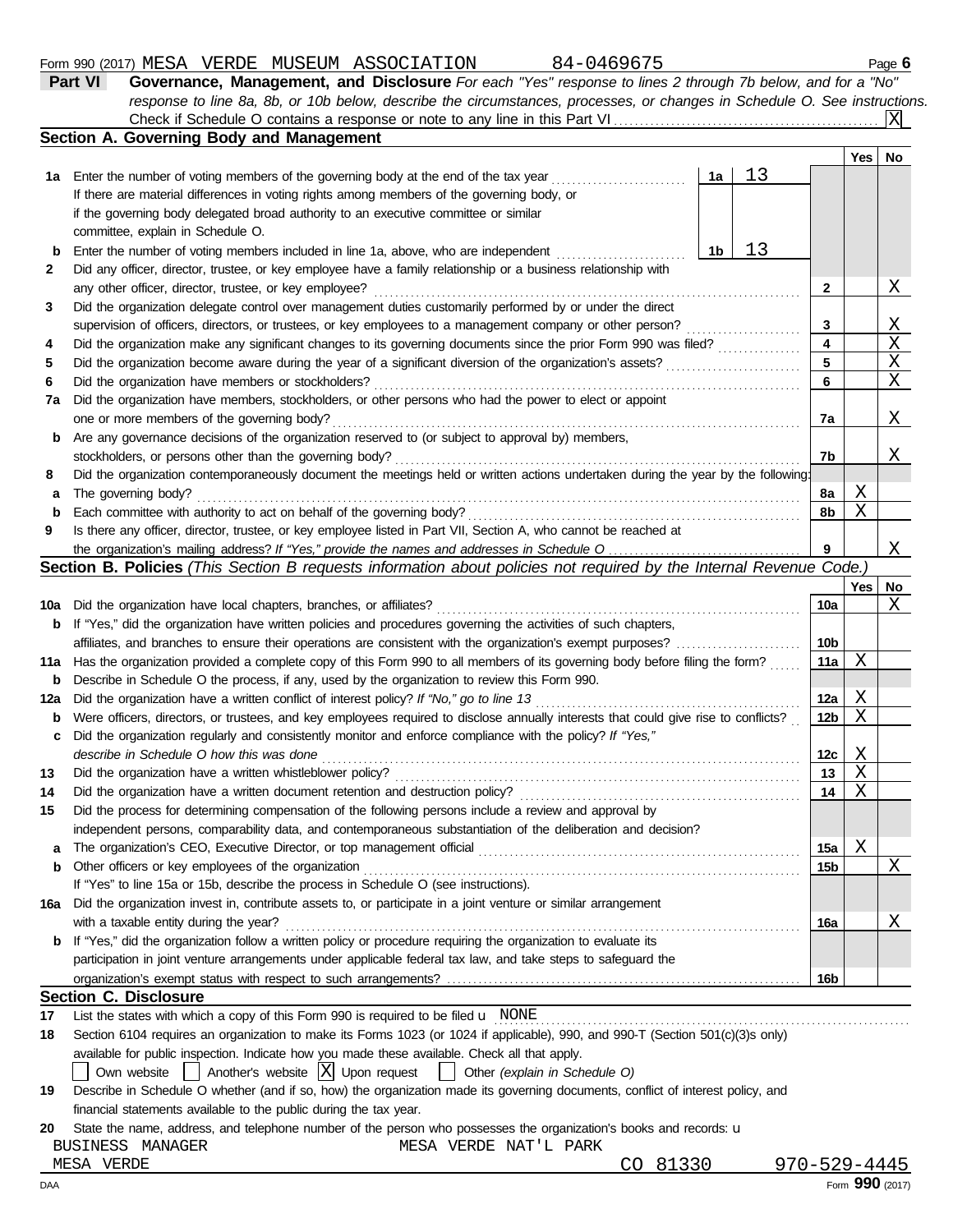Form 990 (2017) MESA VERDE MUSEUM ASSOCIATION 84-0469675 Page **6**

## Part VI Governance, Management, and Disclosure

*For each "Yes" response to lines 2 through 7b below, and for a "No" response to line 8a, 8b, or 10b below, describe the circumstances, processes, or changes in Schedule O. See instructions.*

Check if Schedule O contains a response or note to any line in this Part VI . . . . . [X]

### Section A. Governing Body and Management

| | | | Yes | No |
|---|---|---|---|---|
| **1a** | Enter the number of voting members of the governing body at the end of the tax year . . . **1a** 13<br>If there are material differences in voting rights among members of the governing body, or if the governing body delegated broad authority to an executive committee or similar committee, explain in Schedule O. | | | |
| **b** | Enter the number of voting members included in line 1a, above, who are independent . . . **1b** 13 | | | |
| **2** | Did any officer, director, trustee, or key employee have a family relationship or a business relationship with any other officer, director, trustee, or key employee? | **2** | | X |
| **3** | Did the organization delegate control over management duties customarily performed by or under the direct supervision of officers, directors, or trustees, or key employees to a management company or other person? | **3** | | X |
| **4** | Did the organization make any significant changes to its governing documents since the prior Form 990 was filed? | **4** | | X |
| **5** | Did the organization become aware during the year of a significant diversion of the organization's assets? | **5** | | X |
| **6** | Did the organization have members or stockholders? | **6** | | X |
| **7a** | Did the organization have members, stockholders, or other persons who had the power to elect or appoint one or more members of the governing body? | **7a** | | X |
| **b** | Are any governance decisions of the organization reserved to (or subject to approval by) members, stockholders, or persons other than the governing body? | **7b** | | X |
| **8** | Did the organization contemporaneously document the meetings held or written actions undertaken during the year by the following: | | | |
| **a** | The governing body? | **8a** | X | |
| **b** | Each committee with authority to act on behalf of the governing body? | **8b** | X | |
| **9** | Is there any officer, director, trustee, or key employee listed in Part VII, Section A, who cannot be reached at the organization's mailing address? *If "Yes," provide the names and addresses in Schedule O* | **9** | | X |

### Section B. Policies *(This Section B requests information about policies not required by the Internal Revenue Code.)*

| | | | Yes | No |
|---|---|---|---|---|
| **10a** | Did the organization have local chapters, branches, or affiliates? | **10a** | | X |
| **b** | If "Yes," did the organization have written policies and procedures governing the activities of such chapters, affiliates, and branches to ensure their operations are consistent with the organization's exempt purposes? | **10b** | | |
| **11a** | Has the organization provided a complete copy of this Form 990 to all members of its governing body before filing the form? | **11a** | X | |
| **b** | Describe in Schedule O the process, if any, used by the organization to review this Form 990. | | | |
| **12a** | Did the organization have a written conflict of interest policy? *If "No," go to line 13* | **12a** | X | |
| **b** | Were officers, directors, or trustees, and key employees required to disclose annually interests that could give rise to conflicts? | **12b** | X | |
| **c** | Did the organization regularly and consistently monitor and enforce compliance with the policy? *If "Yes," describe in Schedule O how this was done* | **12c** | X | |
| **13** | Did the organization have a written whistleblower policy? | **13** | X | |
| **14** | Did the organization have a written document retention and destruction policy? | **14** | X | |
| **15** | Did the process for determining compensation of the following persons include a review and approval by independent persons, comparability data, and contemporaneous substantiation of the deliberation and decision? | | | |
| **a** | The organization's CEO, Executive Director, or top management official | **15a** | X | |
| **b** | Other officers or key employees of the organization | **15b** | | X |
| | If "Yes" to line 15a or 15b, describe the process in Schedule O (see instructions). | | | |
| **16a** | Did the organization invest in, contribute assets to, or participate in a joint venture or similar arrangement with a taxable entity during the year? | **16a** | | X |
| **b** | If "Yes," did the organization follow a written policy or procedure requiring the organization to evaluate its participation in joint venture arrangements under applicable federal tax law, and take steps to safeguard the organization's exempt status with respect to such arrangements? | **16b** | | |

### Section C. Disclosure

**17** List the states with which a copy of this Form 990 is required to be filed u NONE

**18** Section 6104 requires an organization to make its Forms 1023 (or 1024 if applicable), 990, and 990-T (Section 501(c)(3)s only) available for public inspection. Indicate how you made these available. Check all that apply.

[ ] Own website [ ] Another's website [X] Upon request [ ] Other *(explain in Schedule O)*

**19** Describe in Schedule O whether (and if so, how) the organization made its governing documents, conflict of interest policy, and financial statements available to the public during the tax year.

**20** State the name, address, and telephone number of the person who possesses the organization's books and records: u

BUSINESS MANAGER MESA VERDE NAT'L PARK
MESA VERDE CO 81330 970-529-4445

DAA Form **990** (2017)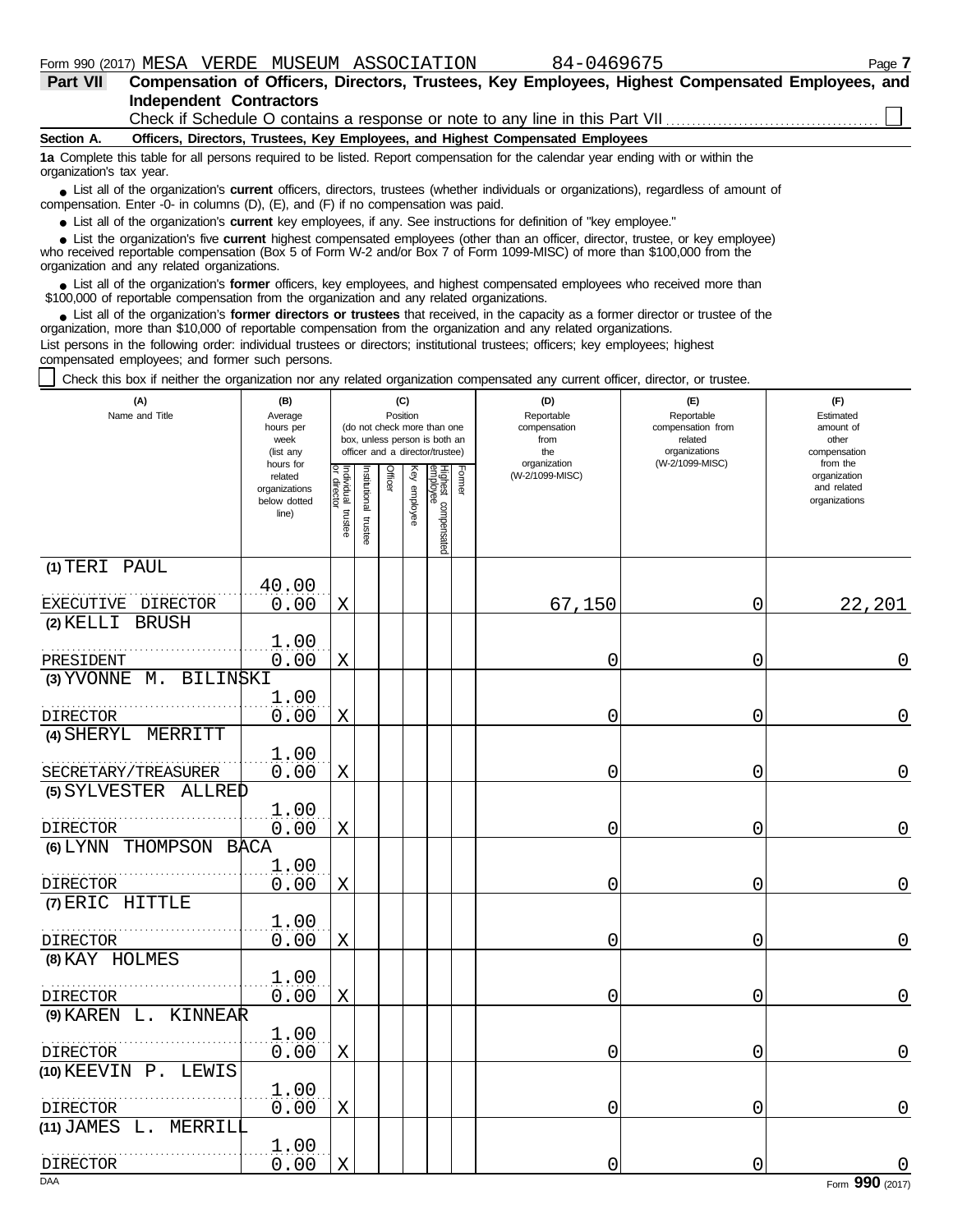Form 990 (2017) MESA VERDE MUSEUM ASSOCIATION 84-0469675 Page **7**

## Part VII Compensation of Officers, Directors, Trustees, Key Employees, Highest Compensated Employees, and Independent Contractors

Check if Schedule O contains a response or note to any line in this Part VII ☐

### Section A. Officers, Directors, Trustees, Key Employees, and Highest Compensated Employees

**1a** Complete this table for all persons required to be listed. Report compensation for the calendar year ending with or within the organization's tax year.

- List all of the organization's **current** officers, directors, trustees (whether individuals or organizations), regardless of amount of compensation. Enter -0- in columns (D), (E), and (F) if no compensation was paid.
- List all of the organization's **current** key employees, if any. See instructions for definition of "key employee."
- List the organization's five **current** highest compensated employees (other than an officer, director, trustee, or key employee) who received reportable compensation (Box 5 of Form W-2 and/or Box 7 of Form 1099-MISC) of more than $100,000 from the organization and any related organizations.
- List all of the organization's **former** officers, key employees, and highest compensated employees who received more than $100,000 of reportable compensation from the organization and any related organizations.
- List all of the organization's **former directors or trustees** that received, in the capacity as a former director or trustee of the organization, more than $10,000 of reportable compensation from the organization and any related organizations.

List persons in the following order: individual trustees or directors; institutional trustees; officers; key employees; highest compensated employees; and former such persons.

☐ Check this box if neither the organization nor any related organization compensated any current officer, director, or trustee.

| (A) Name and Title | (B) Average hours per week (list any hours for related organizations below dotted line) | (C) Position (do not check more than one box, unless person is both an officer and a director/trustee) | | | | | | (D) Reportable compensation from the organization (W-2/1099-MISC) | (E) Reportable compensation from related organizations (W-2/1099-MISC) | (F) Estimated amount of other compensation from the organization and related organizations |
|---|---|---|---|---|---|---|---|---|---|---|
| | | Individual trustee or director | Institutional trustee | Officer | Key employee | Highest compensated employee | Former | | | |
| (1) TERI PAUL<br>EXECUTIVE DIRECTOR | 40.00<br>0.00 | X | | | | | | 67,150 | 0 | 22,201 |
| (2) KELLI BRUSH<br>PRESIDENT | 1.00<br>0.00 | X | | | | | | 0 | 0 | 0 |
| (3) YVONNE M. BILINSKI<br>DIRECTOR | 1.00<br>0.00 | X | | | | | | 0 | 0 | 0 |
| (4) SHERYL MERRITT<br>SECRETARY/TREASURER | 1.00<br>0.00 | X | | | | | | 0 | 0 | 0 |
| (5) SYLVESTER ALLRED<br>DIRECTOR | 1.00<br>0.00 | X | | | | | | 0 | 0 | 0 |
| (6) LYNN THOMPSON BACA<br>DIRECTOR | 1.00<br>0.00 | X | | | | | | 0 | 0 | 0 |
| (7) ERIC HITTLE<br>DIRECTOR | 1.00<br>0.00 | X | | | | | | 0 | 0 | 0 |
| (8) KAY HOLMES<br>DIRECTOR | 1.00<br>0.00 | X | | | | | | 0 | 0 | 0 |
| (9) KAREN L. KINNEAR<br>DIRECTOR | 1.00<br>0.00 | X | | | | | | 0 | 0 | 0 |
| (10) KEEVIN P. LEWIS<br>DIRECTOR | 1.00<br>0.00 | X | | | | | | 0 | 0 | 0 |
| (11) JAMES L. MERRILL<br>DIRECTOR | 1.00<br>0.00 | X | | | | | | 0 | 0 | 0 |

DAA Form **990** (2017)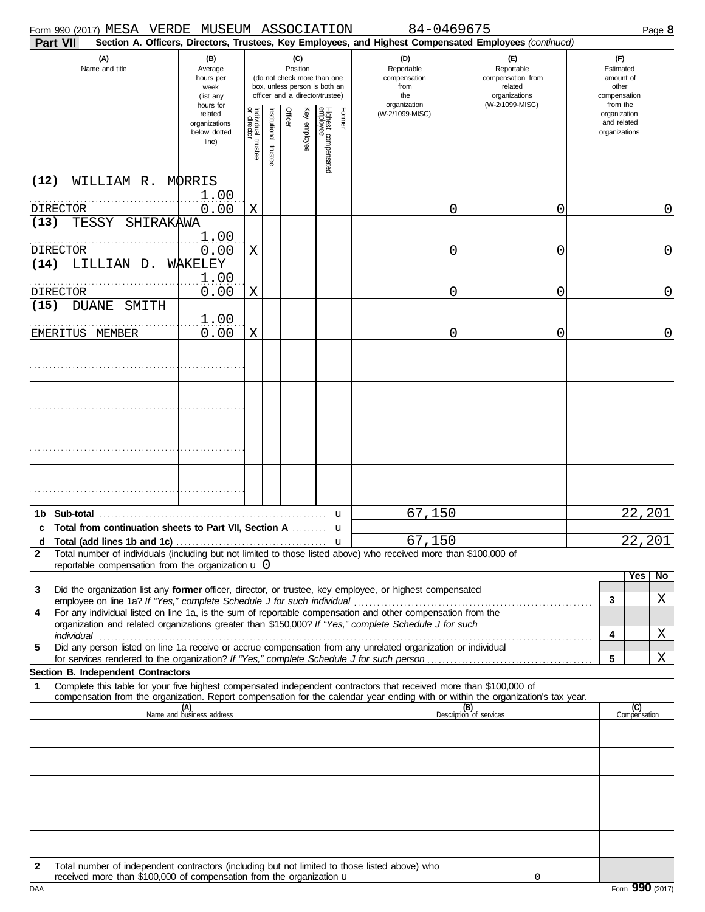Form 990 (2017) MESA VERDE MUSEUM ASSOCIATION 84-0469675 Page **8**

**Part VII** **Section A. Officers, Directors, Trustees, Key Employees, and Highest Compensated Employees** *(continued)*

| (A) Name and title | (B) Average hours per week (list any hours for related organizations below dotted line) | (C) Position: Individual trustee or director | Institutional trustee | Officer | Key employee | Highest compensated employee | Former | (D) Reportable compensation from the organization (W-2/1099-MISC) | (E) Reportable compensation from related organizations (W-2/1099-MISC) | (F) Estimated amount of other compensation from the organization and related organizations |
|---|---|---|---|---|---|---|---|---|---|---|
| (12) WILLIAM R. MORRIS<br>DIRECTOR | 1.00<br>0.00 | X | | | | | | 0 | 0 | 0 |
| (13) TESSY SHIRAKAWA<br>DIRECTOR | 1.00<br>0.00 | X | | | | | | 0 | 0 | 0 |
| (14) LILLIAN D. WAKELEY<br>DIRECTOR | 1.00<br>0.00 | X | | | | | | 0 | 0 | 0 |
| (15) DUANE SMITH<br>EMERITUS MEMBER | 1.00<br>0.00 | X | | | | | | 0 | 0 | 0 |
| | | | | | | | | | | |
| | | | | | | | | | | |
| | | | | | | | | | | |
| | | | | | | | | | | |

| | | (D) | (E) | (F) |
|---|---|---|---|---|
| **1b** | **Sub-total** | 67,150 | | 22,201 |
| **c** | **Total from continuation sheets to Part VII, Section A** | | | |
| **d** | **Total (add lines 1b and 1c)** | 67,150 | | 22,201 |

**2** Total number of individuals (including but not limited to those listed above) who received more than $100,000 of reportable compensation from the organization u 0

| | | | Yes | No |
|---|---|---|---|---|
| **3** | Did the organization list any **former** officer, director, or trustee, key employee, or highest compensated employee on line 1a? *If "Yes," complete Schedule J for such individual* | 3 | | X |
| **4** | For any individual listed on line 1a, is the sum of reportable compensation and other compensation from the organization and related organizations greater than $150,000? *If "Yes," complete Schedule J for such individual* | 4 | | X |
| **5** | Did any person listed on line 1a receive or accrue compensation from any unrelated organization or individual for services rendered to the organization? *If "Yes," complete Schedule J for such person* | 5 | | X |

**Section B. Independent Contractors**

**1** Complete this table for your five highest compensated independent contractors that received more than $100,000 of compensation from the organization. Report compensation for the calendar year ending with or within the organization's tax year.

| (A) Name and business address | (B) Description of services | (C) Compensation |
|---|---|---|
| | | |
| | | |
| | | |
| | | |
| | | |

**2** Total number of independent contractors (including but not limited to those listed above) who received more than $100,000 of compensation from the organization u 0

DAA Form **990** (2017)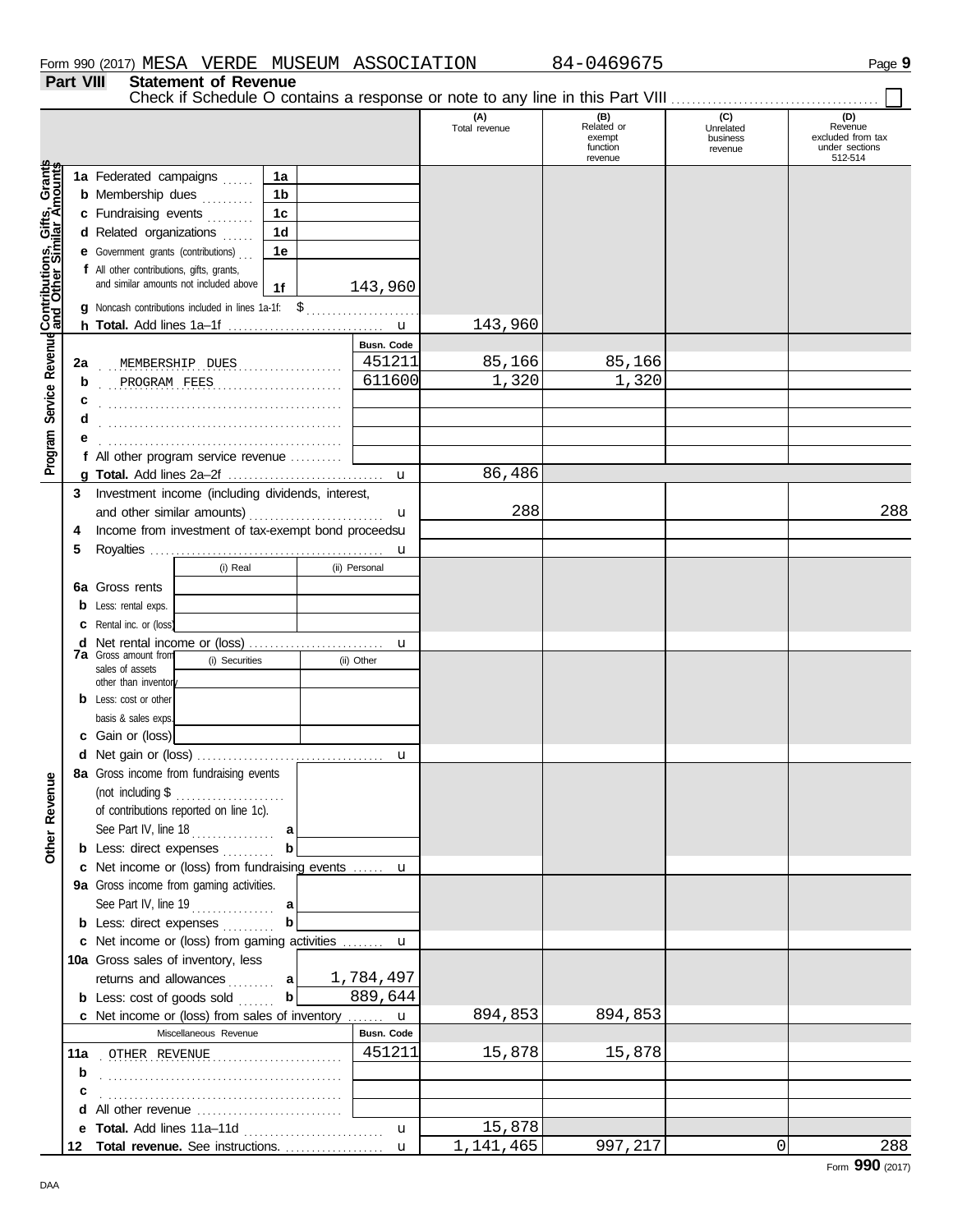Form 990 (2017) MESA VERDE MUSEUM ASSOCIATION 84-0469675 Page **9**

## Part VIII Statement of Revenue

Check if Schedule O contains a response or note to any line in this Part VIII ☐

| | | | (A) Total revenue | (B) Related or exempt function revenue | (C) Unrelated business revenue | (D) Revenue excluded from tax under sections 512-514 |
|---|---|---|---|---|---|---|
| **Contributions, Gifts, Grants and Other Similar Amounts** | **1a** Federated campaigns | 1a | | | | |
| | **b** Membership dues | 1b | | | | |
| | **c** Fundraising events | 1c | | | | |
| | **d** Related organizations | 1d | | | | |
| | **e** Government grants (contributions) | 1e | | | | |
| | **f** All other contributions, gifts, grants, and similar amounts not included above | 1f 143,960 | | | | |
| | **g** Noncash contributions included in lines 1a-1f: $ | | | | | |
| | **h Total.** Add lines 1a–1f | u | 143,960 | | | |
| **Program Service Revenue** | | Busn. Code | | | | |
| | **2a** MEMBERSHIP DUES | 451211 | 85,166 | 85,166 | | |
| | **b** PROGRAM FEES | 611600 | 1,320 | 1,320 | | |
| | **c** | | | | | |
| | **d** | | | | | |
| | **e** | | | | | |
| | **f** All other program service revenue | | | | | |
| | **g Total.** Add lines 2a–2f | u | 86,486 | | | |
| | **3** Investment income (including dividends, interest, and other similar amounts) | u | 288 | | | 288 |
| | **4** Income from investment of tax-exempt bond proceeds | u | | | | |
| | **5** Royalties | u | | | | |
| | | (i) Real / (ii) Personal | | | | |
| | **6a** Gross rents | | | | | |
| | **b** Less: rental exps. | | | | | |
| | **c** Rental inc. or (loss) | | | | | |
| | **d** Net rental income or (loss) | u | | | | |
| | | (i) Securities / (ii) Other | | | | |
| | **7a** Gross amount from sales of assets other than inventory | | | | | |
| | **b** Less: cost or other basis & sales exps. | | | | | |
| | **c** Gain or (loss) | | | | | |
| | **d** Net gain or (loss) | u | | | | |
| **Other Revenue** | **8a** Gross income from fundraising events (not including $ of contributions reported on line 1c). See Part IV, line 18 | a | | | | |
| | **b** Less: direct expenses | b | | | | |
| | **c** Net income or (loss) from fundraising events | u | | | | |
| | **9a** Gross income from gaming activities. See Part IV, line 19 | a | | | | |
| | **b** Less: direct expenses | b | | | | |
| | **c** Net income or (loss) from gaming activities | u | | | | |
| | **10a** Gross sales of inventory, less returns and allowances | a 1,784,497 | | | | |
| | **b** Less: cost of goods sold | b 889,644 | | | | |
| | **c** Net income or (loss) from sales of inventory | u | 894,853 | 894,853 | | |
| | Miscellaneous Revenue | Busn. Code | | | | |
| | **11a** OTHER REVENUE | 451211 | 15,878 | 15,878 | | |
| | **b** | | | | | |
| | **c** | | | | | |
| | **d** All other revenue | | | | | |
| | **e Total.** Add lines 11a–11d | u | 15,878 | | | |
| | **12 Total revenue.** See instructions. | u | 1,141,465 | 997,217 | 0 | 288 |

Form **990** (2017)

DAA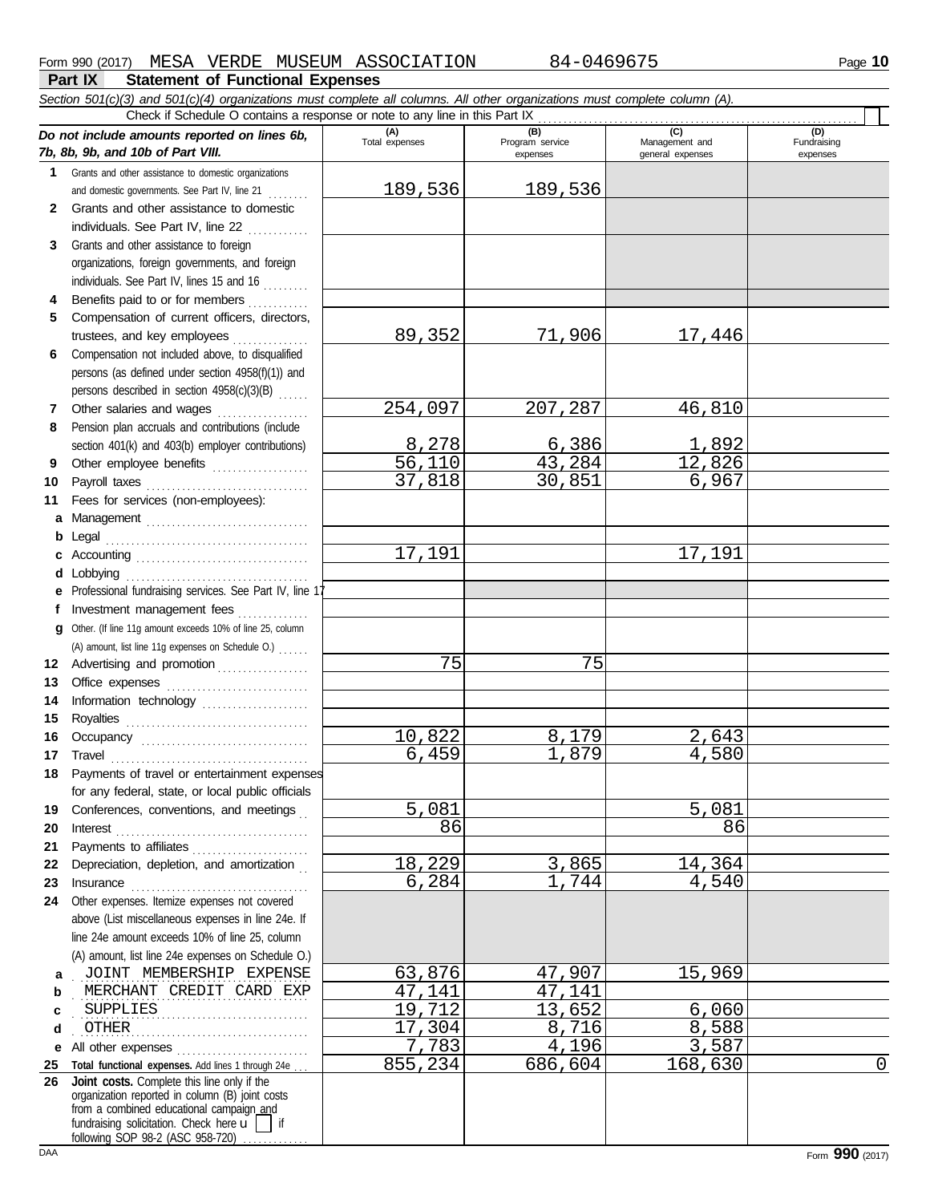Form 990 (2017) MESA VERDE MUSEUM ASSOCIATION 84-0469675

## Part IX Statement of Functional Expenses

*Section 501(c)(3) and 501(c)(4) organizations must complete all columns. All other organizations must complete column (A).*

Check if Schedule O contains a response or note to any line in this Part IX

| *Do not include amounts reported on lines 6b, 7b, 8b, 9b, and 10b of Part VIII.* | (A) Total expenses | (B) Program service expenses | (C) Management and general expenses | (D) Fundraising expenses |
|---|---|---|---|---|
| **1** Grants and other assistance to domestic organizations and domestic governments. See Part IV, line 21 | 189,536 | 189,536 | | |
| **2** Grants and other assistance to domestic individuals. See Part IV, line 22 | | | | |
| **3** Grants and other assistance to foreign organizations, foreign governments, and foreign individuals. See Part IV, lines 15 and 16 | | | | |
| **4** Benefits paid to or for members | | | | |
| **5** Compensation of current officers, directors, trustees, and key employees | 89,352 | 71,906 | 17,446 | |
| **6** Compensation not included above, to disqualified persons (as defined under section 4958(f)(1)) and persons described in section 4958(c)(3)(B) | | | | |
| **7** Other salaries and wages | 254,097 | 207,287 | 46,810 | |
| **8** Pension plan accruals and contributions (include section 401(k) and 403(b) employer contributions) | 8,278 | 6,386 | 1,892 | |
| **9** Other employee benefits | 56,110 | 43,284 | 12,826 | |
| **10** Payroll taxes | 37,818 | 30,851 | 6,967 | |
| **11** Fees for services (non-employees): | | | | |
| **a** Management | | | | |
| **b** Legal | | | | |
| **c** Accounting | 17,191 | | 17,191 | |
| **d** Lobbying | | | | |
| **e** Professional fundraising services. See Part IV, line 17 | | | | |
| **f** Investment management fees | | | | |
| **g** Other. (If line 11g amount exceeds 10% of line 25, column (A) amount, list line 11g expenses on Schedule O.) | | | | |
| **12** Advertising and promotion | 75 | 75 | | |
| **13** Office expenses | | | | |
| **14** Information technology | | | | |
| **15** Royalties | | | | |
| **16** Occupancy | 10,822 | 8,179 | 2,643 | |
| **17** Travel | 6,459 | 1,879 | 4,580 | |
| **18** Payments of travel or entertainment expenses for any federal, state, or local public officials | | | | |
| **19** Conferences, conventions, and meetings | 5,081 | | 5,081 | |
| **20** Interest | 86 | | 86 | |
| **21** Payments to affiliates | | | | |
| **22** Depreciation, depletion, and amortization | 18,229 | 3,865 | 14,364 | |
| **23** Insurance | 6,284 | 1,744 | 4,540 | |
| **24** Other expenses. Itemize expenses not covered above (List miscellaneous expenses in line 24e. If line 24e amount exceeds 10% of line 25, column (A) amount, list line 24e expenses on Schedule O.) | | | | |
| **a** JOINT MEMBERSHIP EXPENSE | 63,876 | 47,907 | 15,969 | |
| **b** MERCHANT CREDIT CARD EXP | 47,141 | 47,141 | | |
| **c** SUPPLIES | 19,712 | 13,652 | 6,060 | |
| **d** OTHER | 17,304 | 8,716 | 8,588 | |
| **e** All other expenses | 7,783 | 4,196 | 3,587 | |
| **25 Total functional expenses.** Add lines 1 through 24e | 855,234 | 686,604 | 168,630 | 0 |
| **26 Joint costs.** Complete this line only if the organization reported in column (B) joint costs from a combined educational campaign and fundraising solicitation. Check here ☐ if following SOP 98-2 (ASC 958-720) | | | | |

DAA Form **990** (2017)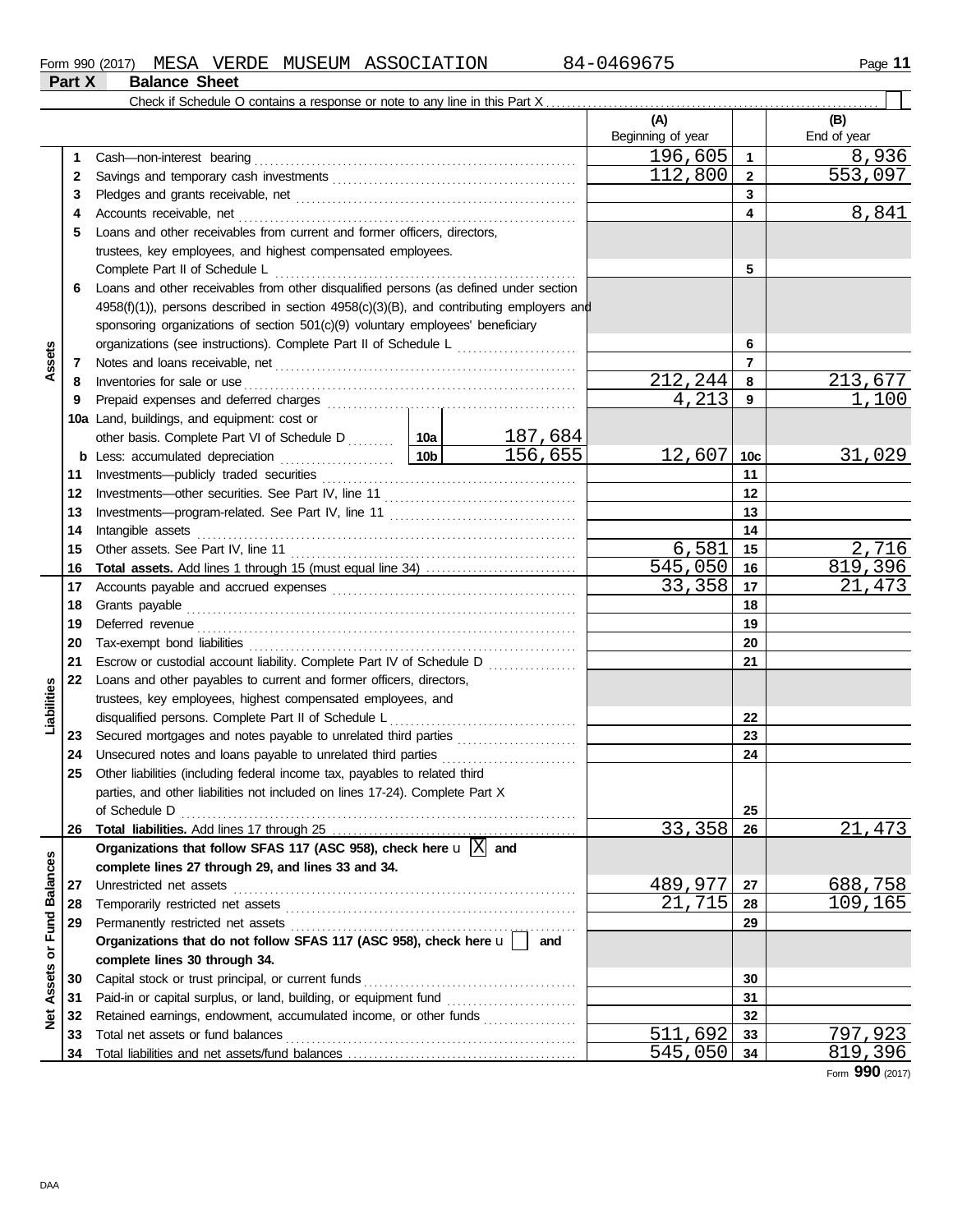Form 990 (2017) MESA VERDE MUSEUM ASSOCIATION 84-0469675

## Part X Balance Sheet

Check if Schedule O contains a response or note to any line in this Part X . . . . . . . . . . . . . . . . . . . . . . . . . . . . . . . . . . . . . . . . . . . . . . . . . . .

| | | | | (A) Beginning of year | | (B) End of year |
|---|---|---|---|---|---|---|
| **Assets** | 1 | Cash—non-interest bearing | | 196,605 | 1 | 8,936 |
| | 2 | Savings and temporary cash investments | | 112,800 | 2 | 553,097 |
| | 3 | Pledges and grants receivable, net | | | 3 | |
| | 4 | Accounts receivable, net | | | 4 | 8,841 |
| | 5 | Loans and other receivables from current and former officers, directors, trustees, key employees, and highest compensated employees. Complete Part II of Schedule L | | | 5 | |
| | 6 | Loans and other receivables from other disqualified persons (as defined under section 4958(f)(1)), persons described in section 4958(c)(3)(B), and contributing employers and sponsoring organizations of section 501(c)(9) voluntary employees' beneficiary organizations (see instructions). Complete Part II of Schedule L | | | 6 | |
| | 7 | Notes and loans receivable, net | | | 7 | |
| | 8 | Inventories for sale or use | | 212,244 | 8 | 213,677 |
| | 9 | Prepaid expenses and deferred charges | | 4,213 | 9 | 1,100 |
| | 10a | Land, buildings, and equipment: cost or other basis. Complete Part VI of Schedule D | 10a 187,684 | | | |
| | b | Less: accumulated depreciation | 10b 156,655 | 12,607 | 10c | 31,029 |
| | 11 | Investments—publicly traded securities | | | 11 | |
| | 12 | Investments—other securities. See Part IV, line 11 | | | 12 | |
| | 13 | Investments—program-related. See Part IV, line 11 | | | 13 | |
| | 14 | Intangible assets | | | 14 | |
| | 15 | Other assets. See Part IV, line 11 | | 6,581 | 15 | 2,716 |
| | 16 | **Total assets.** Add lines 1 through 15 (must equal line 34) | | 545,050 | 16 | 819,396 |
| **Liabilities** | 17 | Accounts payable and accrued expenses | | 33,358 | 17 | 21,473 |
| | 18 | Grants payable | | | 18 | |
| | 19 | Deferred revenue | | | 19 | |
| | 20 | Tax-exempt bond liabilities | | | 20 | |
| | 21 | Escrow or custodial account liability. Complete Part IV of Schedule D | | | 21 | |
| | 22 | Loans and other payables to current and former officers, directors, trustees, key employees, highest compensated employees, and disqualified persons. Complete Part II of Schedule L | | | 22 | |
| | 23 | Secured mortgages and notes payable to unrelated third parties | | | 23 | |
| | 24 | Unsecured notes and loans payable to unrelated third parties | | | 24 | |
| | 25 | Other liabilities (including federal income tax, payables to related third parties, and other liabilities not included on lines 17-24). Complete Part X of Schedule D | | | 25 | |
| | 26 | **Total liabilities.** Add lines 17 through 25 | | 33,358 | 26 | 21,473 |
| **Net Assets or Fund Balances** | | **Organizations that follow SFAS 117 (ASC 958), check here** [X] **and complete lines 27 through 29, and lines 33 and 34.** | | | | |
| | 27 | Unrestricted net assets | | 489,977 | 27 | 688,758 |
| | 28 | Temporarily restricted net assets | | 21,715 | 28 | 109,165 |
| | 29 | Permanently restricted net assets | | | 29 | |
| | | **Organizations that do not follow SFAS 117 (ASC 958), check here** [ ] **and complete lines 30 through 34.** | | | | |
| | 30 | Capital stock or trust principal, or current funds | | | 30 | |
| | 31 | Paid-in or capital surplus, or land, building, or equipment fund | | | 31 | |
| | 32 | Retained earnings, endowment, accumulated income, or other funds | | | 32 | |
| | 33 | Total net assets or fund balances | | 511,692 | 33 | 797,923 |
| | 34 | Total liabilities and net assets/fund balances | | 545,050 | 34 | 819,396 |

Form **990** (2017)

DAA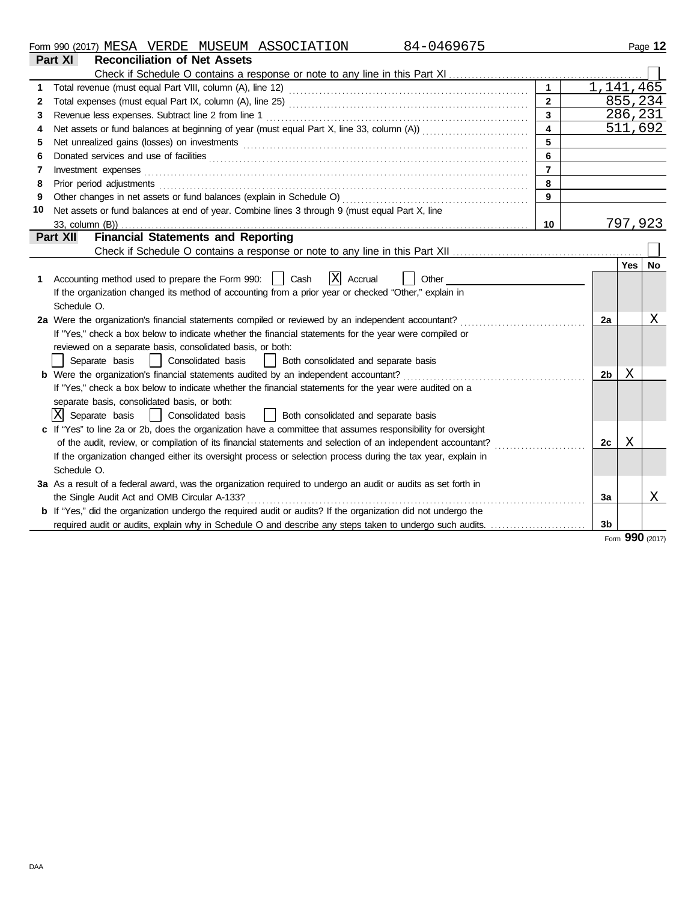Form 990 (2017) MESA VERDE MUSEUM ASSOCIATION 84-0469675 Page 12

## Part XI Reconciliation of Net Assets

Check if Schedule O contains a response or note to any line in this Part XI ☐

| | | | |
|---|---|---|---|
| 1 | Total revenue (must equal Part VIII, column (A), line 12) | 1 | 1,141,465 |
| 2 | Total expenses (must equal Part IX, column (A), line 25) | 2 | 855,234 |
| 3 | Revenue less expenses. Subtract line 2 from line 1 | 3 | 286,231 |
| 4 | Net assets or fund balances at beginning of year (must equal Part X, line 33, column (A)) | 4 | 511,692 |
| 5 | Net unrealized gains (losses) on investments | 5 | |
| 6 | Donated services and use of facilities | 6 | |
| 7 | Investment expenses | 7 | |
| 8 | Prior period adjustments | 8 | |
| 9 | Other changes in net assets or fund balances (explain in Schedule O) | 9 | |
| 10 | Net assets or fund balances at end of year. Combine lines 3 through 9 (must equal Part X, line 33, column (B)) | 10 | 797,923 |

## Part XII Financial Statements and Reporting

Check if Schedule O contains a response or note to any line in this Part XII ☐

| | | | Yes | No |
|---|---|---|---|---|
| 1 | Accounting method used to prepare the Form 990: ☐ Cash ☒ Accrual ☐ Other<br>If the organization changed its method of accounting from a prior year or checked "Other," explain in Schedule O. | | | |
| 2a | Were the organization's financial statements compiled or reviewed by an independent accountant?<br>If "Yes," check a box below to indicate whether the financial statements for the year were compiled or reviewed on a separate basis, consolidated basis, or both:<br>☐ Separate basis ☐ Consolidated basis ☐ Both consolidated and separate basis | 2a | | X |
| b | Were the organization's financial statements audited by an independent accountant?<br>If "Yes," check a box below to indicate whether the financial statements for the year were audited on a separate basis, consolidated basis, or both:<br>☒ Separate basis ☐ Consolidated basis ☐ Both consolidated and separate basis | 2b | X | |
| c | If "Yes" to line 2a or 2b, does the organization have a committee that assumes responsibility for oversight of the audit, review, or compilation of its financial statements and selection of an independent accountant?<br>If the organization changed either its oversight process or selection process during the tax year, explain in Schedule O. | 2c | X | |
| 3a | As a result of a federal award, was the organization required to undergo an audit or audits as set forth in the Single Audit Act and OMB Circular A-133? | 3a | | X |
| b | If "Yes," did the organization undergo the required audit or audits? If the organization did not undergo the required audit or audits, explain why in Schedule O and describe any steps taken to undergo such audits. | 3b | | |

Form **990** (2017)

DAA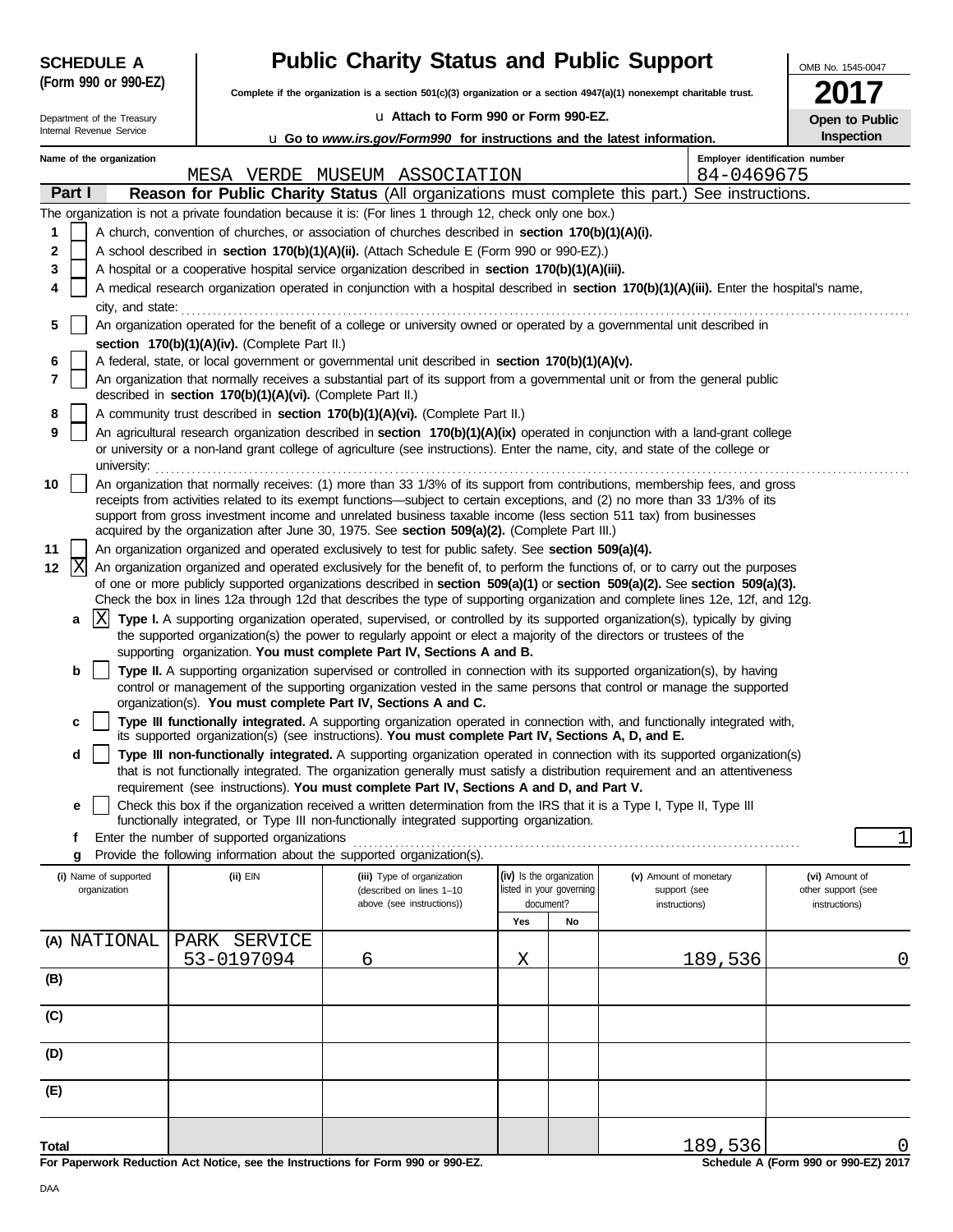**SCHEDULE A**
**(Form 990 or 990-EZ)**

Department of the Treasury
Internal Revenue Service

# Public Charity Status and Public Support

**Complete if the organization is a section 501(c)(3) organization or a section 4947(a)(1) nonexempt charitable trust.**

u **Attach to Form 990 or Form 990-EZ.**

u **Go to *www.irs.gov/Form990* for instructions and the latest information.**

OMB No. 1545-0047

**2017**

**Open to Public Inspection**

**Name of the organization**
MESA VERDE MUSEUM ASSOCIATION

**Employer identification number**
84-0469675

**Part I** **Reason for Public Charity Status** (All organizations must complete this part.) See instructions.

The organization is not a private foundation because it is: (For lines 1 through 12, check only one box.)

1 [ ] A church, convention of churches, or association of churches described in **section 170(b)(1)(A)(i).**

2 [ ] A school described in **section 170(b)(1)(A)(ii).** (Attach Schedule E (Form 990 or 990-EZ).)

3 [ ] A hospital or a cooperative hospital service organization described in **section 170(b)(1)(A)(iii).**

4 [ ] A medical research organization operated in conjunction with a hospital described in **section 170(b)(1)(A)(iii).** Enter the hospital's name, city, and state:

5 [ ] An organization operated for the benefit of a college or university owned or operated by a governmental unit described in **section 170(b)(1)(A)(iv).** (Complete Part II.)

6 [ ] A federal, state, or local government or governmental unit described in **section 170(b)(1)(A)(v).**

7 [ ] An organization that normally receives a substantial part of its support from a governmental unit or from the general public described in **section 170(b)(1)(A)(vi).** (Complete Part II.)

8 [ ] A community trust described in **section 170(b)(1)(A)(vi).** (Complete Part II.)

9 [ ] An agricultural research organization described in **section 170(b)(1)(A)(ix)** operated in conjunction with a land-grant college or university or a non-land grant college of agriculture (see instructions). Enter the name, city, and state of the college or university:

10 [ ] An organization that normally receives: (1) more than 33 1/3% of its support from contributions, membership fees, and gross receipts from activities related to its exempt functions—subject to certain exceptions, and (2) no more than 33 1/3% of its support from gross investment income and unrelated business taxable income (less section 511 tax) from businesses acquired by the organization after June 30, 1975. See **section 509(a)(2).** (Complete Part III.)

11 [ ] An organization organized and operated exclusively to test for public safety. See **section 509(a)(4).**

12 [X] An organization organized and operated exclusively for the benefit of, to perform the functions of, or to carry out the purposes of one or more publicly supported organizations described in **section 509(a)(1)** or **section 509(a)(2).** See **section 509(a)(3).** Check the box in lines 12a through 12d that describes the type of supporting organization and complete lines 12e, 12f, and 12g.

**a** [X] **Type I.** A supporting organization operated, supervised, or controlled by its supported organization(s), typically by giving the supported organization(s) the power to regularly appoint or elect a majority of the directors or trustees of the supporting organization. **You must complete Part IV, Sections A and B.**

**b** [ ] **Type II.** A supporting organization supervised or controlled in connection with its supported organization(s), by having control or management of the supporting organization vested in the same persons that control or manage the supported organization(s). **You must complete Part IV, Sections A and C.**

**c** [ ] **Type III functionally integrated.** A supporting organization operated in connection with, and functionally integrated with, its supported organization(s) (see instructions). **You must complete Part IV, Sections A, D, and E.**

**d** [ ] **Type III non-functionally integrated.** A supporting organization operated in connection with its supported organization(s) that is not functionally integrated. The organization generally must satisfy a distribution requirement and an attentiveness requirement (see instructions). **You must complete Part IV, Sections A and D, and Part V.**

**e** [ ] Check this box if the organization received a written determination from the IRS that it is a Type I, Type II, Type III functionally integrated, or Type III non-functionally integrated supporting organization.

**f** Enter the number of supported organizations: 1

**g** Provide the following information about the supported organization(s).

| (i) Name of supported organization | (ii) EIN | (iii) Type of organization (described on lines 1–10 above (see instructions)) | (iv) Is the organization listed in your governing document? Yes | No | (v) Amount of monetary support (see instructions) | (vi) Amount of other support (see instructions) |
|---|---|---|---|---|---|---|
| (A) NATIONAL PARK SERVICE | 53-0197094 | 6 | X | | 189,536 | 0 |
| (B) | | | | | | |
| (C) | | | | | | |
| (D) | | | | | | |
| (E) | | | | | | |
| **Total** | | | | | 189,536 | 0 |

**For Paperwork Reduction Act Notice, see the Instructions for Form 990 or 990-EZ.** **Schedule A (Form 990 or 990-EZ) 2017**

DAA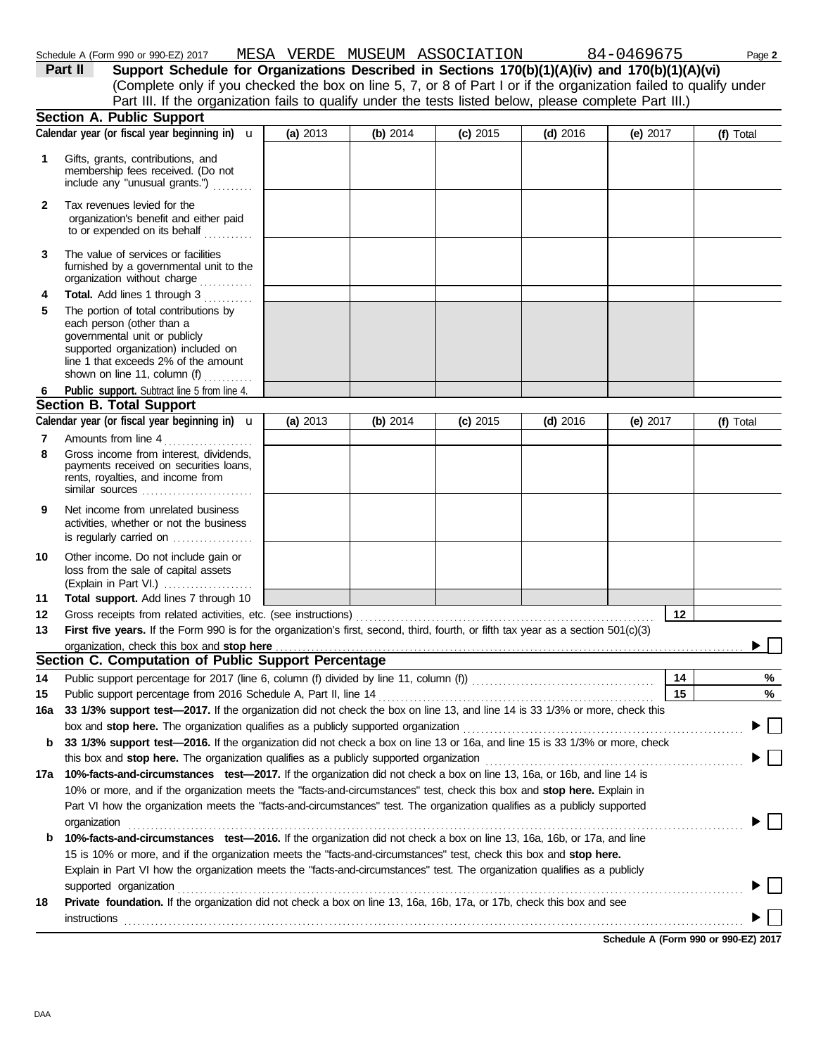Schedule A (Form 990 or 990-EZ) 2017 MESA VERDE MUSEUM ASSOCIATION 84-0469675

## Part II Support Schedule for Organizations Described in Sections 170(b)(1)(A)(iv) and 170(b)(1)(A)(vi)

(Complete only if you checked the box on line 5, 7, or 8 of Part I or if the organization failed to qualify under Part III. If the organization fails to qualify under the tests listed below, please complete Part III.)

### Section A. Public Support

| | Calendar year (or fiscal year beginning in) | (a) 2013 | (b) 2014 | (c) 2015 | (d) 2016 | (e) 2017 | (f) Total |
|---|---|---|---|---|---|---|---|
| 1 | Gifts, grants, contributions, and membership fees received. (Do not include any "unusual grants.") | | | | | | |
| 2 | Tax revenues levied for the organization's benefit and either paid to or expended on its behalf | | | | | | |
| 3 | The value of services or facilities furnished by a governmental unit to the organization without charge | | | | | | |
| 4 | **Total.** Add lines 1 through 3 | | | | | | |
| 5 | The portion of total contributions by each person (other than a governmental unit or publicly supported organization) included on line 1 that exceeds 2% of the amount shown on line 11, column (f) | | | | | | |
| 6 | **Public support.** Subtract line 5 from line 4. | | | | | | |

### Section B. Total Support

| | Calendar year (or fiscal year beginning in) | (a) 2013 | (b) 2014 | (c) 2015 | (d) 2016 | (e) 2017 | (f) Total |
|---|---|---|---|---|---|---|---|
| 7 | Amounts from line 4 | | | | | | |
| 8 | Gross income from interest, dividends, payments received on securities loans, rents, royalties, and income from similar sources | | | | | | |
| 9 | Net income from unrelated business activities, whether or not the business is regularly carried on | | | | | | |
| 10 | Other income. Do not include gain or loss from the sale of capital assets (Explain in Part VI.) | | | | | | |
| 11 | **Total support.** Add lines 7 through 10 | | | | | | |

12 Gross receipts from related activities, etc. (see instructions) **12**

13 **First five years.** If the Form 990 is for the organization's first, second, third, fourth, or fifth tax year as a section 501(c)(3) organization, check this box and **stop here** ☐

### Section C. Computation of Public Support Percentage

14 Public support percentage for 2017 (line 6, column (f) divided by line 11, column (f)) **14** %

15 Public support percentage from 2016 Schedule A, Part II, line 14 **15** %

16a **33 1/3% support test—2017.** If the organization did not check the box on line 13, and line 14 is 33 1/3% or more, check this box and **stop here.** The organization qualifies as a publicly supported organization ☐

b **33 1/3% support test—2016.** If the organization did not check a box on line 13 or 16a, and line 15 is 33 1/3% or more, check this box and **stop here.** The organization qualifies as a publicly supported organization ☐

17a **10%-facts-and-circumstances test—2017.** If the organization did not check a box on line 13, 16a, or 16b, and line 14 is 10% or more, and if the organization meets the "facts-and-circumstances" test, check this box and **stop here.** Explain in Part VI how the organization meets the "facts-and-circumstances" test. The organization qualifies as a publicly supported organization ☐

b **10%-facts-and-circumstances test—2016.** If the organization did not check a box on line 13, 16a, 16b, or 17a, and line 15 is 10% or more, and if the organization meets the "facts-and-circumstances" test, check this box and **stop here.** Explain in Part VI how the organization meets the "facts-and-circumstances" test. The organization qualifies as a publicly supported organization ☐

18 **Private foundation.** If the organization did not check a box on line 13, 16a, 16b, 17a, or 17b, check this box and see instructions ☐

**Schedule A (Form 990 or 990-EZ) 2017**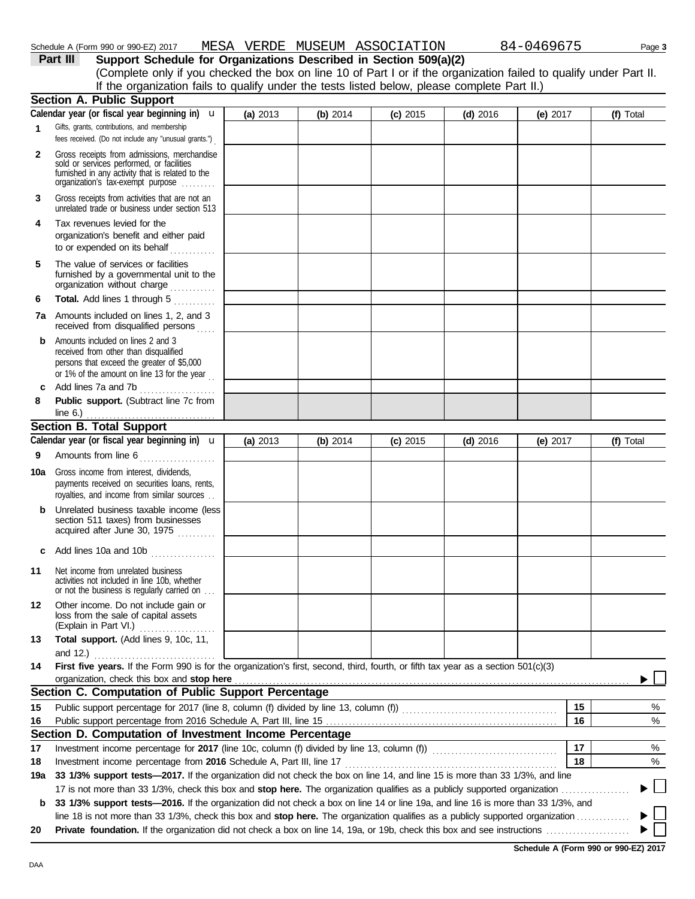Schedule A (Form 990 or 990-EZ) 2017 MESA VERDE MUSEUM ASSOCIATION 84-0469675

**Part III** **Support Schedule for Organizations Described in Section 509(a)(2)**

(Complete only if you checked the box on line 10 of Part I or if the organization failed to qualify under Part II. If the organization fails to qualify under the tests listed below, please complete Part II.)

## Section A. Public Support

| Calendar year (or fiscal year beginning in) u | (a) 2013 | (b) 2014 | (c) 2015 | (d) 2016 | (e) 2017 | (f) Total |
|---|---|---|---|---|---|---|
| **1** Gifts, grants, contributions, and membership fees received. (Do not include any "unusual grants.") | | | | | | |
| **2** Gross receipts from admissions, merchandise sold or services performed, or facilities furnished in any activity that is related to the organization's tax-exempt purpose | | | | | | |
| **3** Gross receipts from activities that are not an unrelated trade or business under section 513 | | | | | | |
| **4** Tax revenues levied for the organization's benefit and either paid to or expended on its behalf | | | | | | |
| **5** The value of services or facilities furnished by a governmental unit to the organization without charge | | | | | | |
| **6** **Total.** Add lines 1 through 5 | | | | | | |
| **7a** Amounts included on lines 1, 2, and 3 received from disqualified persons | | | | | | |
| **b** Amounts included on lines 2 and 3 received from other than disqualified persons that exceed the greater of $5,000 or 1% of the amount on line 13 for the year | | | | | | |
| **c** Add lines 7a and 7b | | | | | | |
| **8** **Public support.** (Subtract line 7c from line 6.) | | | | | | |

## Section B. Total Support

| Calendar year (or fiscal year beginning in) u | (a) 2013 | (b) 2014 | (c) 2015 | (d) 2016 | (e) 2017 | (f) Total |
|---|---|---|---|---|---|---|
| **9** Amounts from line 6 | | | | | | |
| **10a** Gross income from interest, dividends, payments received on securities loans, rents, royalties, and income from similar sources | | | | | | |
| **b** Unrelated business taxable income (less section 511 taxes) from businesses acquired after June 30, 1975 | | | | | | |
| **c** Add lines 10a and 10b | | | | | | |
| **11** Net income from unrelated business activities not included in line 10b, whether or not the business is regularly carried on | | | | | | |
| **12** Other income. Do not include gain or loss from the sale of capital assets (Explain in Part VI.) | | | | | | |
| **13** **Total support.** (Add lines 9, 10c, 11, and 12.) | | | | | | |

**14** **First five years.** If the Form 990 is for the organization's first, second, third, fourth, or fifth tax year as a section 501(c)(3) organization, check this box and **stop here** ▶ ☐

## Section C. Computation of Public Support Percentage

| | | | |
|---|---|---|---|
| **15** | Public support percentage for 2017 (line 8, column (f) divided by line 13, column (f)) | 15 | % |
| **16** | Public support percentage from 2016 Schedule A, Part III, line 15 | 16 | % |

## Section D. Computation of Investment Income Percentage

| | | | |
|---|---|---|---|
| **17** | Investment income percentage for **2017** (line 10c, column (f) divided by line 13, column (f)) | 17 | % |
| **18** | Investment income percentage from **2016** Schedule A, Part III, line 17 | 18 | % |

**19a** **33 1/3% support tests—2017.** If the organization did not check the box on line 14, and line 15 is more than 33 1/3%, and line 17 is not more than 33 1/3%, check this box and **stop here.** The organization qualifies as a publicly supported organization ▶ ☐

**b** **33 1/3% support tests—2016.** If the organization did not check a box on line 14 or line 19a, and line 16 is more than 33 1/3%, and line 18 is not more than 33 1/3%, check this box and **stop here.** The organization qualifies as a publicly supported organization ▶ ☐

**20** **Private foundation.** If the organization did not check a box on line 14, 19a, or 19b, check this box and see instructions ▶ ☐

**Schedule A (Form 990 or 990-EZ) 2017**

DAA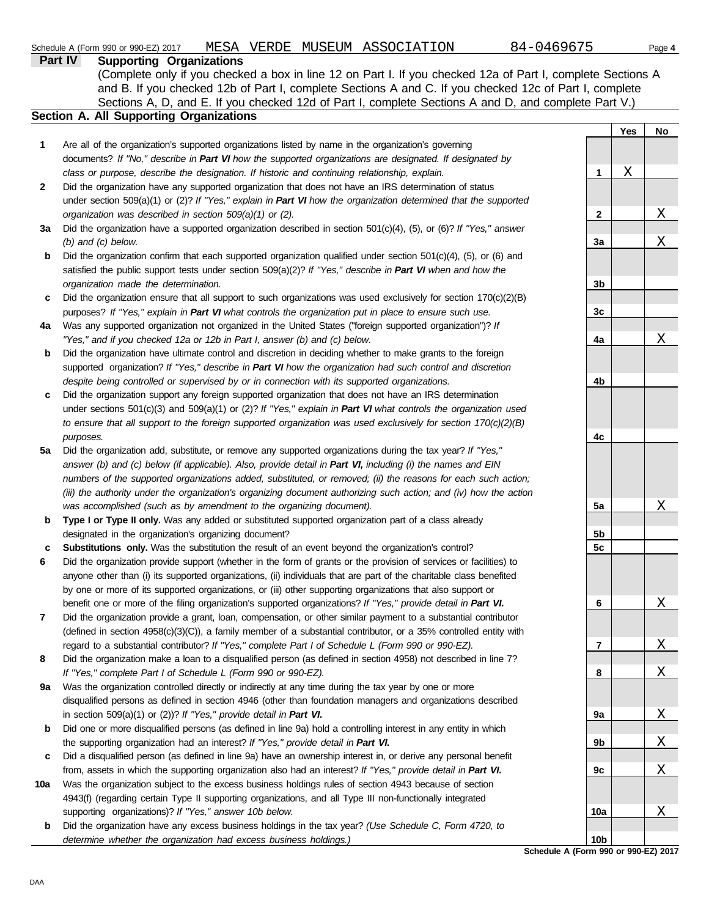Schedule A (Form 990 or 990-EZ) 2017 MESA VERDE MUSEUM ASSOCIATION 84-0469675

## Part IV Supporting Organizations

(Complete only if you checked a box in line 12 on Part I. If you checked 12a of Part I, complete Sections A and B. If you checked 12b of Part I, complete Sections A and C. If you checked 12c of Part I, complete Sections A, D, and E. If you checked 12d of Part I, complete Sections A and D, and complete Part V.)

### Section A. All Supporting Organizations

| | | | Yes | No |
|---|---|---|---|---|
| **1** | Are all of the organization's supported organizations listed by name in the organization's governing documents? *If "No," describe in **Part VI** how the supported organizations are designated. If designated by class or purpose, describe the designation. If historic and continuing relationship, explain.* | **1** | X | |
| **2** | Did the organization have any supported organization that does not have an IRS determination of status under section 509(a)(1) or (2)? *If "Yes," explain in **Part VI** how the organization determined that the supported organization was described in section 509(a)(1) or (2).* | **2** | | X |
| **3a** | Did the organization have a supported organization described in section 501(c)(4), (5), or (6)? *If "Yes," answer (b) and (c) below.* | **3a** | | X |
| **b** | Did the organization confirm that each supported organization qualified under section 501(c)(4), (5), or (6) and satisfied the public support tests under section 509(a)(2)? *If "Yes," describe in **Part VI** when and how the organization made the determination.* | **3b** | | |
| **c** | Did the organization ensure that all support to such organizations was used exclusively for section 170(c)(2)(B) purposes? *If "Yes," explain in **Part VI** what controls the organization put in place to ensure such use.* | **3c** | | |
| **4a** | Was any supported organization not organized in the United States ("foreign supported organization")? *If "Yes," and if you checked 12a or 12b in Part I, answer (b) and (c) below.* | **4a** | | X |
| **b** | Did the organization have ultimate control and discretion in deciding whether to make grants to the foreign supported organization? *If "Yes," describe in **Part VI** how the organization had such control and discretion despite being controlled or supervised by or in connection with its supported organizations.* | **4b** | | |
| **c** | Did the organization support any foreign supported organization that does not have an IRS determination under sections 501(c)(3) and 509(a)(1) or (2)? *If "Yes," explain in **Part VI** what controls the organization used to ensure that all support to the foreign supported organization was used exclusively for section 170(c)(2)(B) purposes.* | **4c** | | |
| **5a** | Did the organization add, substitute, or remove any supported organizations during the tax year? *If "Yes," answer (b) and (c) below (if applicable). Also, provide detail in **Part VI,** including (i) the names and EIN numbers of the supported organizations added, substituted, or removed; (ii) the reasons for each such action; (iii) the authority under the organization's organizing document authorizing such action; and (iv) how the action was accomplished (such as by amendment to the organizing document).* | **5a** | | X |
| **b** | **Type I or Type II only.** Was any added or substituted supported organization part of a class already designated in the organization's organizing document? | **5b** | | |
| **c** | **Substitutions only.** Was the substitution the result of an event beyond the organization's control? | **5c** | | |
| **6** | Did the organization provide support (whether in the form of grants or the provision of services or facilities) to anyone other than (i) its supported organizations, (ii) individuals that are part of the charitable class benefited by one or more of its supported organizations, or (iii) other supporting organizations that also support or benefit one or more of the filing organization's supported organizations? *If "Yes," provide detail in **Part VI.*** | **6** | | X |
| **7** | Did the organization provide a grant, loan, compensation, or other similar payment to a substantial contributor (defined in section 4958(c)(3)(C)), a family member of a substantial contributor, or a 35% controlled entity with regard to a substantial contributor? *If "Yes," complete Part I of Schedule L (Form 990 or 990-EZ).* | **7** | | X |
| **8** | Did the organization make a loan to a disqualified person (as defined in section 4958) not described in line 7? *If "Yes," complete Part I of Schedule L (Form 990 or 990-EZ).* | **8** | | X |
| **9a** | Was the organization controlled directly or indirectly at any time during the tax year by one or more disqualified persons as defined in section 4946 (other than foundation managers and organizations described in section 509(a)(1) or (2))? *If "Yes," provide detail in **Part VI.*** | **9a** | | X |
| **b** | Did one or more disqualified persons (as defined in line 9a) hold a controlling interest in any entity in which the supporting organization had an interest? *If "Yes," provide detail in **Part VI.*** | **9b** | | X |
| **c** | Did a disqualified person (as defined in line 9a) have an ownership interest in, or derive any personal benefit from, assets in which the supporting organization also had an interest? *If "Yes," provide detail in **Part VI.*** | **9c** | | X |
| **10a** | Was the organization subject to the excess business holdings rules of section 4943 because of section 4943(f) (regarding certain Type II supporting organizations, and all Type III non-functionally integrated supporting organizations)? *If "Yes," answer 10b below.* | **10a** | | X |
| **b** | Did the organization have any excess business holdings in the tax year? *(Use Schedule C, Form 4720, to determine whether the organization had excess business holdings.)* | **10b** | | |

**Schedule A (Form 990 or 990-EZ) 2017**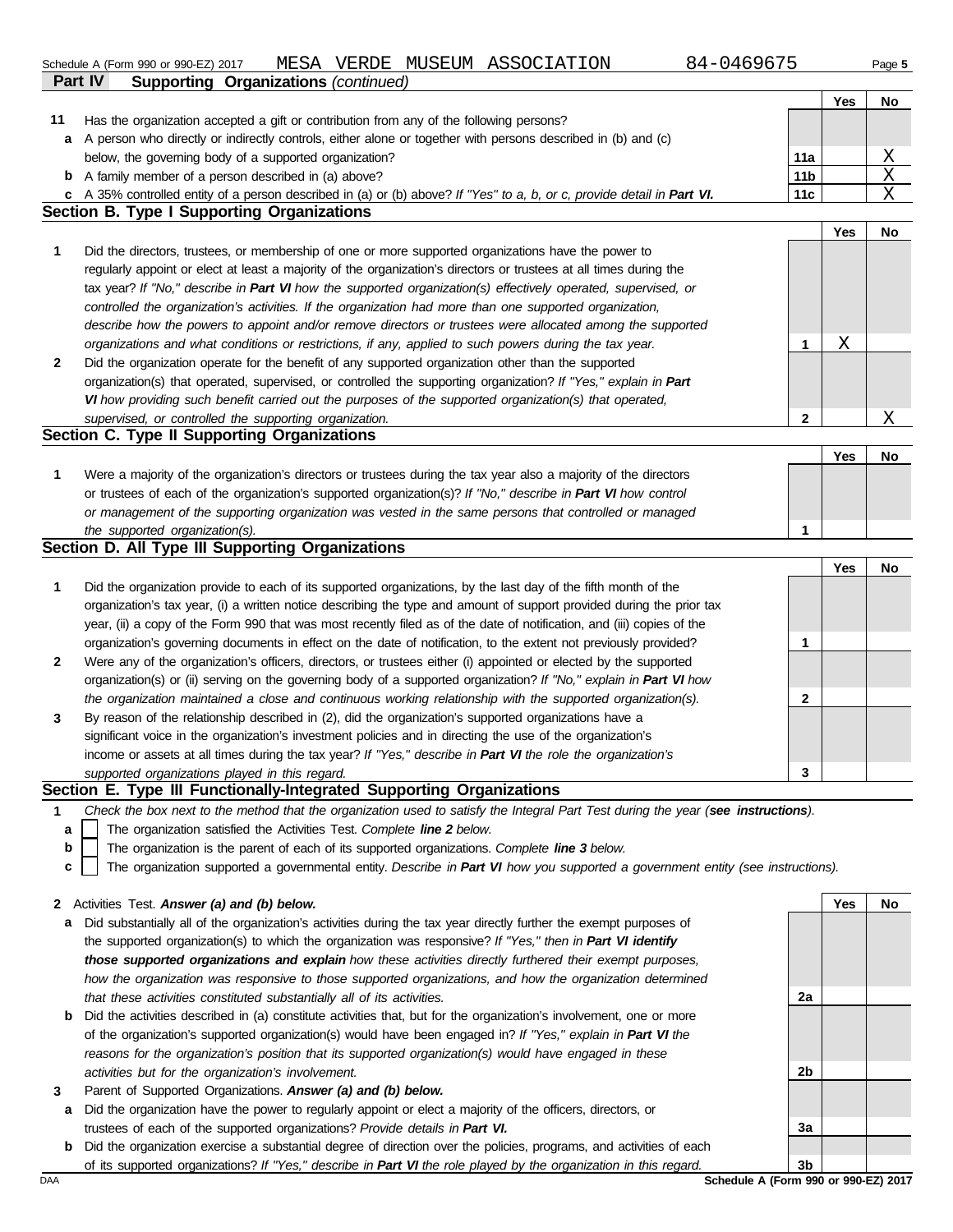Schedule A (Form 990 or 990-EZ) 2017 MESA VERDE MUSEUM ASSOCIATION 84-0469675

**Part IV Supporting Organizations** *(continued)*

| | | | Yes | No |
|---|---|---|---|---|
| **11** | Has the organization accepted a gift or contribution from any of the following persons? | | | |
| **a** | A person who directly or indirectly controls, either alone or together with persons described in (b) and (c) below, the governing body of a supported organization? | **11a** | | X |
| **b** | A family member of a person described in (a) above? | **11b** | | X |
| **c** | A 35% controlled entity of a person described in (a) or (b) above? *If "Yes" to a, b, or c, provide detail in* ***Part VI.*** | **11c** | | X |

## Section B. Type I Supporting Organizations

| | | | Yes | No |
|---|---|---|---|---|
| **1** | Did the directors, trustees, or membership of one or more supported organizations have the power to regularly appoint or elect at least a majority of the organization's directors or trustees at all times during the tax year? *If "No," describe in* ***Part VI*** *how the supported organization(s) effectively operated, supervised, or controlled the organization's activities. If the organization had more than one supported organization, describe how the powers to appoint and/or remove directors or trustees were allocated among the supported organizations and what conditions or restrictions, if any, applied to such powers during the tax year.* | **1** | X | |
| **2** | Did the organization operate for the benefit of any supported organization other than the supported organization(s) that operated, supervised, or controlled the supporting organization? *If "Yes," explain in* ***Part VI*** *how providing such benefit carried out the purposes of the supported organization(s) that operated, supervised, or controlled the supporting organization.* | **2** | | X |

## Section C. Type II Supporting Organizations

| | | | Yes | No |
|---|---|---|---|---|
| **1** | Were a majority of the organization's directors or trustees during the tax year also a majority of the directors or trustees of each of the organization's supported organization(s)? *If "No," describe in* ***Part VI*** *how control or management of the supporting organization was vested in the same persons that controlled or managed the supported organization(s).* | **1** | | |

## Section D. All Type III Supporting Organizations

| | | | Yes | No |
|---|---|---|---|---|
| **1** | Did the organization provide to each of its supported organizations, by the last day of the fifth month of the organization's tax year, (i) a written notice describing the type and amount of support provided during the prior tax year, (ii) a copy of the Form 990 that was most recently filed as of the date of notification, and (iii) copies of the organization's governing documents in effect on the date of notification, to the extent not previously provided? | **1** | | |
| **2** | Were any of the organization's officers, directors, or trustees either (i) appointed or elected by the supported organization(s) or (ii) serving on the governing body of a supported organization? *If "No," explain in* ***Part VI*** *how the organization maintained a close and continuous working relationship with the supported organization(s).* | **2** | | |
| **3** | By reason of the relationship described in (2), did the organization's supported organizations have a significant voice in the organization's investment policies and in directing the use of the organization's income or assets at all times during the tax year? *If "Yes," describe in* ***Part VI*** *the role the organization's supported organizations played in this regard.* | **3** | | |

## Section E. Type III Functionally-Integrated Supporting Organizations

**1** *Check the box next to the method that the organization used to satisfy the Integral Part Test during the year (**see instructions**).*

- **a** ☐ The organization satisfied the Activities Test. *Complete **line 2** below.*
- **b** ☐ The organization is the parent of each of its supported organizations. *Complete **line 3** below.*
- **c** ☐ The organization supported a governmental entity. *Describe in **Part VI** how you supported a government entity (see instructions).*

| | | | Yes | No |
|---|---|---|---|---|
| **2** | Activities Test. ***Answer (a) and (b) below.*** | | | |
| **a** | Did substantially all of the organization's activities during the tax year directly further the exempt purposes of the supported organization(s) to which the organization was responsive? *If "Yes," then in* ***Part VI identify those supported organizations and explain*** *how these activities directly furthered their exempt purposes, how the organization was responsive to those supported organizations, and how the organization determined that these activities constituted substantially all of its activities.* | **2a** | | |
| **b** | Did the activities described in (a) constitute activities that, but for the organization's involvement, one or more of the organization's supported organization(s) would have been engaged in? *If "Yes," explain in* ***Part VI*** *the reasons for the organization's position that its supported organization(s) would have engaged in these activities but for the organization's involvement.* | **2b** | | |
| **3** | Parent of Supported Organizations. ***Answer (a) and (b) below.*** | | | |
| **a** | Did the organization have the power to regularly appoint or elect a majority of the officers, directors, or trustees of each of the supported organizations? *Provide details in* ***Part VI.*** | **3a** | | |
| **b** | Did the organization exercise a substantial degree of direction over the policies, programs, and activities of each of its supported organizations? *If "Yes," describe in* ***Part VI*** *the role played by the organization in this regard.* | **3b** | | |

DAA **Schedule A (Form 990 or 990-EZ) 2017**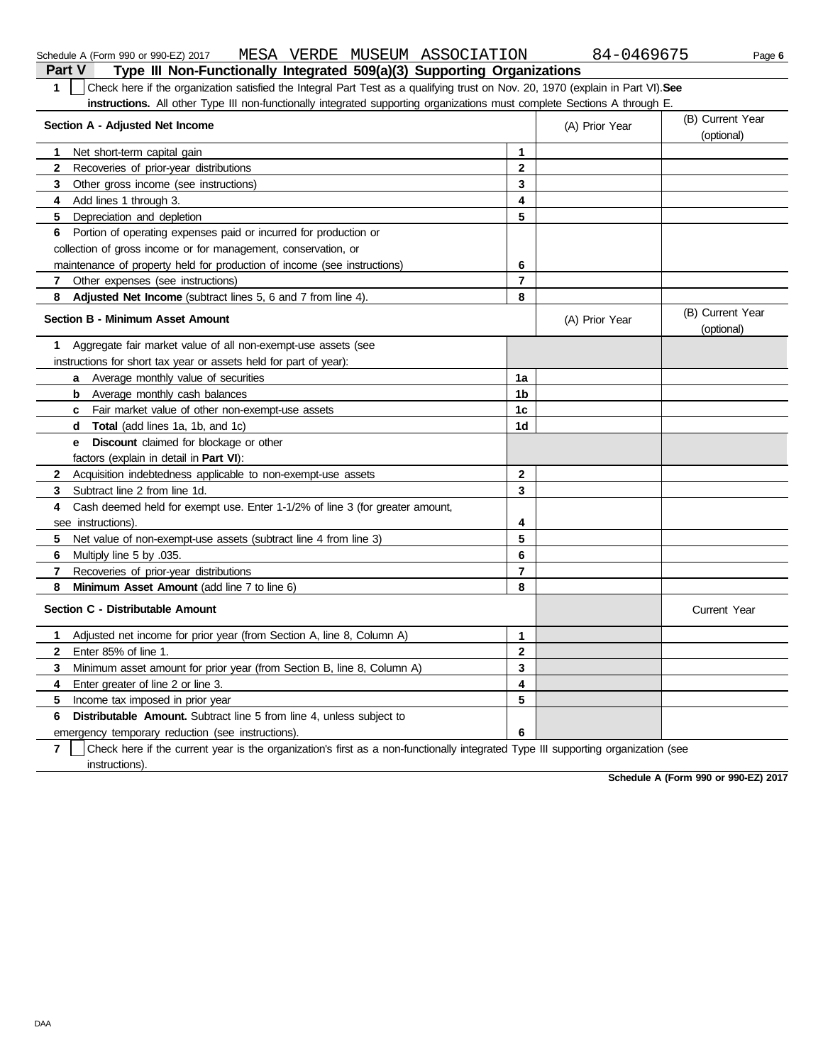Schedule A (Form 990 or 990-EZ) 2017 MESA VERDE MUSEUM ASSOCIATION 84-0469675

## Part V Type III Non-Functionally Integrated 509(a)(3) Supporting Organizations

1 [ ] Check here if the organization satisfied the Integral Part Test as a qualifying trust on Nov. 20, 1970 (explain in Part VI). **See instructions.** All other Type III non-functionally integrated supporting organizations must complete Sections A through E.

| Section A - Adjusted Net Income | | (A) Prior Year | (B) Current Year (optional) |
|---|---|---|---|
| **1** Net short-term capital gain | 1 | | |
| **2** Recoveries of prior-year distributions | 2 | | |
| **3** Other gross income (see instructions) | 3 | | |
| **4** Add lines 1 through 3. | 4 | | |
| **5** Depreciation and depletion | 5 | | |
| **6** Portion of operating expenses paid or incurred for production or collection of gross income or for management, conservation, or maintenance of property held for production of income (see instructions) | 6 | | |
| **7** Other expenses (see instructions) | 7 | | |
| **8** **Adjusted Net Income** (subtract lines 5, 6 and 7 from line 4). | 8 | | |

| Section B - Minimum Asset Amount | | (A) Prior Year | (B) Current Year (optional) |
|---|---|---|---|
| **1** Aggregate fair market value of all non-exempt-use assets (see instructions for short tax year or assets held for part of year): | | | |
| **a** Average monthly value of securities | 1a | | |
| **b** Average monthly cash balances | 1b | | |
| **c** Fair market value of other non-exempt-use assets | 1c | | |
| **d** **Total** (add lines 1a, 1b, and 1c) | 1d | | |
| **e** **Discount** claimed for blockage or other factors (explain in detail in **Part VI**): | | | |
| **2** Acquisition indebtedness applicable to non-exempt-use assets | 2 | | |
| **3** Subtract line 2 from line 1d. | 3 | | |
| **4** Cash deemed held for exempt use. Enter 1-1/2% of line 3 (for greater amount, see instructions). | 4 | | |
| **5** Net value of non-exempt-use assets (subtract line 4 from line 3) | 5 | | |
| **6** Multiply line 5 by .035. | 6 | | |
| **7** Recoveries of prior-year distributions | 7 | | |
| **8** **Minimum Asset Amount** (add line 7 to line 6) | 8 | | |

| Section C - Distributable Amount | | | Current Year |
|---|---|---|---|
| **1** Adjusted net income for prior year (from Section A, line 8, Column A) | 1 | | |
| **2** Enter 85% of line 1. | 2 | | |
| **3** Minimum asset amount for prior year (from Section B, line 8, Column A) | 3 | | |
| **4** Enter greater of line 2 or line 3. | 4 | | |
| **5** Income tax imposed in prior year | 5 | | |
| **6** **Distributable Amount.** Subtract line 5 from line 4, unless subject to emergency temporary reduction (see instructions). | 6 | | |

7 [ ] Check here if the current year is the organization's first as a non-functionally integrated Type III supporting organization (see instructions).

**Schedule A (Form 990 or 990-EZ) 2017**

DAA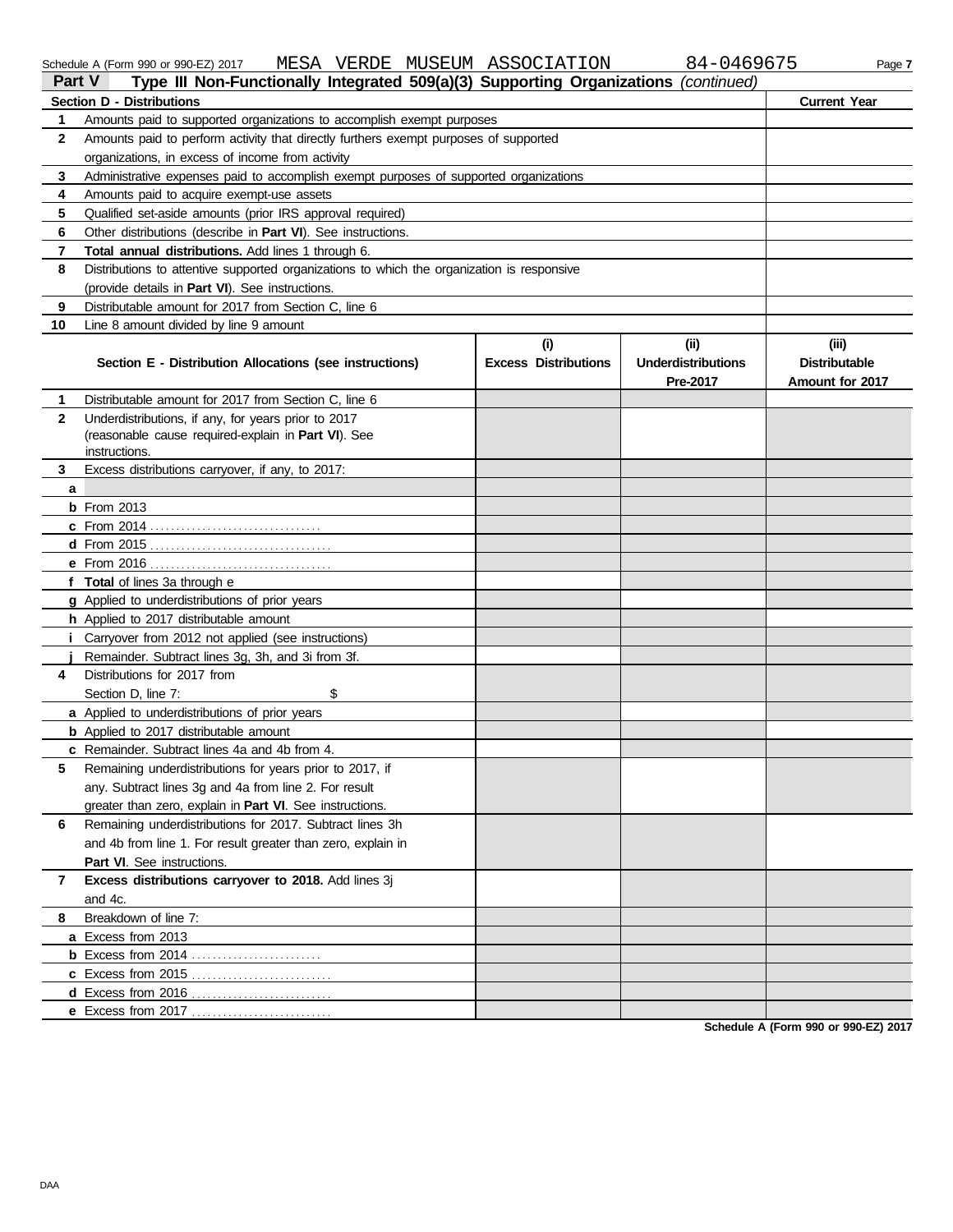Schedule A (Form 990 or 990-EZ) 2017 MESA VERDE MUSEUM ASSOCIATION 84-0469675 Page **7**

## Part V Type III Non-Functionally Integrated 509(a)(3) Supporting Organizations *(continued)*

| Section D - Distributions | | Current Year |
|---|---|---|
| 1 | Amounts paid to supported organizations to accomplish exempt purposes | |
| 2 | Amounts paid to perform activity that directly furthers exempt purposes of supported organizations, in excess of income from activity | |
| 3 | Administrative expenses paid to accomplish exempt purposes of supported organizations | |
| 4 | Amounts paid to acquire exempt-use assets | |
| 5 | Qualified set-aside amounts (prior IRS approval required) | |
| 6 | Other distributions (describe in **Part VI**). See instructions. | |
| 7 | **Total annual distributions.** Add lines 1 through 6. | |
| 8 | Distributions to attentive supported organizations to which the organization is responsive (provide details in **Part VI**). See instructions. | |
| 9 | Distributable amount for 2017 from Section C, line 6 | |
| 10 | Line 8 amount divided by line 9 amount | |

| | Section E - Distribution Allocations (see instructions) | (i) Excess Distributions | (ii) Underdistributions Pre-2017 | (iii) Distributable Amount for 2017 |
|---|---|---|---|---|
| 1 | Distributable amount for 2017 from Section C, line 6 | | | |
| 2 | Underdistributions, if any, for years prior to 2017 (reasonable cause required-explain in **Part VI**). See instructions. | | | |
| 3 | Excess distributions carryover, if any, to 2017: | | | |
| a | | | | |
| b | From 2013 | | | |
| c | From 2014 | | | |
| d | From 2015 | | | |
| e | From 2016 | | | |
| f | **Total** of lines 3a through e | | | |
| g | Applied to underdistributions of prior years | | | |
| h | Applied to 2017 distributable amount | | | |
| i | Carryover from 2012 not applied (see instructions) | | | |
| j | Remainder. Subtract lines 3g, 3h, and 3i from 3f. | | | |
| 4 | Distributions for 2017 from Section D, line 7: $ | | | |
| a | Applied to underdistributions of prior years | | | |
| b | Applied to 2017 distributable amount | | | |
| c | Remainder. Subtract lines 4a and 4b from 4. | | | |
| 5 | Remaining underdistributions for years prior to 2017, if any. Subtract lines 3g and 4a from line 2. For result greater than zero, explain in **Part VI**. See instructions. | | | |
| 6 | Remaining underdistributions for 2017. Subtract lines 3h and 4b from line 1. For result greater than zero, explain in **Part VI**. See instructions. | | | |
| 7 | **Excess distributions carryover to 2018.** Add lines 3j and 4c. | | | |
| 8 | Breakdown of line 7: | | | |
| a | Excess from 2013 | | | |
| b | Excess from 2014 | | | |
| c | Excess from 2015 | | | |
| d | Excess from 2016 | | | |
| e | Excess from 2017 | | | |

**Schedule A (Form 990 or 990-EZ) 2017**

DAA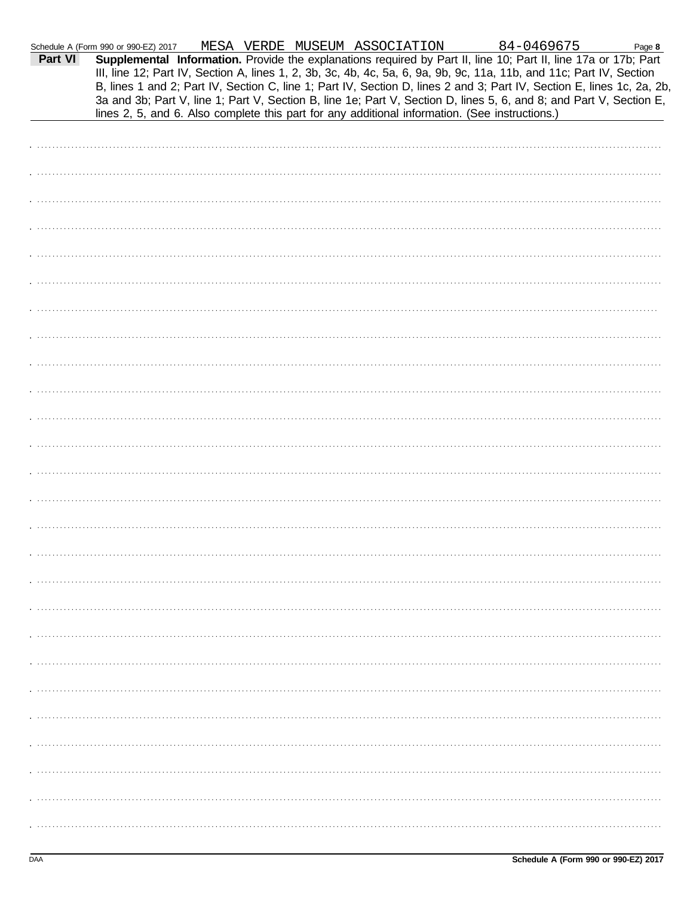Schedule A (Form 990 or 990-EZ) 2017 MESA VERDE MUSEUM ASSOCIATION 84-0469675

**Part VI** **Supplemental Information.** Provide the explanations required by Part II, line 10; Part II, line 17a or 17b; Part III, line 12; Part IV, Section A, lines 1, 2, 3b, 3c, 4b, 4c, 5a, 6, 9a, 9b, 9c, 11a, 11b, and 11c; Part IV, Section B, lines 1 and 2; Part IV, Section C, line 1; Part IV, Section D, lines 2 and 3; Part IV, Section E, lines 1c, 2a, 2b, 3a and 3b; Part V, line 1; Part V, Section B, line 1e; Part V, Section D, lines 5, 6, and 8; and Part V, Section E, lines 2, 5, and 6. Also complete this part for any additional information. (See instructions.)

DAA **Schedule A (Form 990 or 990-EZ) 2017**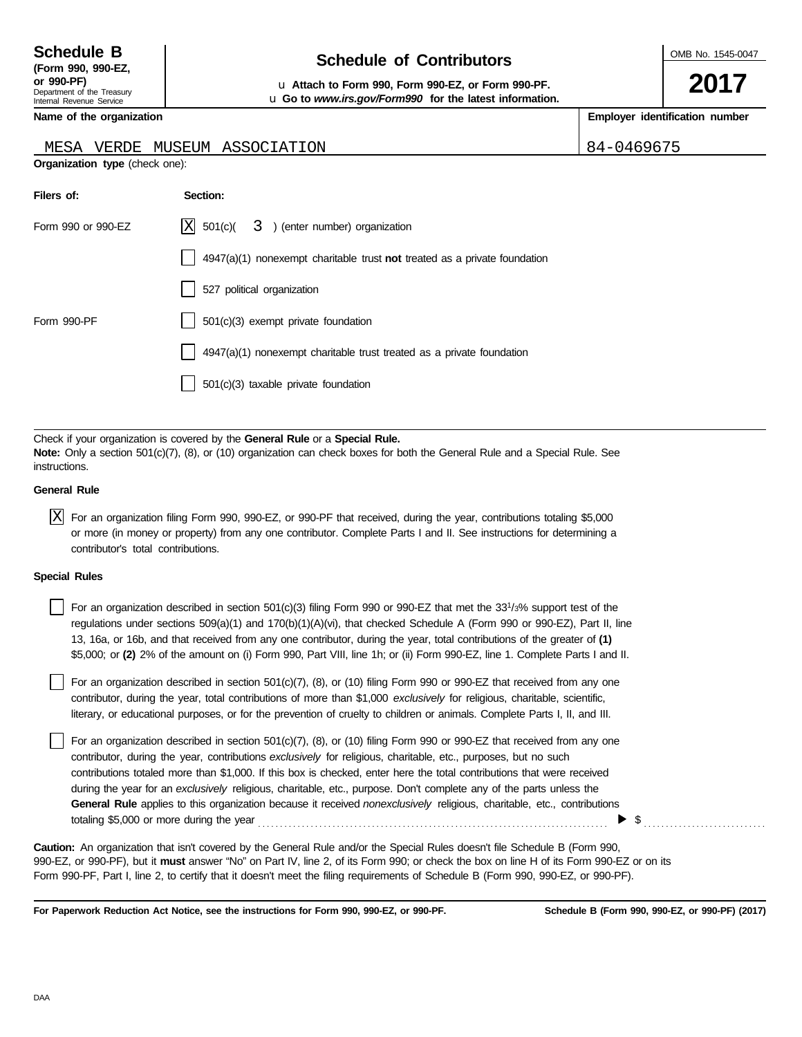# Schedule B

**(Form 990, 990-EZ, or 990-PF)**

Department of the Treasury
Internal Revenue Service

## Schedule of Contributors

u **Attach to Form 990, Form 990-EZ, or Form 990-PF.**
u **Go to *www.irs.gov/Form990* for the latest information.**

OMB No. 1545-0047

**2017**

| Name of the organization | Employer identification number |
| --- | --- |
| MESA VERDE MUSEUM ASSOCIATION | 84-0469675 |

**Organization type** (check one):

| Filers of: | Section: |
| --- | --- |
| Form 990 or 990-EZ | [X] 501(c)( 3 ) (enter number) organization |
| | [ ] 4947(a)(1) nonexempt charitable trust **not** treated as a private foundation |
| | [ ] 527 political organization |
| Form 990-PF | [ ] 501(c)(3) exempt private foundation |
| | [ ] 4947(a)(1) nonexempt charitable trust treated as a private foundation |
| | [ ] 501(c)(3) taxable private foundation |

Check if your organization is covered by the **General Rule** or a **Special Rule.**
**Note:** Only a section 501(c)(7), (8), or (10) organization can check boxes for both the General Rule and a Special Rule. See instructions.

**General Rule**

[X] For an organization filing Form 990, 990-EZ, or 990-PF that received, during the year, contributions totaling $5,000 or more (in money or property) from any one contributor. Complete Parts I and II. See instructions for determining a contributor's total contributions.

**Special Rules**

[ ] For an organization described in section 501(c)(3) filing Form 990 or 990-EZ that met the $33\frac{1}{3}$% support test of the regulations under sections 509(a)(1) and 170(b)(1)(A)(vi), that checked Schedule A (Form 990 or 990-EZ), Part II, line 13, 16a, or 16b, and that received from any one contributor, during the year, total contributions of the greater of **(1)** $5,000; or **(2)** 2% of the amount on (i) Form 990, Part VIII, line 1h; or (ii) Form 990-EZ, line 1. Complete Parts I and II.

[ ] For an organization described in section 501(c)(7), (8), or (10) filing Form 990 or 990-EZ that received from any one contributor, during the year, total contributions of more than $1,000 *exclusively* for religious, charitable, scientific, literary, or educational purposes, or for the prevention of cruelty to children or animals. Complete Parts I, II, and III.

[ ] For an organization described in section 501(c)(7), (8), or (10) filing Form 990 or 990-EZ that received from any one contributor, during the year, contributions *exclusively* for religious, charitable, etc., purposes, but no such contributions totaled more than $1,000. If this box is checked, enter here the total contributions that were received during the year for an *exclusively* religious, charitable, etc., purpose. Don't complete any of the parts unless the **General Rule** applies to this organization because it received *nonexclusively* religious, charitable, etc., contributions totaling $5,000 or more during the year ........ ▶ $ ........

**Caution:** An organization that isn't covered by the General Rule and/or the Special Rules doesn't file Schedule B (Form 990, 990-EZ, or 990-PF), but it **must** answer "No" on Part IV, line 2, of its Form 990; or check the box on line H of its Form 990-EZ or on its Form 990-PF, Part I, line 2, to certify that it doesn't meet the filing requirements of Schedule B (Form 990, 990-EZ, or 990-PF).

**For Paperwork Reduction Act Notice, see the instructions for Form 990, 990-EZ, or 990-PF.** **Schedule B (Form 990, 990-EZ, or 990-PF) (2017)**

DAA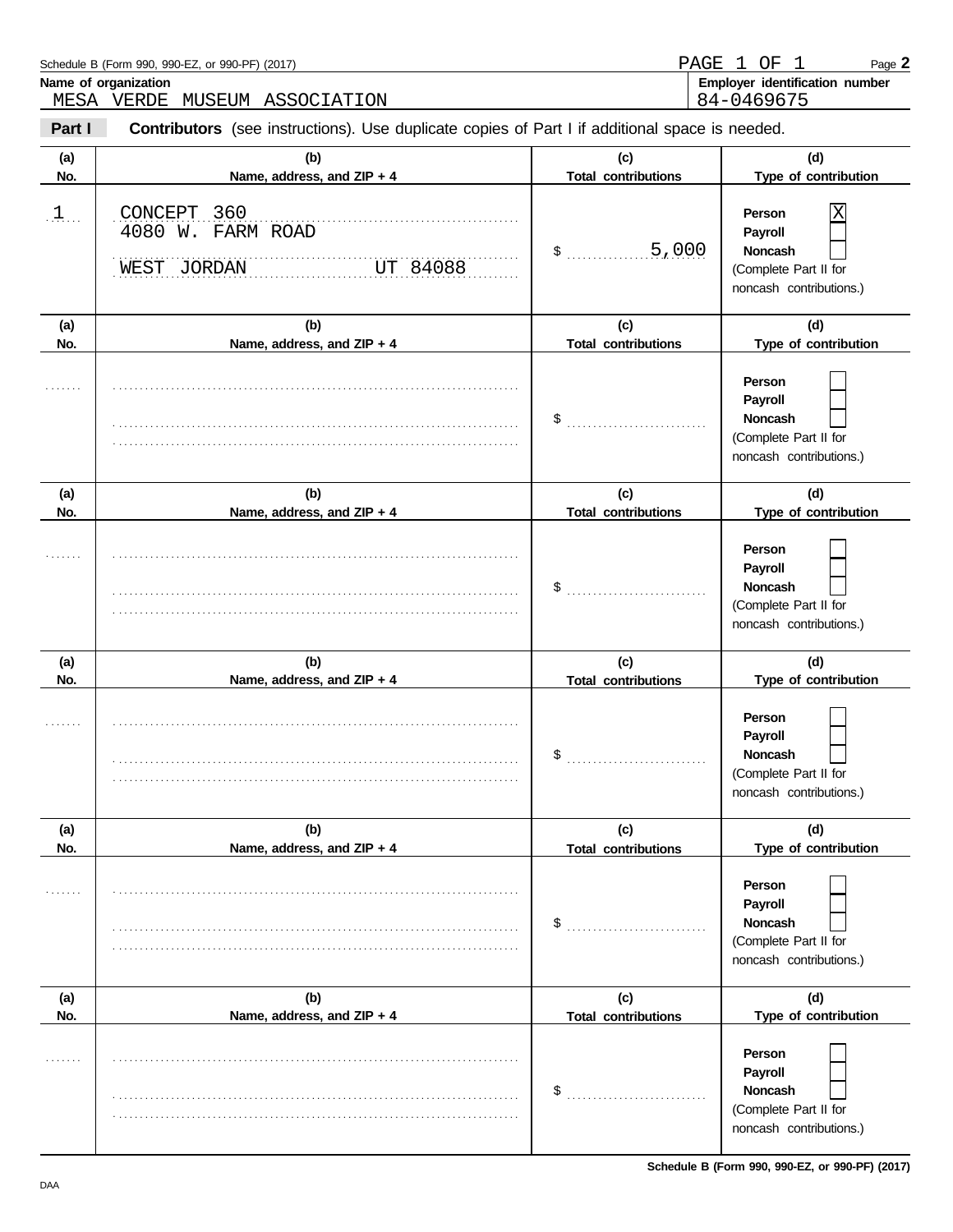Schedule B (Form 990, 990-EZ, or 990-PF) (2017)

**Name of organization**
MESA VERDE MUSEUM ASSOCIATION

**Employer identification number**
84-0469675

**Part I** **Contributors** (see instructions). Use duplicate copies of Part I if additional space is needed.

| (a) No. | (b) Name, address, and ZIP + 4 | (c) Total contributions | (d) Type of contribution |
|---|---|---|---|
| 1 | CONCEPT 360<br>4080 W. FARM ROAD<br>WEST JORDAN UT 84088 | $ 5,000 | Person [X]<br>Payroll [ ]<br>Noncash [ ]<br>(Complete Part II for noncash contributions.) |
| | | $ | Person [ ]<br>Payroll [ ]<br>Noncash [ ]<br>(Complete Part II for noncash contributions.) |
| | | $ | Person [ ]<br>Payroll [ ]<br>Noncash [ ]<br>(Complete Part II for noncash contributions.) |
| | | $ | Person [ ]<br>Payroll [ ]<br>Noncash [ ]<br>(Complete Part II for noncash contributions.) |
| | | $ | Person [ ]<br>Payroll [ ]<br>Noncash [ ]<br>(Complete Part II for noncash contributions.) |
| | | $ | Person [ ]<br>Payroll [ ]<br>Noncash [ ]<br>(Complete Part II for noncash contributions.) |

**Schedule B (Form 990, 990-EZ, or 990-PF) (2017)**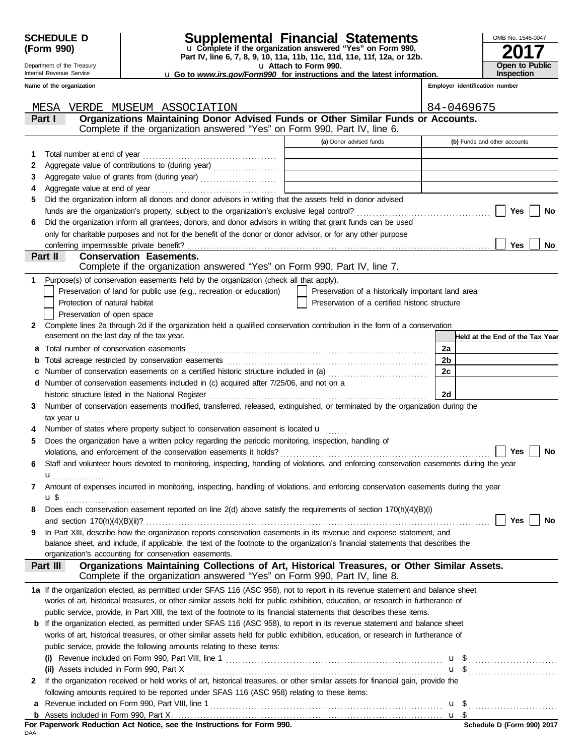**SCHEDULE D (Form 990)**

Department of the Treasury
Internal Revenue Service

# Supplemental Financial Statements

u Complete if the organization answered "Yes" on Form 990, Part IV, line 6, 7, 8, 9, 10, 11a, 11b, 11c, 11d, 11e, 11f, 12a, or 12b.
u Attach to Form 990.
u Go to *www.irs.gov/Form990* for instructions and the latest information.

OMB No. 1545-0047

**2017**

**Open to Public Inspection**

| Name of the organization | Employer identification number |
|---|---|
| MESA VERDE MUSEUM ASSOCIATION | 84-0469675 |

## Part I Organizations Maintaining Donor Advised Funds or Other Similar Funds or Accounts.
Complete if the organization answered "Yes" on Form 990, Part IV, line 6.

| | | (a) Donor advised funds | (b) Funds and other accounts |
|---|---|---|---|
| 1 | Total number at end of year | | |
| 2 | Aggregate value of contributions to (during year) | | |
| 3 | Aggregate value of grants from (during year) | | |
| 4 | Aggregate value at end of year | | |

5 Did the organization inform all donors and donor advisors in writing that the assets held in donor advised funds are the organization's property, subject to the organization's exclusive legal control? ☐ Yes ☐ No

6 Did the organization inform all grantees, donors, and donor advisors in writing that grant funds can be used only for charitable purposes and not for the benefit of the donor or donor advisor, or for any other purpose conferring impermissible private benefit? ☐ Yes ☐ No

## Part II Conservation Easements.
Complete if the organization answered "Yes" on Form 990, Part IV, line 7.

1 Purpose(s) of conservation easements held by the organization (check all that apply).

- ☐ Preservation of land for public use (e.g., recreation or education)
- ☐ Protection of natural habitat
- ☐ Preservation of open space
- ☐ Preservation of a historically important land area
- ☐ Preservation of a certified historic structure

2 Complete lines 2a through 2d if the organization held a qualified conservation contribution in the form of a conservation easement on the last day of the tax year.

| | | | Held at the End of the Tax Year |
|---|---|---|---|
| a | Total number of conservation easements | 2a | |
| b | Total acreage restricted by conservation easements | 2b | |
| c | Number of conservation easements on a certified historic structure included in (a) | 2c | |
| d | Number of conservation easements included in (c) acquired after 7/25/06, and not on a historic structure listed in the National Register | 2d | |

3 Number of conservation easements modified, transferred, released, extinguished, or terminated by the organization during the tax year u

4 Number of states where property subject to conservation easement is located u

5 Does the organization have a written policy regarding the periodic monitoring, inspection, handling of violations, and enforcement of the conservation easements it holds? ☐ Yes ☐ No

6 Staff and volunteer hours devoted to monitoring, inspecting, handling of violations, and enforcing conservation easements during the year u

7 Amount of expenses incurred in monitoring, inspecting, handling of violations, and enforcing conservation easements during the year u $

8 Does each conservation easement reported on line 2(d) above satisfy the requirements of section 170(h)(4)(B)(i) and section 170(h)(4)(B)(ii)? ☐ Yes ☐ No

9 In Part XIII, describe how the organization reports conservation easements in its revenue and expense statement, and balance sheet, and include, if applicable, the text of the footnote to the organization's financial statements that describes the organization's accounting for conservation easements.

## Part III Organizations Maintaining Collections of Art, Historical Treasures, or Other Similar Assets.
Complete if the organization answered "Yes" on Form 990, Part IV, line 8.

1a If the organization elected, as permitted under SFAS 116 (ASC 958), not to report in its revenue statement and balance sheet works of art, historical treasures, or other similar assets held for public exhibition, education, or research in furtherance of public service, provide, in Part XIII, the text of the footnote to its financial statements that describes these items.

b If the organization elected, as permitted under SFAS 116 (ASC 958), to report in its revenue statement and balance sheet works of art, historical treasures, or other similar assets held for public exhibition, education, or research in furtherance of public service, provide the following amounts relating to these items:

(i) Revenue included on Form 990, Part VIII, line 1 u $

(ii) Assets included in Form 990, Part X u $

2 If the organization received or held works of art, historical treasures, or other similar assets for financial gain, provide the following amounts required to be reported under SFAS 116 (ASC 958) relating to these items:

a Revenue included on Form 990, Part VIII, line 1 u $

b Assets included in Form 990, Part X u $

**For Paperwork Reduction Act Notice, see the Instructions for Form 990.** **Schedule D (Form 990) 2017**

DAA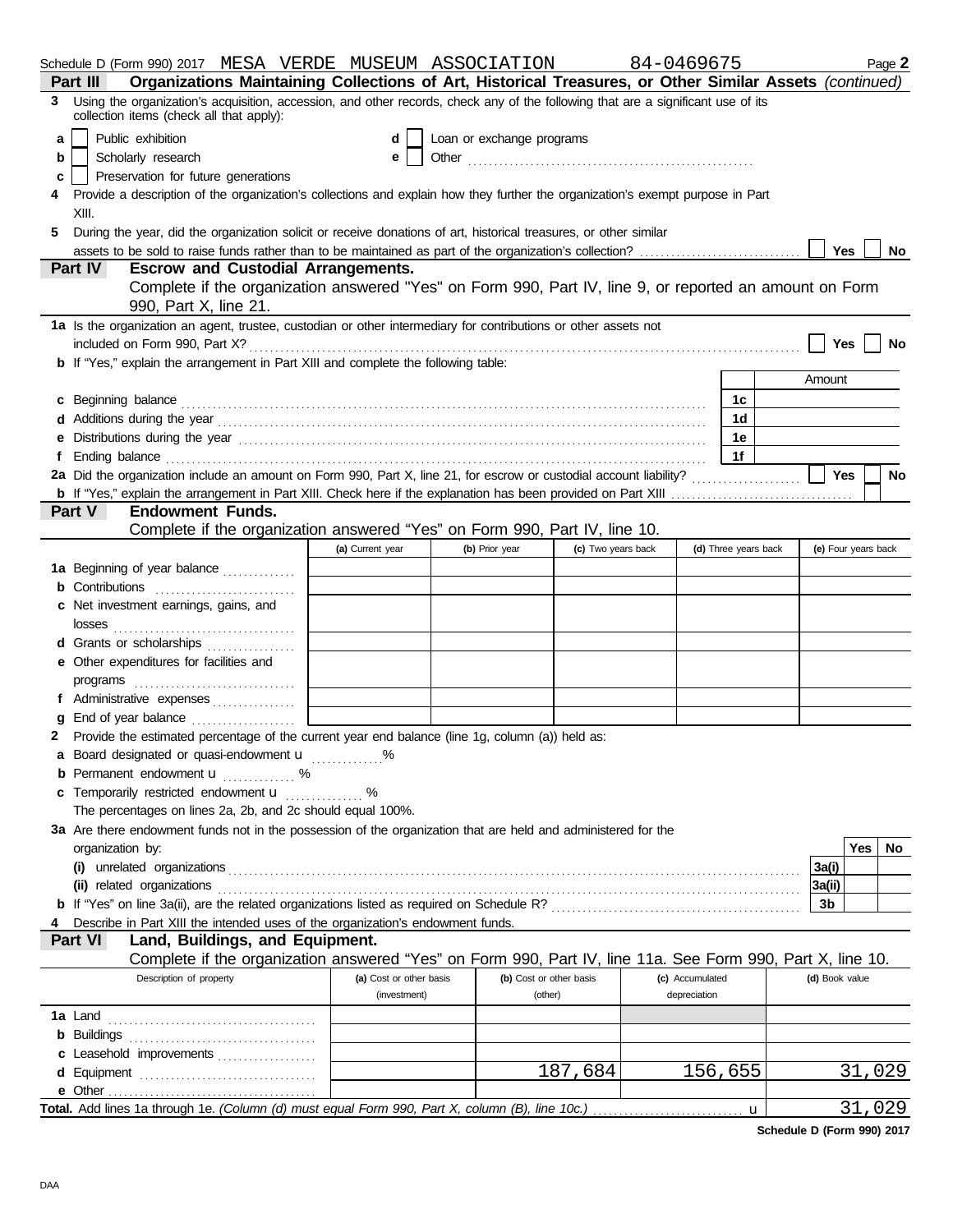Schedule D (Form 990) 2017 MESA VERDE MUSEUM ASSOCIATION 84-0469675 Page **2**

**Part III Organizations Maintaining Collections of Art, Historical Treasures, or Other Similar Assets** *(continued)*

**3** Using the organization's acquisition, accession, and other records, check any of the following that are a significant use of its collection items (check all that apply):

- **a** ☐ Public exhibition
- **b** ☐ Scholarly research
- **c** ☐ Preservation for future generations
- **d** ☐ Loan or exchange programs
- **e** ☐ Other

**4** Provide a description of the organization's collections and explain how they further the organization's exempt purpose in Part XIII.

**5** During the year, did the organization solicit or receive donations of art, historical treasures, or other similar assets to be sold to raise funds rather than to be maintained as part of the organization's collection? ☐ Yes ☐ No

**Part IV Escrow and Custodial Arrangements.**
Complete if the organization answered "Yes" on Form 990, Part IV, line 9, or reported an amount on Form 990, Part X, line 21.

**1a** Is the organization an agent, trustee, custodian or other intermediary for contributions or other assets not included on Form 990, Part X? ☐ Yes ☐ No

**b** If "Yes," explain the arrangement in Part XIII and complete the following table:

| | | Amount |
|---|---|---|
| **c** Beginning balance | 1c | |
| **d** Additions during the year | 1d | |
| **e** Distributions during the year | 1e | |
| **f** Ending balance | 1f | |

**2a** Did the organization include an amount on Form 990, Part X, line 21, for escrow or custodial account liability? ☐ Yes ☐ No

**b** If "Yes," explain the arrangement in Part XIII. Check here if the explanation has been provided on Part XIII ☐

**Part V Endowment Funds.**
Complete if the organization answered "Yes" on Form 990, Part IV, line 10.

| | (a) Current year | (b) Prior year | (c) Two years back | (d) Three years back | (e) Four years back |
|---|---|---|---|---|---|
| **1a** Beginning of year balance | | | | | |
| **b** Contributions | | | | | |
| **c** Net investment earnings, gains, and losses | | | | | |
| **d** Grants or scholarships | | | | | |
| **e** Other expenditures for facilities and programs | | | | | |
| **f** Administrative expenses | | | | | |
| **g** End of year balance | | | | | |

**2** Provide the estimated percentage of the current year end balance (line 1g, column (a)) held as:

- **a** Board designated or quasi-endowment u ............ %
- **b** Permanent endowment u ............ %
- **c** Temporarily restricted endowment u ............ %

The percentages on lines 2a, 2b, and 2c should equal 100%.

**3a** Are there endowment funds not in the possession of the organization that are held and administered for the organization by:

| | | Yes | No |
|---|---|---|---|
| **(i)** unrelated organizations | 3a(i) | | |
| **(ii)** related organizations | 3a(ii) | | |
| **b** If "Yes" on line 3a(ii), are the related organizations listed as required on Schedule R? | 3b | | |

**4** Describe in Part XIII the intended uses of the organization's endowment funds.

**Part VI Land, Buildings, and Equipment.**
Complete if the organization answered "Yes" on Form 990, Part IV, line 11a. See Form 990, Part X, line 10.

| Description of property | (a) Cost or other basis (investment) | (b) Cost or other basis (other) | (c) Accumulated depreciation | (d) Book value |
|---|---|---|---|---|
| **1a** Land | | | | |
| **b** Buildings | | | | |
| **c** Leasehold improvements | | | | |
| **d** Equipment | | 187,684 | 156,655 | 31,029 |
| **e** Other | | | | |
| **Total.** Add lines 1a through 1e. *(Column (d) must equal Form 990, Part X, column (B), line 10c.)* u | | | | 31,029 |

**Schedule D (Form 990) 2017**

DAA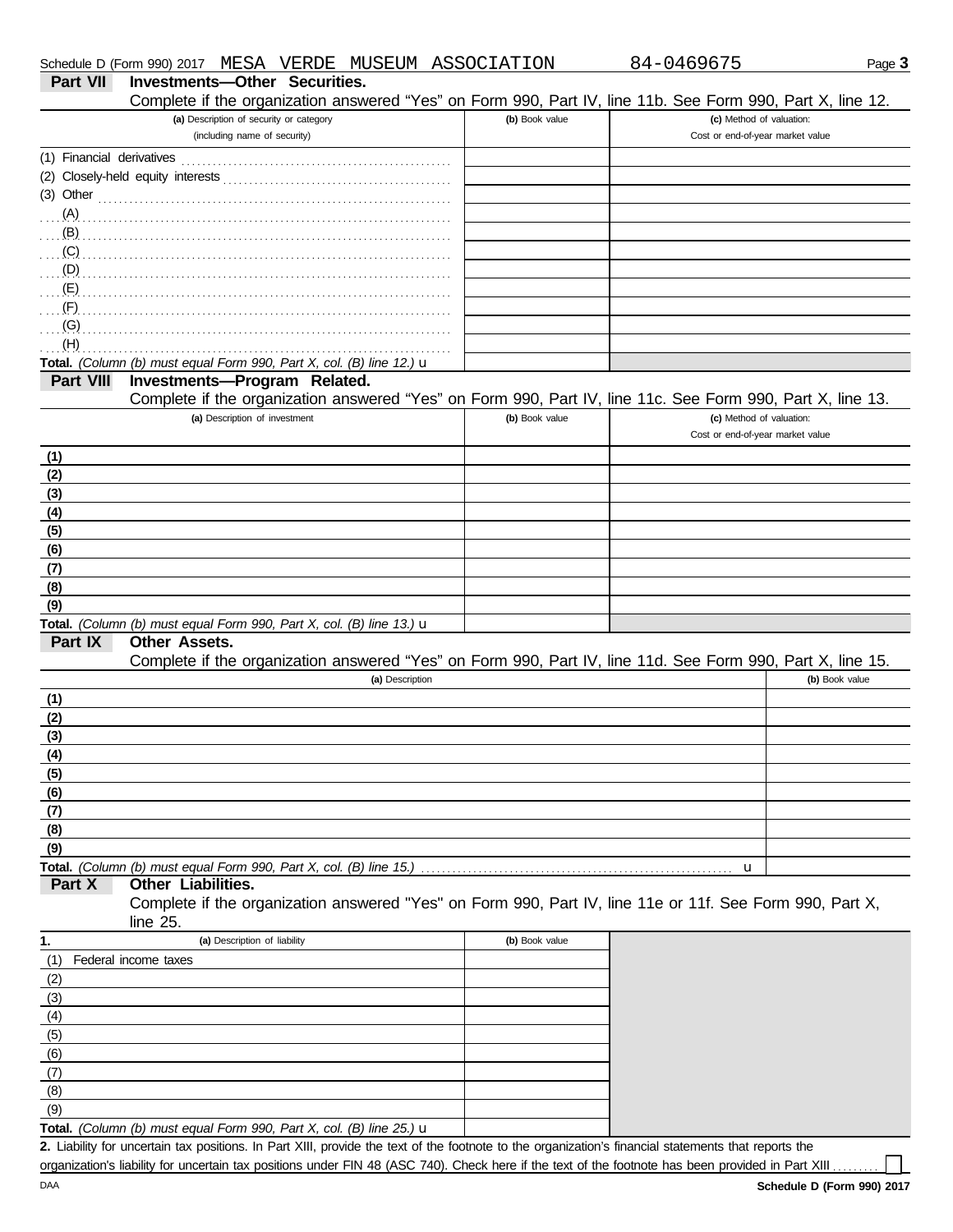Schedule D (Form 990) 2017 MESA VERDE MUSEUM ASSOCIATION 84-0469675

## Part VII Investments—Other Securities.

Complete if the organization answered "Yes" on Form 990, Part IV, line 11b. See Form 990, Part X, line 12.

| (a) Description of security or category (including name of security) | (b) Book value | (c) Method of valuation: Cost or end-of-year market value |
|---|---|---|
| (1) Financial derivatives | | |
| (2) Closely-held equity interests | | |
| (3) Other | | |
| (A) | | |
| (B) | | |
| (C) | | |
| (D) | | |
| (E) | | |
| (F) | | |
| (G) | | |
| (H) | | |
| **Total.** *(Column (b) must equal Form 990, Part X, col. (B) line 12.)* ▸ | | |

## Part VIII Investments—Program Related.

Complete if the organization answered "Yes" on Form 990, Part IV, line 11c. See Form 990, Part X, line 13.

| (a) Description of investment | (b) Book value | (c) Method of valuation: Cost or end-of-year market value |
|---|---|---|
| (1) | | |
| (2) | | |
| (3) | | |
| (4) | | |
| (5) | | |
| (6) | | |
| (7) | | |
| (8) | | |
| (9) | | |
| **Total.** *(Column (b) must equal Form 990, Part X, col. (B) line 13.)* ▸ | | |

## Part IX Other Assets.

Complete if the organization answered "Yes" on Form 990, Part IV, line 11d. See Form 990, Part X, line 15.

| (a) Description | (b) Book value |
|---|---|
| (1) | |
| (2) | |
| (3) | |
| (4) | |
| (5) | |
| (6) | |
| (7) | |
| (8) | |
| (9) | |
| **Total.** *(Column (b) must equal Form 990, Part X, col. (B) line 15.)* ▸ | |

## Part X Other Liabilities.

Complete if the organization answered "Yes" on Form 990, Part IV, line 11e or 11f. See Form 990, Part X, line 25.

| 1. (a) Description of liability | (b) Book value |
|---|---|
| (1) Federal income taxes | |
| (2) | |
| (3) | |
| (4) | |
| (5) | |
| (6) | |
| (7) | |
| (8) | |
| (9) | |
| **Total.** *(Column (b) must equal Form 990, Part X, col. (B) line 25.)* ▸ | |

**2.** Liability for uncertain tax positions. In Part XIII, provide the text of the footnote to the organization's financial statements that reports the organization's liability for uncertain tax positions under FIN 48 (ASC 740). Check here if the text of the footnote has been provided in Part XIII ☐

Schedule D (Form 990) 2017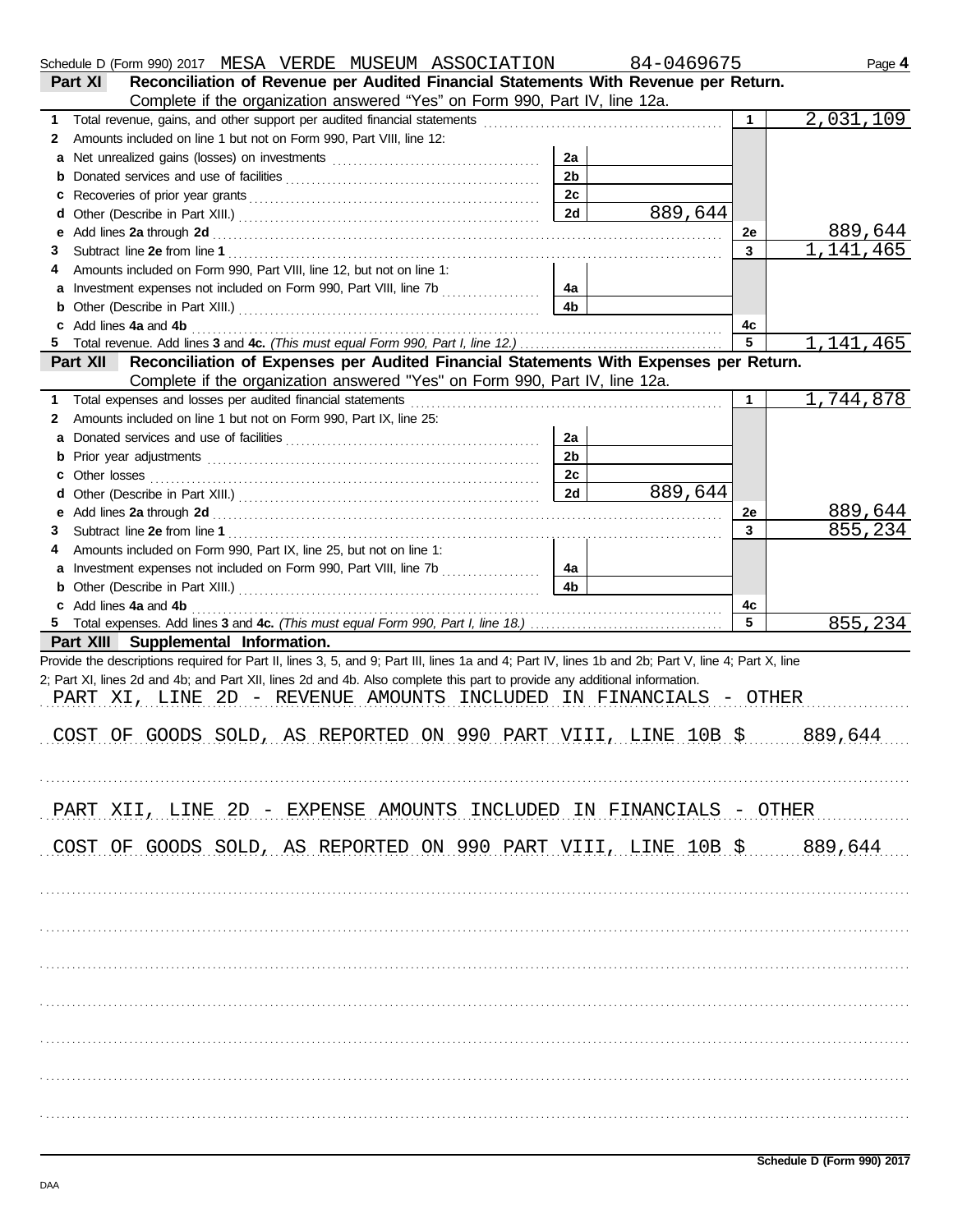Schedule D (Form 990) 2017 MESA VERDE MUSEUM ASSOCIATION 84-0469675 Page **4**

**Part XI** **Reconciliation of Revenue per Audited Financial Statements With Revenue per Return.**
Complete if the organization answered "Yes" on Form 990, Part IV, line 12a.

| | | | | | |
|---|---|---|---|---|---|
| **1** | Total revenue, gains, and other support per audited financial statements | | | 1 | 2,031,109 |
| **2** | Amounts included on line 1 but not on Form 990, Part VIII, line 12: | | | | |
| **a** | Net unrealized gains (losses) on investments | 2a | | | |
| **b** | Donated services and use of facilities | 2b | | | |
| **c** | Recoveries of prior year grants | 2c | | | |
| **d** | Other (Describe in Part XIII.) | 2d | 889,644 | | |
| **e** | Add lines **2a** through **2d** | | | 2e | 889,644 |
| **3** | Subtract line **2e** from line **1** | | | 3 | 1,141,465 |
| **4** | Amounts included on Form 990, Part VIII, line 12, but not on line 1: | | | | |
| **a** | Investment expenses not included on Form 990, Part VIII, line 7b | 4a | | | |
| **b** | Other (Describe in Part XIII.) | 4b | | | |
| **c** | Add lines **4a** and **4b** | | | 4c | |
| **5** | Total revenue. Add lines **3** and **4c.** *(This must equal Form 990, Part I, line 12.)* | | | 5 | 1,141,465 |

**Part XII** **Reconciliation of Expenses per Audited Financial Statements With Expenses per Return.**
Complete if the organization answered "Yes" on Form 990, Part IV, line 12a.

| | | | | | |
|---|---|---|---|---|---|
| **1** | Total expenses and losses per audited financial statements | | | 1 | 1,744,878 |
| **2** | Amounts included on line 1 but not on Form 990, Part IX, line 25: | | | | |
| **a** | Donated services and use of facilities | 2a | | | |
| **b** | Prior year adjustments | 2b | | | |
| **c** | Other losses | 2c | | | |
| **d** | Other (Describe in Part XIII.) | 2d | 889,644 | | |
| **e** | Add lines **2a** through **2d** | | | 2e | 889,644 |
| **3** | Subtract line **2e** from line **1** | | | 3 | 855,234 |
| **4** | Amounts included on Form 990, Part IX, line 25, but not on line 1: | | | | |
| **a** | Investment expenses not included on Form 990, Part VIII, line 7b | 4a | | | |
| **b** | Other (Describe in Part XIII.) | 4b | | | |
| **c** | Add lines **4a** and **4b** | | | 4c | |
| **5** | Total expenses. Add lines **3** and **4c.** *(This must equal Form 990, Part I, line 18.)* | | | 5 | 855,234 |

**Part XIII** **Supplemental Information.**

Provide the descriptions required for Part II, lines 3, 5, and 9; Part III, lines 1a and 4; Part IV, lines 1b and 2b; Part V, line 4; Part X, line 2; Part XI, lines 2d and 4b; and Part XII, lines 2d and 4b. Also complete this part to provide any additional information.

PART XI, LINE 2D - REVENUE AMOUNTS INCLUDED IN FINANCIALS - OTHER

COST OF GOODS SOLD, AS REPORTED ON 990 PART VIII, LINE 10B $ 889,644

PART XII, LINE 2D - EXPENSE AMOUNTS INCLUDED IN FINANCIALS - OTHER

COST OF GOODS SOLD, AS REPORTED ON 990 PART VIII, LINE 10B $ 889,644

Schedule D (Form 990) 2017

DAA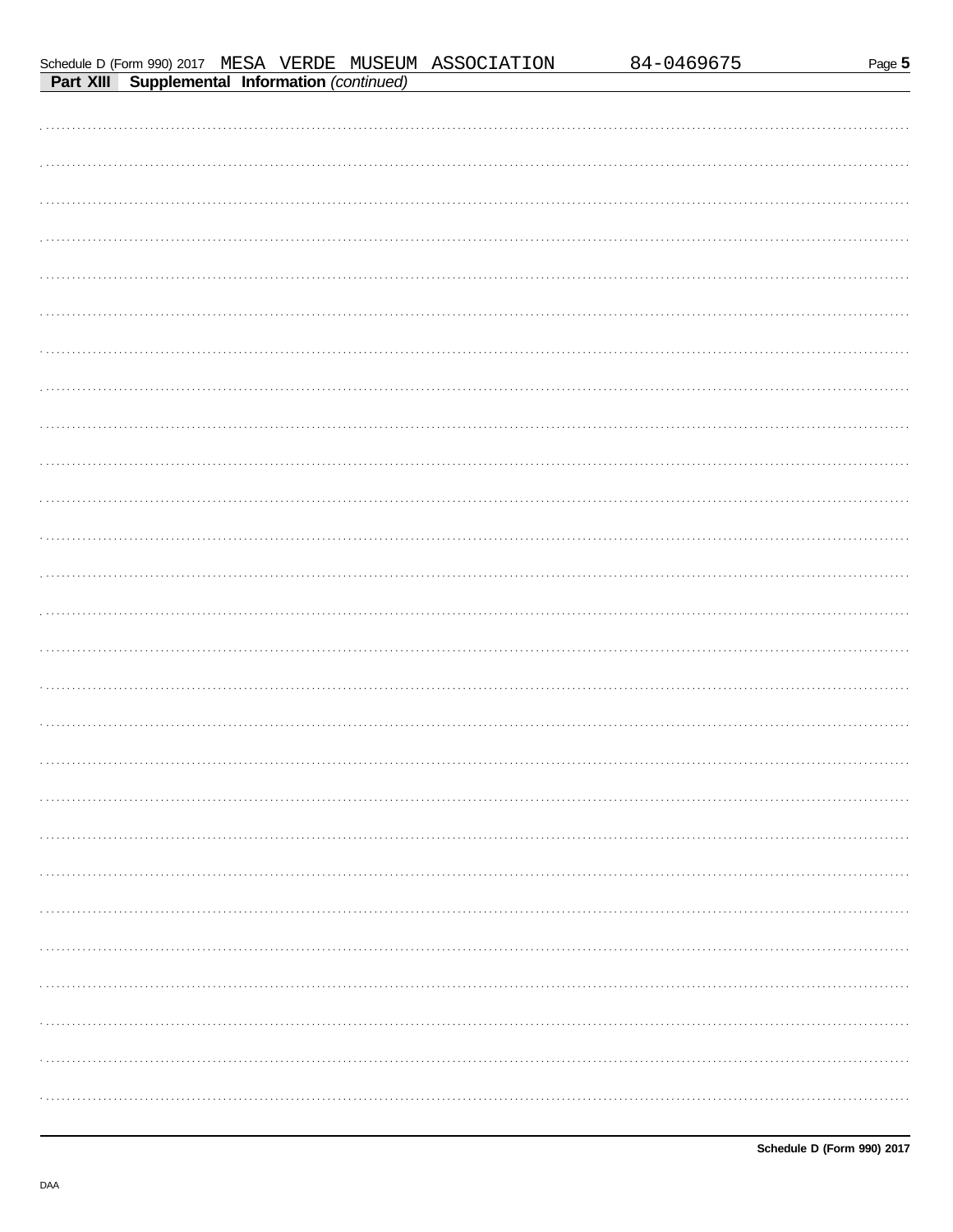Schedule D (Form 990) 2017 MESA VERDE MUSEUM ASSOCIATION 84-0469675

**Part XIII Supplemental Information** *(continued)*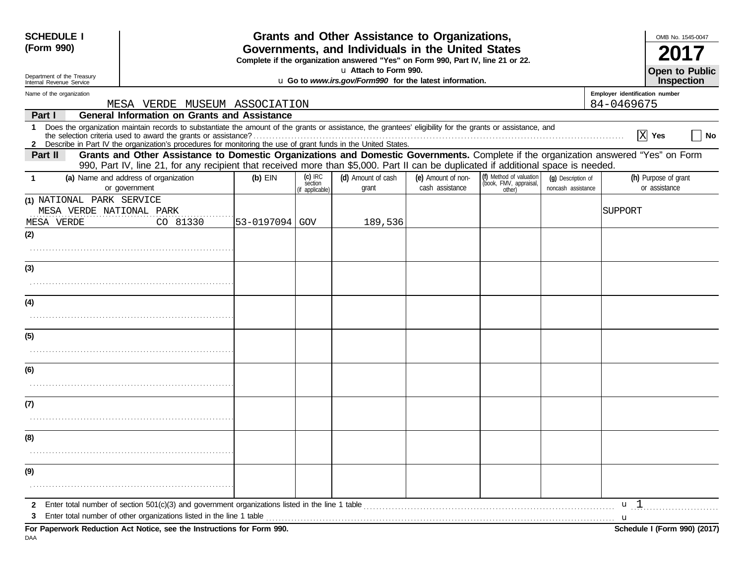**SCHEDULE I (Form 990)**

Department of the Treasury
Internal Revenue Service

# Grants and Other Assistance to Organizations, Governments, and Individuals in the United States

**Complete if the organization answered "Yes" on Form 990, Part IV, line 21 or 22.**

u **Attach to Form 990.**

u **Go to *www.irs.gov/Form990* for the latest information.**

OMB No. 1545-0047

**2017**

**Open to Public Inspection**

Name of the organization: MESA VERDE MUSEUM ASSOCIATION

Employer identification number: 84-0469675

## Part I General Information on Grants and Assistance

1 Does the organization maintain records to substantiate the amount of the grants or assistance, the grantees' eligibility for the grants or assistance, and the selection criteria used to award the grants or assistance? [X] Yes [ ] No

2 Describe in Part IV the organization's procedures for monitoring the use of grant funds in the United States.

## Part II Grants and Other Assistance to Domestic Organizations and Domestic Governments.

Complete if the organization answered "Yes" on Form 990, Part IV, line 21, for any recipient that received more than $5,000. Part II can be duplicated if additional space is needed.

| 1 (a) Name and address of organization or government | (b) EIN | (c) IRC section (if applicable) | (d) Amount of cash grant | (e) Amount of non-cash assistance | (f) Method of valuation (book, FMV, appraisal, other) | (g) Description of noncash assistance | (h) Purpose of grant or assistance |
|---|---|---|---|---|---|---|---|
| (1) NATIONAL PARK SERVICE MESA VERDE NATIONAL PARK MESA VERDE CO 81330 | 53-0197094 | GOV | 189,536 | | | | SUPPORT |
| (2) | | | | | | | |
| (3) | | | | | | | |
| (4) | | | | | | | |
| (5) | | | | | | | |
| (6) | | | | | | | |
| (7) | | | | | | | |
| (8) | | | | | | | |
| (9) | | | | | | | |

2 Enter total number of section 501(c)(3) and government organizations listed in the line 1 table u 1

3 Enter total number of other organizations listed in the line 1 table u

**For Paperwork Reduction Act Notice, see the Instructions for Form 990.**

**Schedule I (Form 990) (2017)**

DAA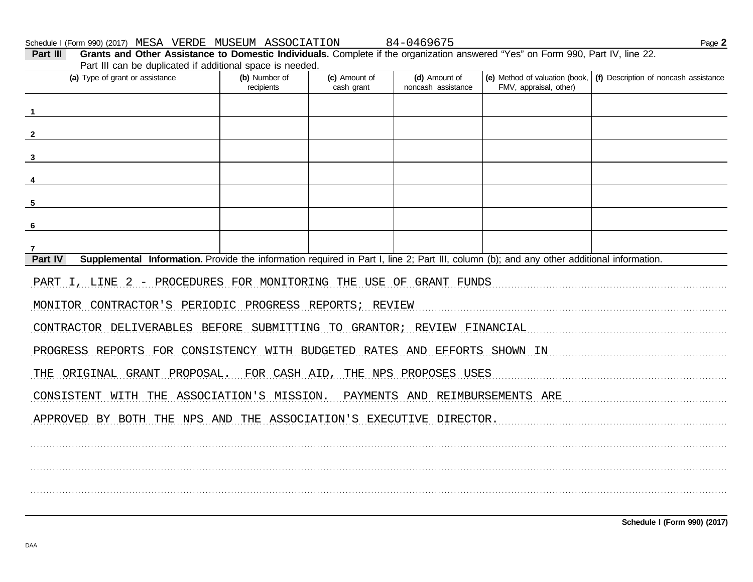Schedule I (Form 990) (2017) MESA VERDE MUSEUM ASSOCIATION 84-0469675

**Part III** **Grants and Other Assistance to Domestic Individuals.** Complete if the organization answered "Yes" on Form 990, Part IV, line 22. Part III can be duplicated if additional space is needed.

| (a) Type of grant or assistance | (b) Number of recipients | (c) Amount of cash grant | (d) Amount of noncash assistance | (e) Method of valuation (book, FMV, appraisal, other) | (f) Description of noncash assistance |
|---|---|---|---|---|---|
| 1 | | | | | |
| 2 | | | | | |
| 3 | | | | | |
| 4 | | | | | |
| 5 | | | | | |
| 6 | | | | | |
| 7 | | | | | |

**Part IV** **Supplemental Information.** Provide the information required in Part I, line 2; Part III, column (b); and any other additional information.

PART I, LINE 2 - PROCEDURES FOR MONITORING THE USE OF GRANT FUNDS

MONITOR CONTRACTOR'S PERIODIC PROGRESS REPORTS; REVIEW CONTRACTOR DELIVERABLES BEFORE SUBMITTING TO GRANTOR; REVIEW FINANCIAL PROGRESS REPORTS FOR CONSISTENCY WITH BUDGETED RATES AND EFFORTS SHOWN IN THE ORIGINAL GRANT PROPOSAL. FOR CASH AID, THE NPS PROPOSES USES CONSISTENT WITH THE ASSOCIATION'S MISSION. PAYMENTS AND REIMBURSEMENTS ARE APPROVED BY BOTH THE NPS AND THE ASSOCIATION'S EXECUTIVE DIRECTOR.

Schedule I (Form 990) (2017)

DAA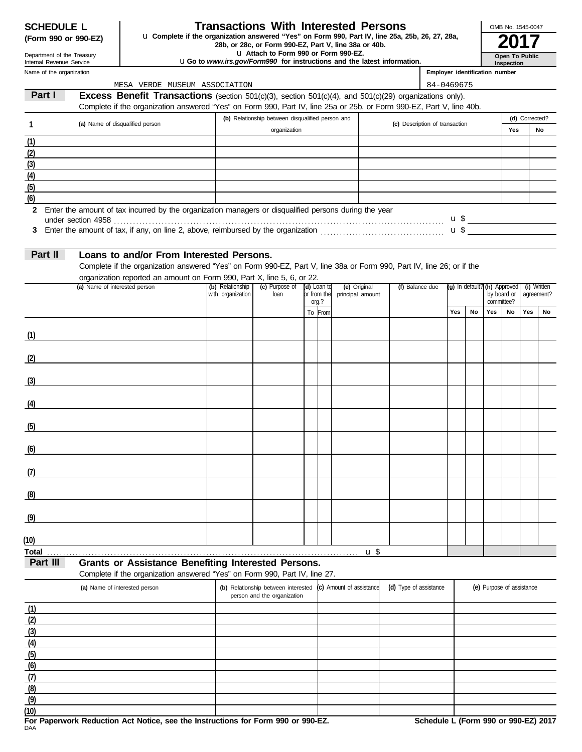**SCHEDULE L (Form 990 or 990-EZ)**

Department of the Treasury
Internal Revenue Service

# Transactions With Interested Persons

u Complete if the organization answered "Yes" on Form 990, Part IV, line 25a, 25b, 26, 27, 28a, 28b, or 28c, or Form 990-EZ, Part V, line 38a or 40b.
u Attach to Form 990 or Form 990-EZ.
u Go to *www.irs.gov/Form990* for instructions and the latest information.

OMB No. 1545-0047

**2017**

**Open To Public Inspection**

Name of the organization: MESA VERDE MUSEUM ASSOCIATION

Employer identification number: 84-0469675

## Part I Excess Benefit Transactions (section 501(c)(3), section 501(c)(4), and 501(c)(29) organizations only).

Complete if the organization answered "Yes" on Form 990, Part IV, line 25a or 25b, or Form 990-EZ, Part V, line 40b.

| 1 | (a) Name of disqualified person | (b) Relationship between disqualified person and organization | (c) Description of transaction | (d) Corrected? Yes | No |
|---|---|---|---|---|---|
| (1) | | | | | |
| (2) | | | | | |
| (3) | | | | | |
| (4) | | | | | |
| (5) | | | | | |
| (6) | | | | | |

2 Enter the amount of tax incurred by the organization managers or disqualified persons during the year under section 4958 . . . u $

3 Enter the amount of tax, if any, on line 2, above, reimbursed by the organization . . . u $

## Part II Loans to and/or From Interested Persons.

Complete if the organization answered "Yes" on Form 990-EZ, Part V, line 38a or Form 990, Part IV, line 26; or if the organization reported an amount on Form 990, Part X, line 5, 6, or 22.

| | (a) Name of interested person | (b) Relationship with organization | (c) Purpose of loan | (d) Loan to or from the org.? To | From | (e) Original principal amount | (f) Balance due | (g) In default? Yes | No | (h) Approved by board or committee? Yes | No | (i) Written agreement? Yes | No |
|---|---|---|---|---|---|---|---|---|---|---|---|---|---|
| (1) | | | | | | | | | | | | | |
| (2) | | | | | | | | | | | | | |
| (3) | | | | | | | | | | | | | |
| (4) | | | | | | | | | | | | | |
| (5) | | | | | | | | | | | | | |
| (6) | | | | | | | | | | | | | |
| (7) | | | | | | | | | | | | | |
| (8) | | | | | | | | | | | | | |
| (9) | | | | | | | | | | | | | |
| (10) | | | | | | | | | | | | | |
| Total | | | | | | u $ | | | | | | | |

## Part III Grants or Assistance Benefiting Interested Persons.

Complete if the organization answered "Yes" on Form 990, Part IV, line 27.

| | (a) Name of interested person | (b) Relationship between interested person and the organization | (c) Amount of assistance | (d) Type of assistance | (e) Purpose of assistance |
|---|---|---|---|---|---|
| (1) | | | | | |
| (2) | | | | | |
| (3) | | | | | |
| (4) | | | | | |
| (5) | | | | | |
| (6) | | | | | |
| (7) | | | | | |
| (8) | | | | | |
| (9) | | | | | |
| (10) | | | | | |

**For Paperwork Reduction Act Notice, see the Instructions for Form 990 or 990-EZ.** **Schedule L (Form 990 or 990-EZ) 2017**

DAA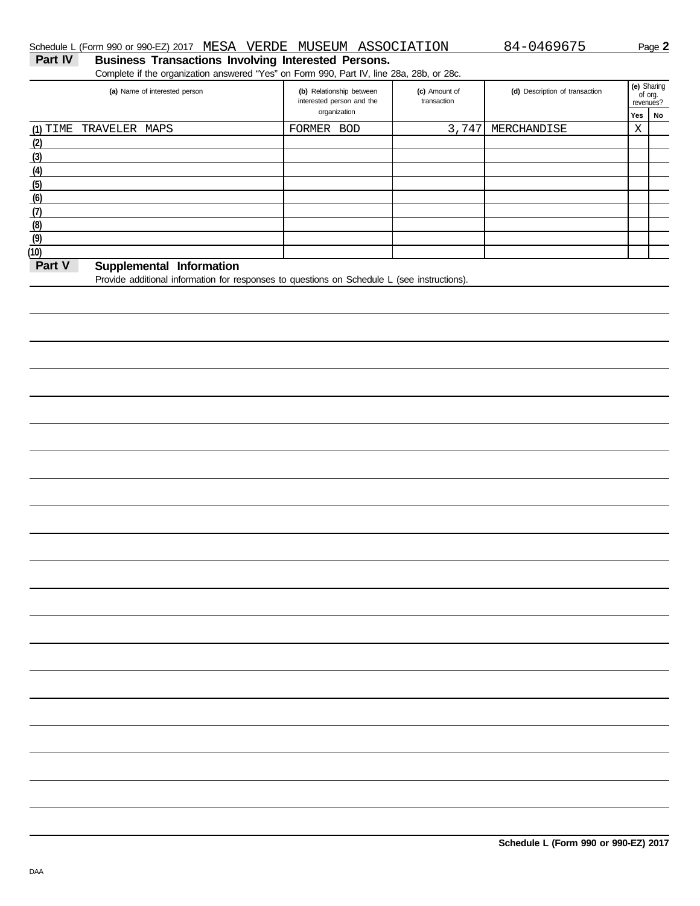Schedule L (Form 990 or 990-EZ) 2017 MESA VERDE MUSEUM ASSOCIATION 84-0469675 Page **2**

## Part IV Business Transactions Involving Interested Persons.

Complete if the organization answered "Yes" on Form 990, Part IV, line 28a, 28b, or 28c.

| (a) Name of interested person | (b) Relationship between interested person and the organization | (c) Amount of transaction | (d) Description of transaction | (e) Sharing of org. revenues? | |
|---|---|---|---|---|---|
| | | | | Yes | No |
| (1) TIME TRAVELER MAPS | FORMER BOD | 3,747 | MERCHANDISE | X | |
| (2) | | | | | |
| (3) | | | | | |
| (4) | | | | | |
| (5) | | | | | |
| (6) | | | | | |
| (7) | | | | | |
| (8) | | | | | |
| (9) | | | | | |
| (10) | | | | | |

## Part V Supplemental Information

Provide additional information for responses to questions on Schedule L (see instructions).

**Schedule L (Form 990 or 990-EZ) 2017**

DAA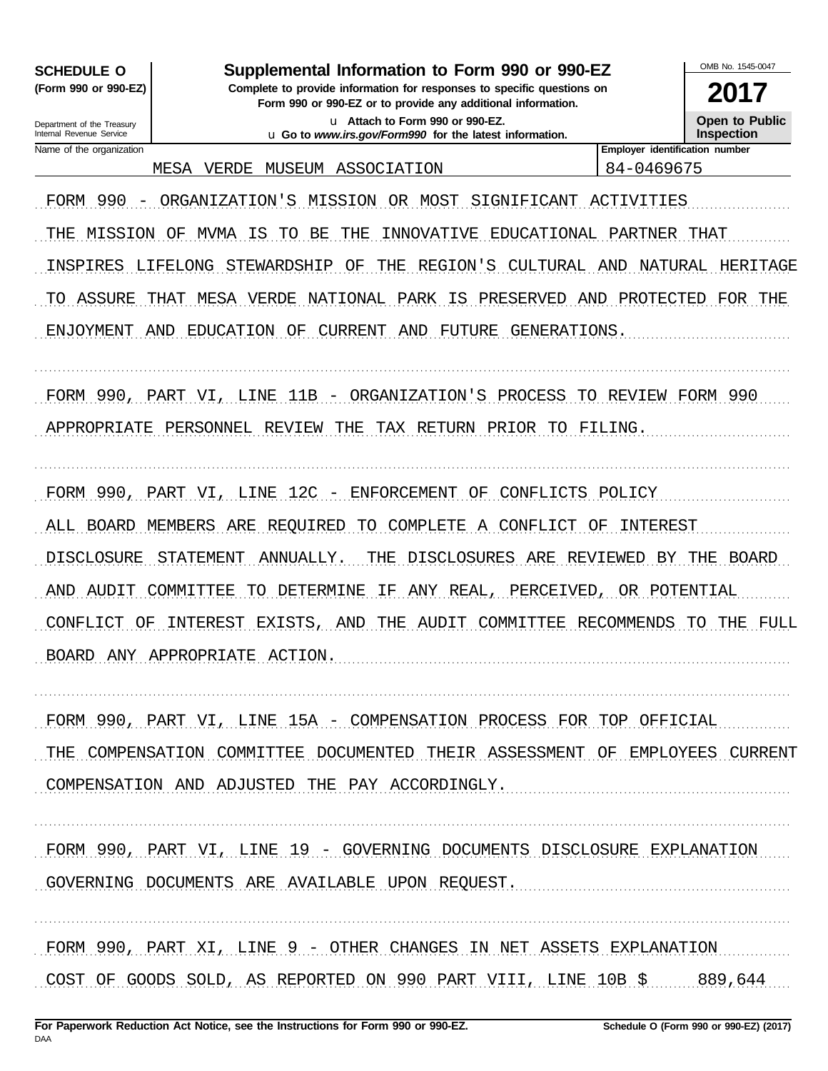**SCHEDULE O (Form 990 or 990-EZ)**

Department of the Treasury
Internal Revenue Service

# Supplemental Information to Form 990 or 990-EZ

**Complete to provide information for responses to specific questions on Form 990 or 990-EZ or to provide any additional information.**

u **Attach to Form 990 or 990-EZ.**

u **Go to *www.irs.gov/Form990* for the latest information.**

OMB No. 1545-0047

**2017**

**Open to Public Inspection**

| Name of the organization | Employer identification number |
|---|---|
| MESA VERDE MUSEUM ASSOCIATION | 84-0469675 |

FORM 990 - ORGANIZATION'S MISSION OR MOST SIGNIFICANT ACTIVITIES
THE MISSION OF MVMA IS TO BE THE INNOVATIVE EDUCATIONAL PARTNER THAT INSPIRES LIFELONG STEWARDSHIP OF THE REGION'S CULTURAL AND NATURAL HERITAGE TO ASSURE THAT MESA VERDE NATIONAL PARK IS PRESERVED AND PROTECTED FOR THE ENJOYMENT AND EDUCATION OF CURRENT AND FUTURE GENERATIONS.

FORM 990, PART VI, LINE 11B - ORGANIZATION'S PROCESS TO REVIEW FORM 990
APPROPRIATE PERSONNEL REVIEW THE TAX RETURN PRIOR TO FILING.

FORM 990, PART VI, LINE 12C - ENFORCEMENT OF CONFLICTS POLICY
ALL BOARD MEMBERS ARE REQUIRED TO COMPLETE A CONFLICT OF INTEREST DISCLOSURE STATEMENT ANNUALLY. THE DISCLOSURES ARE REVIEWED BY THE BOARD AND AUDIT COMMITTEE TO DETERMINE IF ANY REAL, PERCEIVED, OR POTENTIAL CONFLICT OF INTEREST EXISTS, AND THE AUDIT COMMITTEE RECOMMENDS TO THE FULL BOARD ANY APPROPRIATE ACTION.

FORM 990, PART VI, LINE 15A - COMPENSATION PROCESS FOR TOP OFFICIAL
THE COMPENSATION COMMITTEE DOCUMENTED THEIR ASSESSMENT OF EMPLOYEES CURRENT COMPENSATION AND ADJUSTED THE PAY ACCORDINGLY.

FORM 990, PART VI, LINE 19 - GOVERNING DOCUMENTS DISCLOSURE EXPLANATION
GOVERNING DOCUMENTS ARE AVAILABLE UPON REQUEST.

FORM 990, PART XI, LINE 9 - OTHER CHANGES IN NET ASSETS EXPLANATION
COST OF GOODS SOLD, AS REPORTED ON 990 PART VIII, LINE 10B $ 889,644

**For Paperwork Reduction Act Notice, see the Instructions for Form 990 or 990-EZ.** **Schedule O (Form 990 or 990-EZ) (2017)**

DAA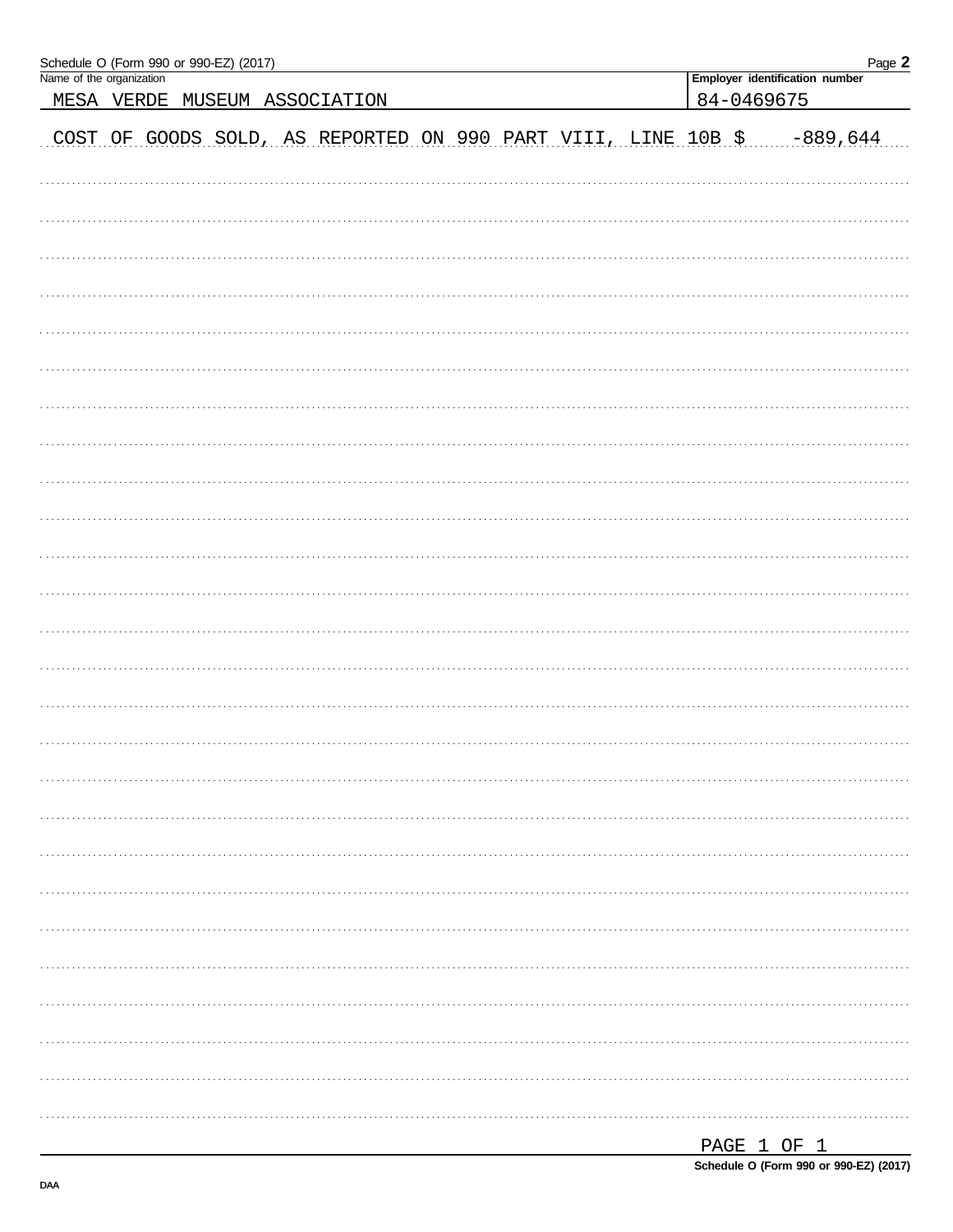Schedule O (Form 990 or 990-EZ) (2017) Page **2**

| Name of the organization | Employer identification number |
|---|---|
| MESA VERDE MUSEUM ASSOCIATION | 84-0469675 |

COST OF GOODS SOLD, AS REPORTED ON 990 PART VIII, LINE 10B $ -889,644

PAGE 1 OF 1

**Schedule O (Form 990 or 990-EZ) (2017)**

DAA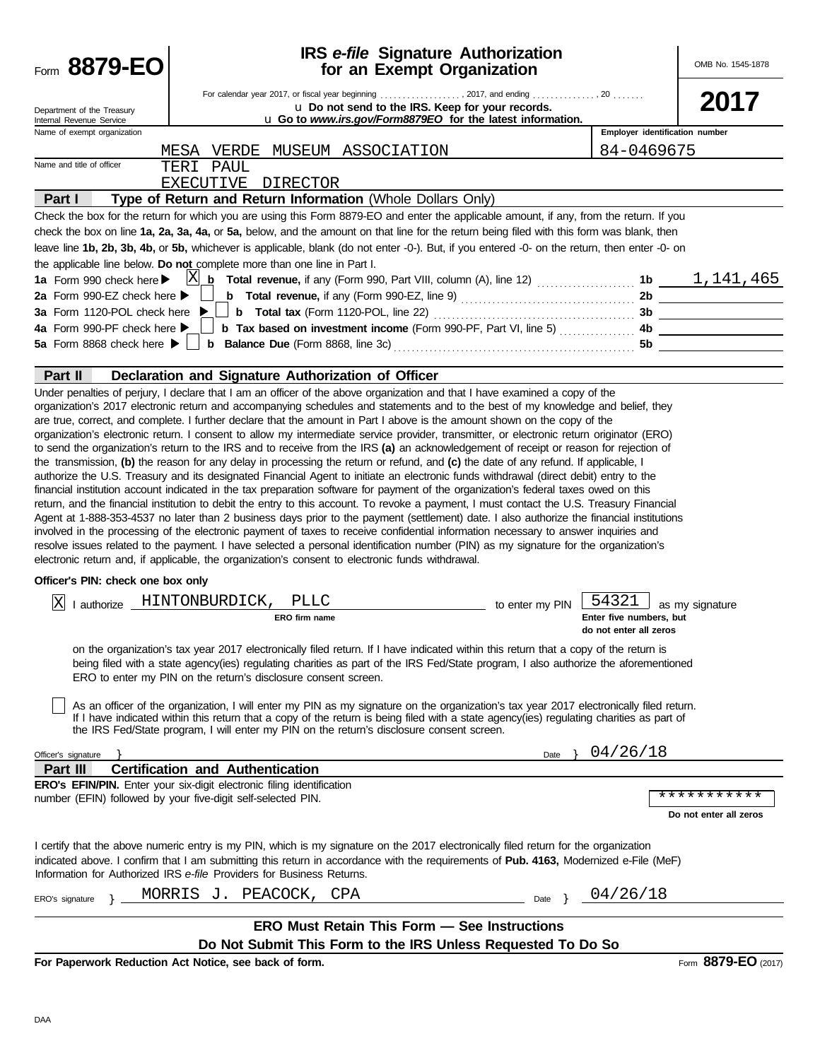Form **8879-EO**

Department of the Treasury
Internal Revenue Service

# IRS *e-file* Signature Authorization for an Exempt Organization

OMB No. 1545-1878

**2017**

For calendar year 2017, or fiscal year beginning . . . . . . . . . . . . . . . . . . , 2017, and ending . . . . . . . . . . . . . . , 20 . . . . . . .

u **Do not send to the IRS. Keep for your records.**

u **Go to *www.irs.gov/Form8879EO* for the latest information.**

Name of exempt organization: MESA VERDE MUSEUM ASSOCIATION

Employer identification number: 84-0469675

Name and title of officer: TERI PAUL
EXECUTIVE DIRECTOR

## Part I — Type of Return and Return Information (Whole Dollars Only)

Check the box for the return for which you are using this Form 8879-EO and enter the applicable amount, if any, from the return. If you check the box on line **1a, 2a, 3a, 4a,** or **5a,** below, and the amount on that line for the return being filed with this form was blank, then leave line **1b, 2b, 3b, 4b,** or **5b,** whichever is applicable, blank (do not enter -0-). But, if you entered -0- on the return, then enter -0- on the applicable line below. **Do not** complete more than one line in Part I.

| | | | |
|---|---|---|---|
| **1a** Form 990 check here ▶ [X] | **b Total revenue,** if any (Form 990, Part VIII, column (A), line 12) | **1b** | 1,141,465 |
| **2a** Form 990-EZ check here ▶ [ ] | **b Total revenue,** if any (Form 990-EZ, line 9) | **2b** | |
| **3a** Form 1120-POL check here ▶ [ ] | **b Total tax** (Form 1120-POL, line 22) | **3b** | |
| **4a** Form 990-PF check here ▶ [ ] | **b Tax based on investment income** (Form 990-PF, Part VI, line 5) | **4b** | |
| **5a** Form 8868 check here ▶ [ ] | **b Balance Due** (Form 8868, line 3c) | **5b** | |

## Part II — Declaration and Signature Authorization of Officer

Under penalties of perjury, I declare that I am an officer of the above organization and that I have examined a copy of the organization's 2017 electronic return and accompanying schedules and statements and to the best of my knowledge and belief, they are true, correct, and complete. I further declare that the amount in Part I above is the amount shown on the copy of the organization's electronic return. I consent to allow my intermediate service provider, transmitter, or electronic return originator (ERO) to send the organization's return to the IRS and to receive from the IRS **(a)** an acknowledgement of receipt or reason for rejection of the transmission, **(b)** the reason for any delay in processing the return or refund, and **(c)** the date of any refund. If applicable, I authorize the U.S. Treasury and its designated Financial Agent to initiate an electronic funds withdrawal (direct debit) entry to the financial institution account indicated in the tax preparation software for payment of the organization's federal taxes owed on this return, and the financial institution to debit the entry to this account. To revoke a payment, I must contact the U.S. Treasury Financial Agent at 1-888-353-4537 no later than 2 business days prior to the payment (settlement) date. I also authorize the financial institutions involved in the processing of the electronic payment of taxes to receive confidential information necessary to answer inquiries and resolve issues related to the payment. I have selected a personal identification number (PIN) as my signature for the organization's electronic return and, if applicable, the organization's consent to electronic funds withdrawal.

**Officer's PIN: check one box only**

[X] I authorize HINTONBURDICK, PLLC (**ERO firm name**) to enter my PIN 54321 (**Enter five numbers, but do not enter all zeros**) as my signature on the organization's tax year 2017 electronically filed return. If I have indicated within this return that a copy of the return is being filed with a state agency(ies) regulating charities as part of the IRS Fed/State program, I also authorize the aforementioned ERO to enter my PIN on the return's disclosure consent screen.

[ ] As an officer of the organization, I will enter my PIN as my signature on the organization's tax year 2017 electronically filed return. If I have indicated within this return that a copy of the return is being filed with a state agency(ies) regulating charities as part of the IRS Fed/State program, I will enter my PIN on the return's disclosure consent screen.

Officer's signature } Date } 04/26/18

## Part III — Certification and Authentication

**ERO's EFIN/PIN.** Enter your six-digit electronic filing identification number (EFIN) followed by your five-digit self-selected PIN. ***********

**Do not enter all zeros**

I certify that the above numeric entry is my PIN, which is my signature on the 2017 electronically filed return for the organization indicated above. I confirm that I am submitting this return in accordance with the requirements of **Pub. 4163,** Modernized e-File (MeF) Information for Authorized IRS *e-file* Providers for Business Returns.

ERO's signature } MORRIS J. PEACOCK, CPA Date } 04/26/18

**ERO Must Retain This Form — See Instructions**

**Do Not Submit This Form to the IRS Unless Requested To Do So**

**For Paperwork Reduction Act Notice, see back of form.** Form **8879-EO** (2017)

DAA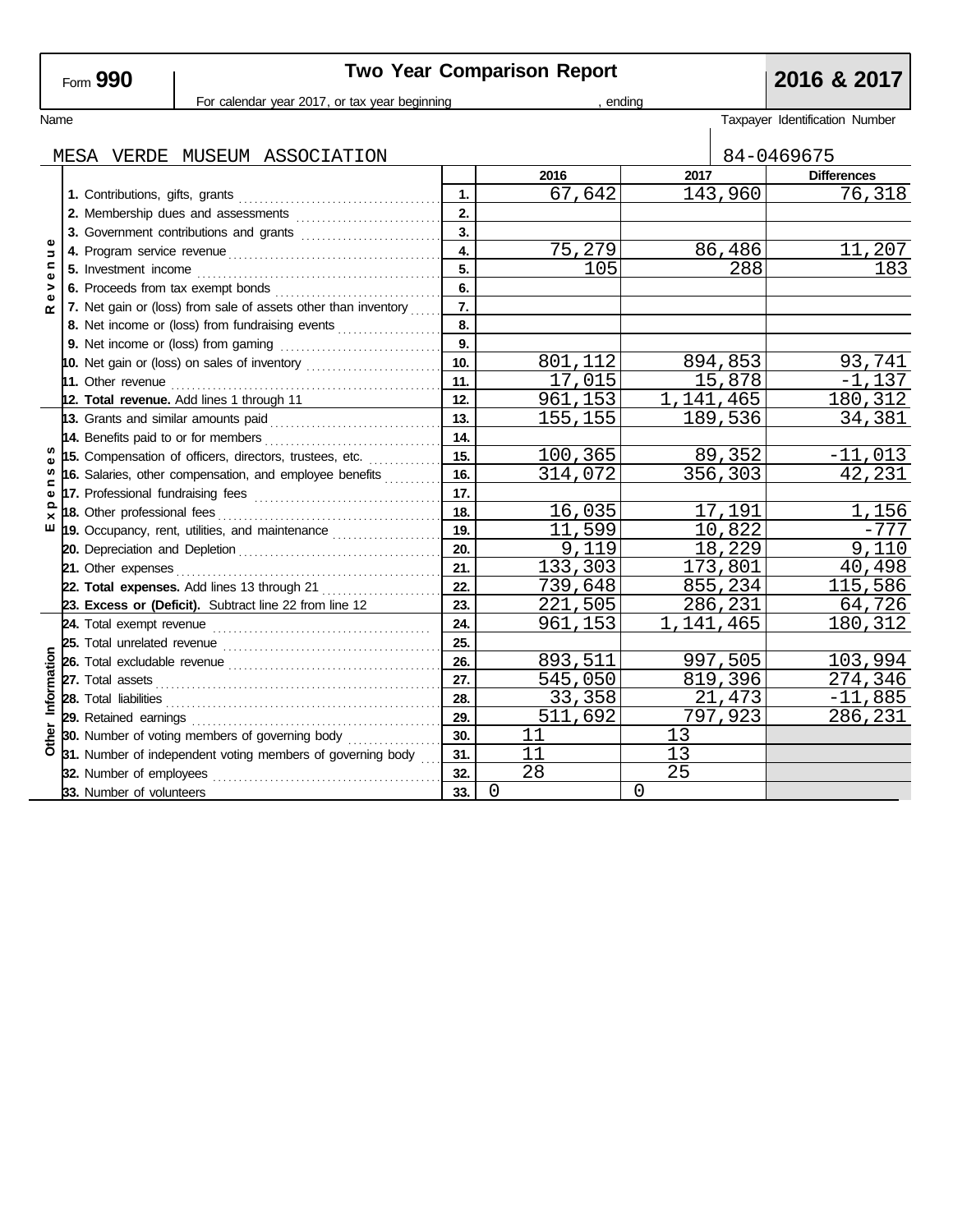Form **990**

## Two Year Comparison Report

**2016 & 2017**

For calendar year 2017, or tax year beginning , ending

Name: MESA VERDE MUSEUM ASSOCIATION

Taxpayer Identification Number: 84-0469675

| Section | Line | No. | 2016 | 2017 | Differences |
|---|---|---|---|---|---|
| Revenue | **1.** Contributions, gifts, grants | 1. | 67,642 | 143,960 | 76,318 |
| | **2.** Membership dues and assessments | 2. | | | |
| | **3.** Government contributions and grants | 3. | | | |
| | **4.** Program service revenue | 4. | 75,279 | 86,486 | 11,207 |
| | **5.** Investment income | 5. | 105 | 288 | 183 |
| | **6.** Proceeds from tax exempt bonds | 6. | | | |
| | **7.** Net gain or (loss) from sale of assets other than inventory | 7. | | | |
| | **8.** Net income or (loss) from fundraising events | 8. | | | |
| | **9.** Net income or (loss) from gaming | 9. | | | |
| | **10.** Net gain or (loss) on sales of inventory | 10. | 801,112 | 894,853 | 93,741 |
| | **11.** Other revenue | 11. | 17,015 | 15,878 | -1,137 |
| | **12. Total revenue.** Add lines 1 through 11 | 12. | 961,153 | 1,141,465 | 180,312 |
| Expenses | **13.** Grants and similar amounts paid | 13. | 155,155 | 189,536 | 34,381 |
| | **14.** Benefits paid to or for members | 14. | | | |
| | **15.** Compensation of officers, directors, trustees, etc. | 15. | 100,365 | 89,352 | -11,013 |
| | **16.** Salaries, other compensation, and employee benefits | 16. | 314,072 | 356,303 | 42,231 |
| | **17.** Professional fundraising fees | 17. | | | |
| | **18.** Other professional fees | 18. | 16,035 | 17,191 | 1,156 |
| | **19.** Occupancy, rent, utilities, and maintenance | 19. | 11,599 | 10,822 | -777 |
| | **20.** Depreciation and Depletion | 20. | 9,119 | 18,229 | 9,110 |
| | **21.** Other expenses | 21. | 133,303 | 173,801 | 40,498 |
| | **22. Total expenses.** Add lines 13 through 21 | 22. | 739,648 | 855,234 | 115,586 |
| | **23. Excess or (Deficit).** Subtract line 22 from line 12 | 23. | 221,505 | 286,231 | 64,726 |
| Other Information | **24.** Total exempt revenue | 24. | 961,153 | 1,141,465 | 180,312 |
| | **25.** Total unrelated revenue | 25. | | | |
| | **26.** Total excludable revenue | 26. | 893,511 | 997,505 | 103,994 |
| | **27.** Total assets | 27. | 545,050 | 819,396 | 274,346 |
| | **28.** Total liabilities | 28. | 33,358 | 21,473 | -11,885 |
| | **29.** Retained earnings | 29. | 511,692 | 797,923 | 286,231 |
| | **30.** Number of voting members of governing body | 30. | 11 | 13 | |
| | **31.** Number of independent voting members of governing body | 31. | 11 | 13 | |
| | **32.** Number of employees | 32. | 28 | 25 | |
| | **33.** Number of volunteers | 33. | 0 | 0 | |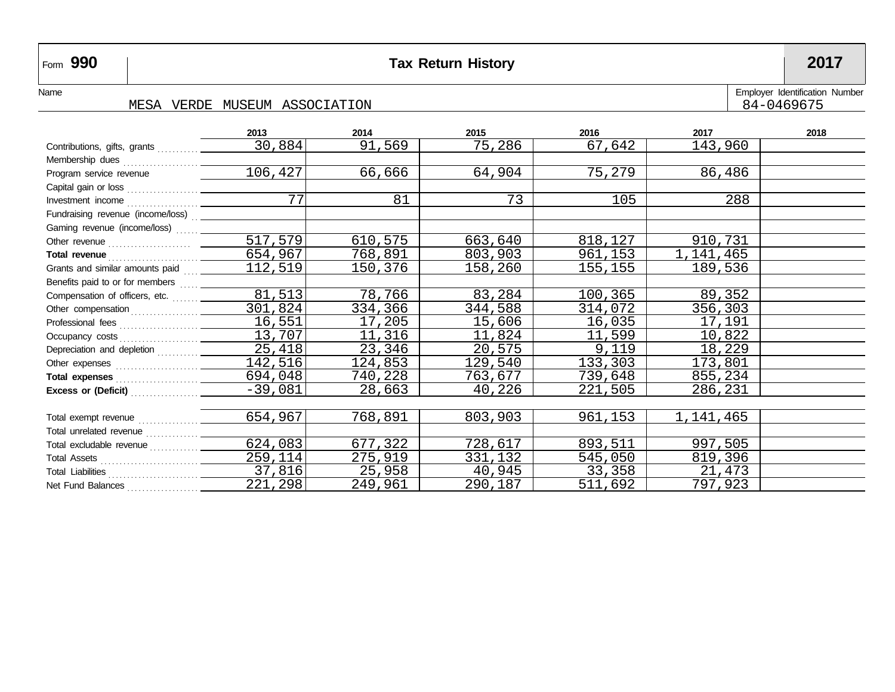Form **990**

## Tax Return History

**2017**

Name: MESA VERDE MUSEUM ASSOCIATION

Employer Identification Number: 84-0469675

| | 2013 | 2014 | 2015 | 2016 | 2017 | 2018 |
|---|---|---|---|---|---|---|
| Contributions, gifts, grants | 30,884 | 91,569 | 75,286 | 67,642 | 143,960 | |
| Membership dues | | | | | | |
| Program service revenue | 106,427 | 66,666 | 64,904 | 75,279 | 86,486 | |
| Capital gain or loss | | | | | | |
| Investment income | 77 | 81 | 73 | 105 | 288 | |
| Fundraising revenue (income/loss) | | | | | | |
| Gaming revenue (income/loss) | | | | | | |
| Other revenue | 517,579 | 610,575 | 663,640 | 818,127 | 910,731 | |
| **Total revenue** | 654,967 | 768,891 | 803,903 | 961,153 | 1,141,465 | |
| Grants and similar amounts paid | 112,519 | 150,376 | 158,260 | 155,155 | 189,536 | |
| Benefits paid to or for members | | | | | | |
| Compensation of officers, etc. | 81,513 | 78,766 | 83,284 | 100,365 | 89,352 | |
| Other compensation | 301,824 | 334,366 | 344,588 | 314,072 | 356,303 | |
| Professional fees | 16,551 | 17,205 | 15,606 | 16,035 | 17,191 | |
| Occupancy costs | 13,707 | 11,316 | 11,824 | 11,599 | 10,822 | |
| Depreciation and depletion | 25,418 | 23,346 | 20,575 | 9,119 | 18,229 | |
| Other expenses | 142,516 | 124,853 | 129,540 | 133,303 | 173,801 | |
| **Total expenses** | 694,048 | 740,228 | 763,677 | 739,648 | 855,234 | |
| **Excess or (Deficit)** | -39,081 | 28,663 | 40,226 | 221,505 | 286,231 | |
| | | | | | | |
| Total exempt revenue | 654,967 | 768,891 | 803,903 | 961,153 | 1,141,465 | |
| Total unrelated revenue | | | | | | |
| Total excludable revenue | 624,083 | 677,322 | 728,617 | 893,511 | 997,505 | |
| Total Assets | 259,114 | 275,919 | 331,132 | 545,050 | 819,396 | |
| Total Liabilities | 37,816 | 25,958 | 40,945 | 33,358 | 21,473 | |
| Net Fund Balances | 221,298 | 249,961 | 290,187 | 511,692 | 797,923 | |